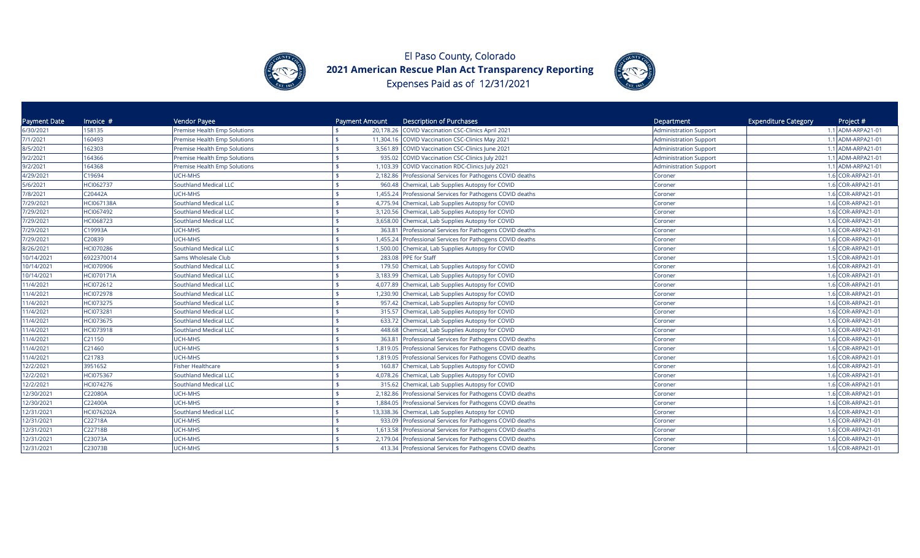# El Paso County, Colorado

## 2021 American Rescue Plan Act Transparency Reporting

Expenses Paid as of 12/31/2021

| Payment Date | Invoice # | Vendor Payee | Payment Amount | Description of Purchases | Department | Expenditure Category | Project # |
|---|---|---|---|---|---|---|---|
| 6/30/2021 | 158135 | Premise Health Emp Solutions | $ 20,178.26 | COVID Vaccination CSC-Clinics April 2021 | Administration Support | 1.1 | ADM-ARPA21-01 |
| 7/1/2021 | 160493 | Premise Health Emp Solutions | $ 11,304.16 | COVID Vaccination CSC-Clinics May 2021 | Administration Support | 1.1 | ADM-ARPA21-01 |
| 8/5/2021 | 162303 | Premise Health Emp Solutions | $ 3,561.89 | COVID Vaccination CSC-Clinics June 2021 | Administration Support | 1.1 | ADM-ARPA21-01 |
| 9/2/2021 | 164366 | Premise Health Emp Solutions | $ 935.02 | COVID Vaccination CSC-Clinics July 2021 | Administration Support | 1.1 | ADM-ARPA21-01 |
| 9/2/2021 | 164368 | Premise Health Emp Solutions | $ 1,103.39 | COVID Vaccination RDC-Clinics July 2021 | Administration Support | 1.1 | ADM-ARPA21-01 |
| 4/29/2021 | C19694 | UCH-MHS | $ 2,182.86 | Professional Services for Pathogens COVID deaths | Coroner | 1.6 | COR-ARPA21-01 |
| 5/6/2021 | HCI062737 | Southland Medical LLC | $ 960.48 | Chemical, Lab Supplies Autopsy for COVID | Coroner | 1.6 | COR-ARPA21-01 |
| 7/8/2021 | C20442A | UCH-MHS | $ 1,455.24 | Professional Services for Pathogens COVID deaths | Coroner | 1.6 | COR-ARPA21-01 |
| 7/29/2021 | HCI067138A | Southland Medical LLC | $ 4,775.94 | Chemical, Lab Supplies Autopsy for COVID | Coroner | 1.6 | COR-ARPA21-01 |
| 7/29/2021 | HCI067492 | Southland Medical LLC | $ 3,120.56 | Chemical, Lab Supplies Autopsy for COVID | Coroner | 1.6 | COR-ARPA21-01 |
| 7/29/2021 | HCI068723 | Southland Medical LLC | $ 3,658.00 | Chemical, Lab Supplies Autopsy for COVID | Coroner | 1.6 | COR-ARPA21-01 |
| 7/29/2021 | C19993A | UCH-MHS | $ 363.81 | Professional Services for Pathogens COVID deaths | Coroner | 1.6 | COR-ARPA21-01 |
| 7/29/2021 | C20839 | UCH-MHS | $ 1,455.24 | Professional Services for Pathogens COVID deaths | Coroner | 1.6 | COR-ARPA21-01 |
| 8/26/2021 | HCI070286 | Southland Medical LLC | $ 1,500.00 | Chemical, Lab Supplies Autopsy for COVID | Coroner | 1.6 | COR-ARPA21-01 |
| 10/14/2021 | 6922370014 | Sams Wholesale Club | $ 283.08 | PPE for Staff | Coroner | 1.5 | COR-ARPA21-01 |
| 10/14/2021 | HCI070906 | Southland Medical LLC | $ 179.50 | Chemical, Lab Supplies Autopsy for COVID | Coroner | 1.6 | COR-ARPA21-01 |
| 10/14/2021 | HCI070171A | Southland Medical LLC | $ 3,183.99 | Chemical, Lab Supplies Autopsy for COVID | Coroner | 1.6 | COR-ARPA21-01 |
| 11/4/2021 | HCI072612 | Southland Medical LLC | $ 4,077.89 | Chemical, Lab Supplies Autopsy for COVID | Coroner | 1.6 | COR-ARPA21-01 |
| 11/4/2021 | HCI072978 | Southland Medical LLC | $ 1,230.90 | Chemical, Lab Supplies Autopsy for COVID | Coroner | 1.6 | COR-ARPA21-01 |
| 11/4/2021 | HCI073275 | Southland Medical LLC | $ 957.42 | Chemical, Lab Supplies Autopsy for COVID | Coroner | 1.6 | COR-ARPA21-01 |
| 11/4/2021 | HCI073281 | Southland Medical LLC | $ 315.57 | Chemical, Lab Supplies Autopsy for COVID | Coroner | 1.6 | COR-ARPA21-01 |
| 11/4/2021 | HCI073675 | Southland Medical LLC | $ 633.72 | Chemical, Lab Supplies Autopsy for COVID | Coroner | 1.6 | COR-ARPA21-01 |
| 11/4/2021 | HCI073918 | Southland Medical LLC | $ 448.68 | Chemical, Lab Supplies Autopsy for COVID | Coroner | 1.6 | COR-ARPA21-01 |
| 11/4/2021 | C21150 | UCH-MHS | $ 363.81 | Professional Services for Pathogens COVID deaths | Coroner | 1.6 | COR-ARPA21-01 |
| 11/4/2021 | C21460 | UCH-MHS | $ 1,819.05 | Professional Services for Pathogens COVID deaths | Coroner | 1.6 | COR-ARPA21-01 |
| 11/4/2021 | C21783 | UCH-MHS | $ 1,819.05 | Professional Services for Pathogens COVID deaths | Coroner | 1.6 | COR-ARPA21-01 |
| 12/2/2021 | 3951652 | Fisher Healthcare | $ 160.87 | Chemical, Lab Supplies Autopsy for COVID | Coroner | 1.6 | COR-ARPA21-01 |
| 12/2/2021 | HCI075367 | Southland Medical LLC | $ 4,078.26 | Chemical, Lab Supplies Autopsy for COVID | Coroner | 1.6 | COR-ARPA21-01 |
| 12/2/2021 | HCI074276 | Southland Medical LLC | $ 315.62 | Chemical, Lab Supplies Autopsy for COVID | Coroner | 1.6 | COR-ARPA21-01 |
| 12/30/2021 | C22080A | UCH-MHS | $ 2,182.86 | Professional Services for Pathogens COVID deaths | Coroner | 1.6 | COR-ARPA21-01 |
| 12/30/2021 | C22400A | UCH-MHS | $ 1,884.05 | Professional Services for Pathogens COVID deaths | Coroner | 1.6 | COR-ARPA21-01 |
| 12/31/2021 | HCI076202A | Southland Medical LLC | $ 13,338.36 | Chemical, Lab Supplies Autopsy for COVID | Coroner | 1.6 | COR-ARPA21-01 |
| 12/31/2021 | C22718A | UCH-MHS | $ 933.09 | Professional Services for Pathogens COVID deaths | Coroner | 1.6 | COR-ARPA21-01 |
| 12/31/2021 | C22718B | UCH-MHS | $ 1,613.58 | Professional Services for Pathogens COVID deaths | Coroner | 1.6 | COR-ARPA21-01 |
| 12/31/2021 | C23073A | UCH-MHS | $ 2,179.04 | Professional Services for Pathogens COVID deaths | Coroner | 1.6 | COR-ARPA21-01 |
| 12/31/2021 | C23073B | UCH-MHS | $ 413.34 | Professional Services for Pathogens COVID deaths | Coroner | 1.6 | COR-ARPA21-01 |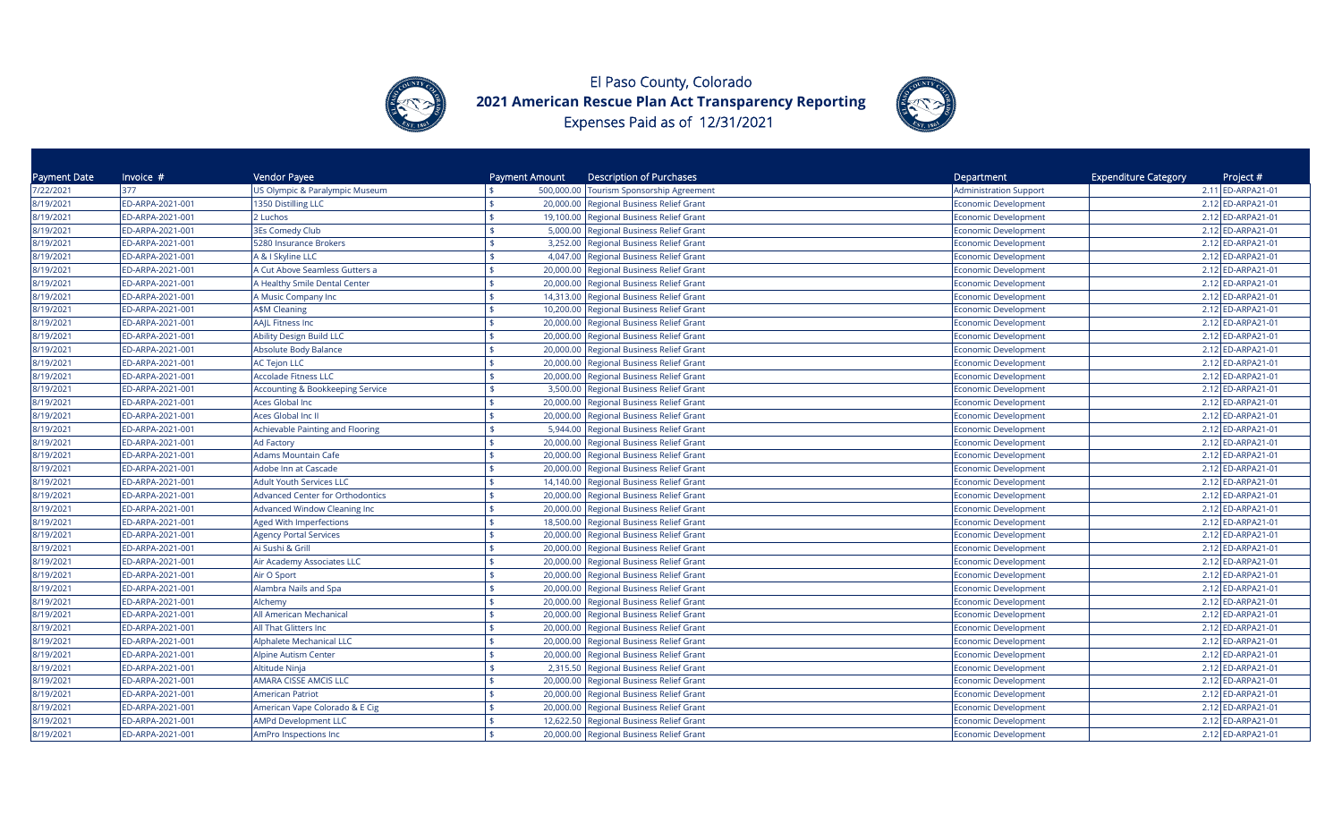# El Paso County, Colorado
## 2021 American Rescue Plan Act Transparency Reporting
Expenses Paid as of 12/31/2021

| Payment Date | Invoice # | Vendor Payee | Payment Amount | Description of Purchases | Department | Expenditure Category | Project # |
|---|---|---|---|---|---|---|---|
| 7/22/2021 | 377 | US Olympic & Paralympic Museum | $ 500,000.00 | Tourism Sponsorship Agreement | Administration Support | 2.11 | ED-ARPA21-01 |
| 8/19/2021 | ED-ARPA-2021-001 | 1350 Distilling LLC | $ 20,000.00 | Regional Business Relief Grant | Economic Development | 2.12 | ED-ARPA21-01 |
| 8/19/2021 | ED-ARPA-2021-001 | 2 Luchos | $ 19,100.00 | Regional Business Relief Grant | Economic Development | 2.12 | ED-ARPA21-01 |
| 8/19/2021 | ED-ARPA-2021-001 | 3Es Comedy Club | $ 5,000.00 | Regional Business Relief Grant | Economic Development | 2.12 | ED-ARPA21-01 |
| 8/19/2021 | ED-ARPA-2021-001 | 5280 Insurance Brokers | $ 3,252.00 | Regional Business Relief Grant | Economic Development | 2.12 | ED-ARPA21-01 |
| 8/19/2021 | ED-ARPA-2021-001 | A & I Skyline LLC | $ 4,047.00 | Regional Business Relief Grant | Economic Development | 2.12 | ED-ARPA21-01 |
| 8/19/2021 | ED-ARPA-2021-001 | A Cut Above Seamless Gutters a | $ 20,000.00 | Regional Business Relief Grant | Economic Development | 2.12 | ED-ARPA21-01 |
| 8/19/2021 | ED-ARPA-2021-001 | A Healthy Smile Dental Center | $ 20,000.00 | Regional Business Relief Grant | Economic Development | 2.12 | ED-ARPA21-01 |
| 8/19/2021 | ED-ARPA-2021-001 | A Music Company Inc | $ 14,313.00 | Regional Business Relief Grant | Economic Development | 2.12 | ED-ARPA21-01 |
| 8/19/2021 | ED-ARPA-2021-001 | A$M Cleaning | $ 10,200.00 | Regional Business Relief Grant | Economic Development | 2.12 | ED-ARPA21-01 |
| 8/19/2021 | ED-ARPA-2021-001 | AAJL Fitness Inc | $ 20,000.00 | Regional Business Relief Grant | Economic Development | 2.12 | ED-ARPA21-01 |
| 8/19/2021 | ED-ARPA-2021-001 | Ability Design Build LLC | $ 20,000.00 | Regional Business Relief Grant | Economic Development | 2.12 | ED-ARPA21-01 |
| 8/19/2021 | ED-ARPA-2021-001 | Absolute Body Balance | $ 20,000.00 | Regional Business Relief Grant | Economic Development | 2.12 | ED-ARPA21-01 |
| 8/19/2021 | ED-ARPA-2021-001 | AC Tejon LLC | $ 20,000.00 | Regional Business Relief Grant | Economic Development | 2.12 | ED-ARPA21-01 |
| 8/19/2021 | ED-ARPA-2021-001 | Accolade Fitness LLC | $ 20,000.00 | Regional Business Relief Grant | Economic Development | 2.12 | ED-ARPA21-01 |
| 8/19/2021 | ED-ARPA-2021-001 | Accounting & Bookkeeping Service | $ 3,500.00 | Regional Business Relief Grant | Economic Development | 2.12 | ED-ARPA21-01 |
| 8/19/2021 | ED-ARPA-2021-001 | Aces Global Inc | $ 20,000.00 | Regional Business Relief Grant | Economic Development | 2.12 | ED-ARPA21-01 |
| 8/19/2021 | ED-ARPA-2021-001 | Aces Global Inc II | $ 20,000.00 | Regional Business Relief Grant | Economic Development | 2.12 | ED-ARPA21-01 |
| 8/19/2021 | ED-ARPA-2021-001 | Achievable Painting and Flooring | $ 5,944.00 | Regional Business Relief Grant | Economic Development | 2.12 | ED-ARPA21-01 |
| 8/19/2021 | ED-ARPA-2021-001 | Ad Factory | $ 20,000.00 | Regional Business Relief Grant | Economic Development | 2.12 | ED-ARPA21-01 |
| 8/19/2021 | ED-ARPA-2021-001 | Adams Mountain Cafe | $ 20,000.00 | Regional Business Relief Grant | Economic Development | 2.12 | ED-ARPA21-01 |
| 8/19/2021 | ED-ARPA-2021-001 | Adobe Inn at Cascade | $ 20,000.00 | Regional Business Relief Grant | Economic Development | 2.12 | ED-ARPA21-01 |
| 8/19/2021 | ED-ARPA-2021-001 | Adult Youth Services LLC | $ 14,140.00 | Regional Business Relief Grant | Economic Development | 2.12 | ED-ARPA21-01 |
| 8/19/2021 | ED-ARPA-2021-001 | Advanced Center for Orthodontics | $ 20,000.00 | Regional Business Relief Grant | Economic Development | 2.12 | ED-ARPA21-01 |
| 8/19/2021 | ED-ARPA-2021-001 | Advanced Window Cleaning Inc | $ 20,000.00 | Regional Business Relief Grant | Economic Development | 2.12 | ED-ARPA21-01 |
| 8/19/2021 | ED-ARPA-2021-001 | Aged With Imperfections | $ 18,500.00 | Regional Business Relief Grant | Economic Development | 2.12 | ED-ARPA21-01 |
| 8/19/2021 | ED-ARPA-2021-001 | Agency Portal Services | $ 20,000.00 | Regional Business Relief Grant | Economic Development | 2.12 | ED-ARPA21-01 |
| 8/19/2021 | ED-ARPA-2021-001 | Ai Sushi & Grill | $ 20,000.00 | Regional Business Relief Grant | Economic Development | 2.12 | ED-ARPA21-01 |
| 8/19/2021 | ED-ARPA-2021-001 | Air Academy Associates LLC | $ 20,000.00 | Regional Business Relief Grant | Economic Development | 2.12 | ED-ARPA21-01 |
| 8/19/2021 | ED-ARPA-2021-001 | Air O Sport | $ 20,000.00 | Regional Business Relief Grant | Economic Development | 2.12 | ED-ARPA21-01 |
| 8/19/2021 | ED-ARPA-2021-001 | Alambra Nails and Spa | $ 20,000.00 | Regional Business Relief Grant | Economic Development | 2.12 | ED-ARPA21-01 |
| 8/19/2021 | ED-ARPA-2021-001 | Alchemy | $ 20,000.00 | Regional Business Relief Grant | Economic Development | 2.12 | ED-ARPA21-01 |
| 8/19/2021 | ED-ARPA-2021-001 | All American Mechanical | $ 20,000.00 | Regional Business Relief Grant | Economic Development | 2.12 | ED-ARPA21-01 |
| 8/19/2021 | ED-ARPA-2021-001 | All That Glitters Inc | $ 20,000.00 | Regional Business Relief Grant | Economic Development | 2.12 | ED-ARPA21-01 |
| 8/19/2021 | ED-ARPA-2021-001 | Alphalete Mechanical LLC | $ 20,000.00 | Regional Business Relief Grant | Economic Development | 2.12 | ED-ARPA21-01 |
| 8/19/2021 | ED-ARPA-2021-001 | Alpine Autism Center | $ 20,000.00 | Regional Business Relief Grant | Economic Development | 2.12 | ED-ARPA21-01 |
| 8/19/2021 | ED-ARPA-2021-001 | Altitude Ninja | $ 2,315.50 | Regional Business Relief Grant | Economic Development | 2.12 | ED-ARPA21-01 |
| 8/19/2021 | ED-ARPA-2021-001 | AMARA CISSE AMCIS LLC | $ 20,000.00 | Regional Business Relief Grant | Economic Development | 2.12 | ED-ARPA21-01 |
| 8/19/2021 | ED-ARPA-2021-001 | American Patriot | $ 20,000.00 | Regional Business Relief Grant | Economic Development | 2.12 | ED-ARPA21-01 |
| 8/19/2021 | ED-ARPA-2021-001 | American Vape Colorado & E Cig | $ 20,000.00 | Regional Business Relief Grant | Economic Development | 2.12 | ED-ARPA21-01 |
| 8/19/2021 | ED-ARPA-2021-001 | AMPd Development LLC | $ 12,622.50 | Regional Business Relief Grant | Economic Development | 2.12 | ED-ARPA21-01 |
| 8/19/2021 | ED-ARPA-2021-001 | AmPro Inspections Inc | $ 20,000.00 | Regional Business Relief Grant | Economic Development | 2.12 | ED-ARPA21-01 |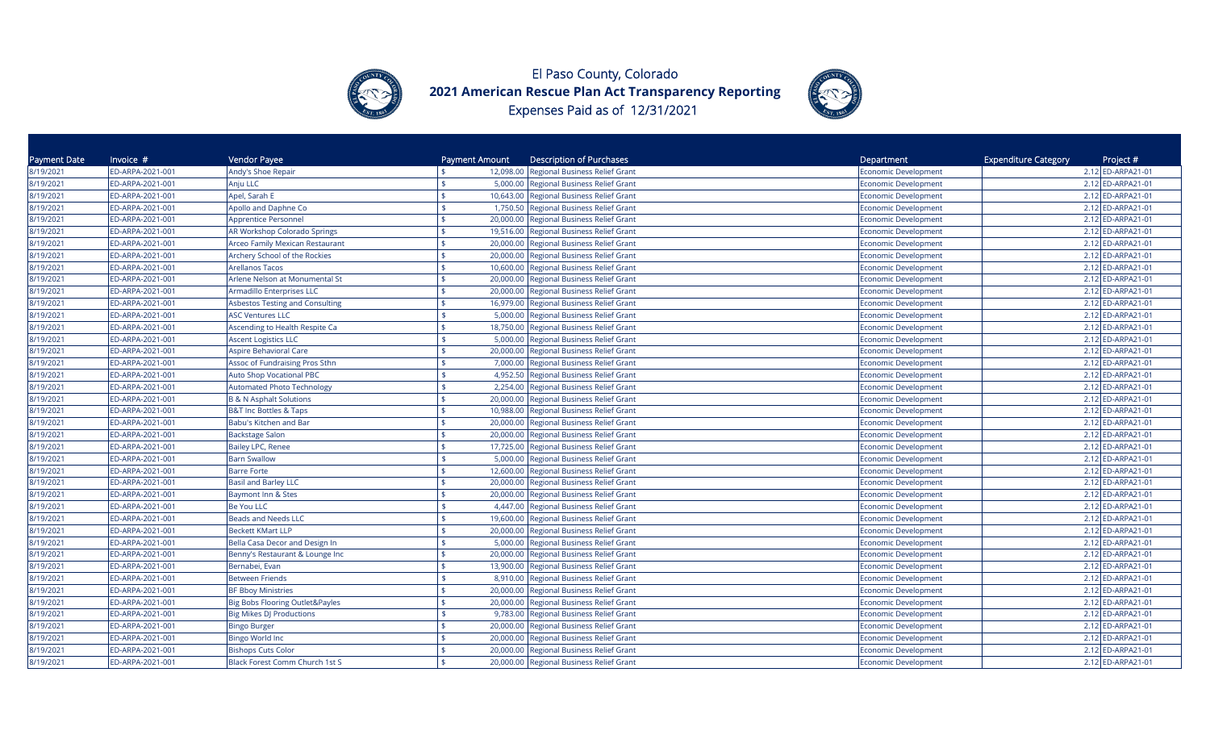# El Paso County, Colorado

## 2021 American Rescue Plan Act Transparency Reporting

Expenses Paid as of 12/31/2021

| Payment Date | Invoice # | Vendor Payee | Payment Amount | Description of Purchases | Department | Expenditure Category | Project # |
|---|---|---|---|---|---|---|---|
| 8/19/2021 | ED-ARPA-2021-001 | Andy's Shoe Repair | $ 12,098.00 | Regional Business Relief Grant | Economic Development | 2.12 | ED-ARPA21-01 |
| 8/19/2021 | ED-ARPA-2021-001 | Anju LLC | $ 5,000.00 | Regional Business Relief Grant | Economic Development | 2.12 | ED-ARPA21-01 |
| 8/19/2021 | ED-ARPA-2021-001 | Apel, Sarah E | $ 10,643.00 | Regional Business Relief Grant | Economic Development | 2.12 | ED-ARPA21-01 |
| 8/19/2021 | ED-ARPA-2021-001 | Apollo and Daphne Co | $ 1,750.50 | Regional Business Relief Grant | Economic Development | 2.12 | ED-ARPA21-01 |
| 8/19/2021 | ED-ARPA-2021-001 | Apprentice Personnel | $ 20,000.00 | Regional Business Relief Grant | Economic Development | 2.12 | ED-ARPA21-01 |
| 8/19/2021 | ED-ARPA-2021-001 | AR Workshop Colorado Springs | $ 19,516.00 | Regional Business Relief Grant | Economic Development | 2.12 | ED-ARPA21-01 |
| 8/19/2021 | ED-ARPA-2021-001 | Arceo Family Mexican Restaurant | $ 20,000.00 | Regional Business Relief Grant | Economic Development | 2.12 | ED-ARPA21-01 |
| 8/19/2021 | ED-ARPA-2021-001 | Archery School of the Rockies | $ 20,000.00 | Regional Business Relief Grant | Economic Development | 2.12 | ED-ARPA21-01 |
| 8/19/2021 | ED-ARPA-2021-001 | Arellanos Tacos | $ 10,600.00 | Regional Business Relief Grant | Economic Development | 2.12 | ED-ARPA21-01 |
| 8/19/2021 | ED-ARPA-2021-001 | Arlene Nelson at Monumental St | $ 20,000.00 | Regional Business Relief Grant | Economic Development | 2.12 | ED-ARPA21-01 |
| 8/19/2021 | ED-ARPA-2021-001 | Armadillo Enterprises LLC | $ 20,000.00 | Regional Business Relief Grant | Economic Development | 2.12 | ED-ARPA21-01 |
| 8/19/2021 | ED-ARPA-2021-001 | Asbestos Testing and Consulting | $ 16,979.00 | Regional Business Relief Grant | Economic Development | 2.12 | ED-ARPA21-01 |
| 8/19/2021 | ED-ARPA-2021-001 | ASC Ventures LLC | $ 5,000.00 | Regional Business Relief Grant | Economic Development | 2.12 | ED-ARPA21-01 |
| 8/19/2021 | ED-ARPA-2021-001 | Ascending to Health Respite Ca | $ 18,750.00 | Regional Business Relief Grant | Economic Development | 2.12 | ED-ARPA21-01 |
| 8/19/2021 | ED-ARPA-2021-001 | Ascent Logistics LLC | $ 5,000.00 | Regional Business Relief Grant | Economic Development | 2.12 | ED-ARPA21-01 |
| 8/19/2021 | ED-ARPA-2021-001 | Aspire Behavioral Care | $ 20,000.00 | Regional Business Relief Grant | Economic Development | 2.12 | ED-ARPA21-01 |
| 8/19/2021 | ED-ARPA-2021-001 | Assoc of Fundraising Pros Sthn | $ 7,000.00 | Regional Business Relief Grant | Economic Development | 2.12 | ED-ARPA21-01 |
| 8/19/2021 | ED-ARPA-2021-001 | Auto Shop Vocational PBC | $ 4,952.50 | Regional Business Relief Grant | Economic Development | 2.12 | ED-ARPA21-01 |
| 8/19/2021 | ED-ARPA-2021-001 | Automated Photo Technology | $ 2,254.00 | Regional Business Relief Grant | Economic Development | 2.12 | ED-ARPA21-01 |
| 8/19/2021 | ED-ARPA-2021-001 | B & N Asphalt Solutions | $ 20,000.00 | Regional Business Relief Grant | Economic Development | 2.12 | ED-ARPA21-01 |
| 8/19/2021 | ED-ARPA-2021-001 | B&T Inc Bottles & Taps | $ 10,988.00 | Regional Business Relief Grant | Economic Development | 2.12 | ED-ARPA21-01 |
| 8/19/2021 | ED-ARPA-2021-001 | Babu's Kitchen and Bar | $ 20,000.00 | Regional Business Relief Grant | Economic Development | 2.12 | ED-ARPA21-01 |
| 8/19/2021 | ED-ARPA-2021-001 | Backstage Salon | $ 20,000.00 | Regional Business Relief Grant | Economic Development | 2.12 | ED-ARPA21-01 |
| 8/19/2021 | ED-ARPA-2021-001 | Bailey LPC, Renee | $ 17,725.00 | Regional Business Relief Grant | Economic Development | 2.12 | ED-ARPA21-01 |
| 8/19/2021 | ED-ARPA-2021-001 | Barn Swallow | $ 5,000.00 | Regional Business Relief Grant | Economic Development | 2.12 | ED-ARPA21-01 |
| 8/19/2021 | ED-ARPA-2021-001 | Barre Forte | $ 12,600.00 | Regional Business Relief Grant | Economic Development | 2.12 | ED-ARPA21-01 |
| 8/19/2021 | ED-ARPA-2021-001 | Basil and Barley LLC | $ 20,000.00 | Regional Business Relief Grant | Economic Development | 2.12 | ED-ARPA21-01 |
| 8/19/2021 | ED-ARPA-2021-001 | Baymont Inn & Stes | $ 20,000.00 | Regional Business Relief Grant | Economic Development | 2.12 | ED-ARPA21-01 |
| 8/19/2021 | ED-ARPA-2021-001 | Be You LLC | $ 4,447.00 | Regional Business Relief Grant | Economic Development | 2.12 | ED-ARPA21-01 |
| 8/19/2021 | ED-ARPA-2021-001 | Beads and Needs LLC | $ 19,600.00 | Regional Business Relief Grant | Economic Development | 2.12 | ED-ARPA21-01 |
| 8/19/2021 | ED-ARPA-2021-001 | Beckett KMart LLP | $ 20,000.00 | Regional Business Relief Grant | Economic Development | 2.12 | ED-ARPA21-01 |
| 8/19/2021 | ED-ARPA-2021-001 | Bella Casa Decor and Design In | $ 5,000.00 | Regional Business Relief Grant | Economic Development | 2.12 | ED-ARPA21-01 |
| 8/19/2021 | ED-ARPA-2021-001 | Benny's Restaurant & Lounge Inc | $ 20,000.00 | Regional Business Relief Grant | Economic Development | 2.12 | ED-ARPA21-01 |
| 8/19/2021 | ED-ARPA-2021-001 | Bernabei, Evan | $ 13,900.00 | Regional Business Relief Grant | Economic Development | 2.12 | ED-ARPA21-01 |
| 8/19/2021 | ED-ARPA-2021-001 | Between Friends | $ 8,910.00 | Regional Business Relief Grant | Economic Development | 2.12 | ED-ARPA21-01 |
| 8/19/2021 | ED-ARPA-2021-001 | BF Bboy Ministries | $ 20,000.00 | Regional Business Relief Grant | Economic Development | 2.12 | ED-ARPA21-01 |
| 8/19/2021 | ED-ARPA-2021-001 | Big Bobs Flooring Outlet&Payles | $ 20,000.00 | Regional Business Relief Grant | Economic Development | 2.12 | ED-ARPA21-01 |
| 8/19/2021 | ED-ARPA-2021-001 | Big Mikes DJ Productions | $ 9,783.00 | Regional Business Relief Grant | Economic Development | 2.12 | ED-ARPA21-01 |
| 8/19/2021 | ED-ARPA-2021-001 | Bingo Burger | $ 20,000.00 | Regional Business Relief Grant | Economic Development | 2.12 | ED-ARPA21-01 |
| 8/19/2021 | ED-ARPA-2021-001 | Bingo World Inc | $ 20,000.00 | Regional Business Relief Grant | Economic Development | 2.12 | ED-ARPA21-01 |
| 8/19/2021 | ED-ARPA-2021-001 | Bishops Cuts Color | $ 20,000.00 | Regional Business Relief Grant | Economic Development | 2.12 | ED-ARPA21-01 |
| 8/19/2021 | ED-ARPA-2021-001 | Black Forest Comm Church 1st S | $ 20,000.00 | Regional Business Relief Grant | Economic Development | 2.12 | ED-ARPA21-01 |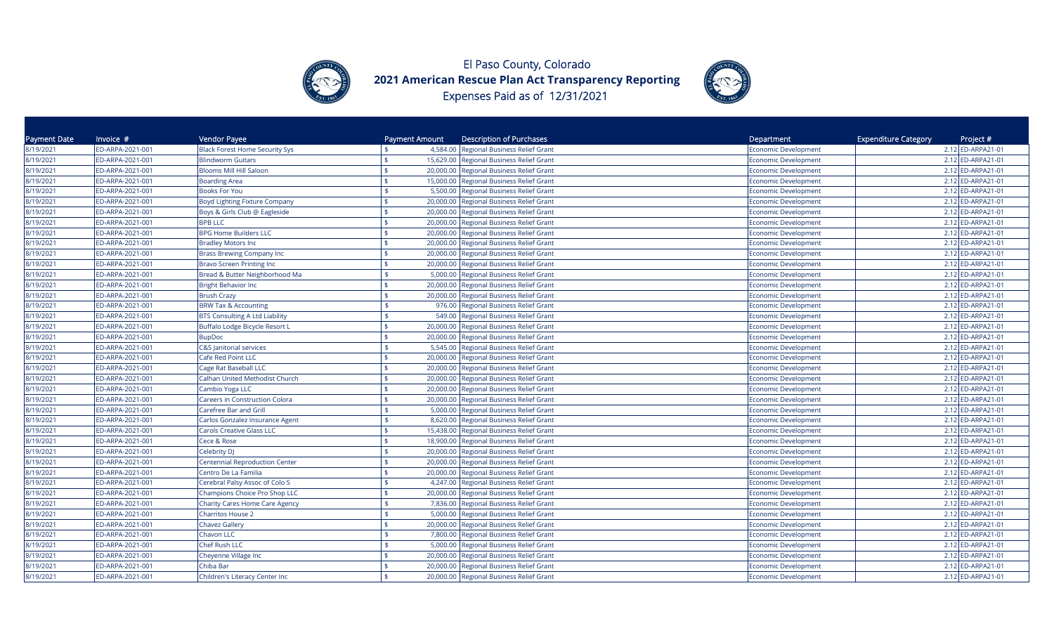# El Paso County, Colorado

## 2021 American Rescue Plan Act Transparency Reporting

Expenses Paid as of 12/31/2021

| Payment Date | Invoice # | Vendor Payee | Payment Amount | Description of Purchases | Department | Expenditure Category | Project # |
|---|---|---|---|---|---|---|---|
| 8/19/2021 | ED-ARPA-2021-001 | Black Forest Home Security Sys | $ 4,584.00 | Regional Business Relief Grant | Economic Development | 2.12 | ED-ARPA21-01 |
| 8/19/2021 | ED-ARPA-2021-001 | Blindworm Guitars | $ 15,629.00 | Regional Business Relief Grant | Economic Development | 2.12 | ED-ARPA21-01 |
| 8/19/2021 | ED-ARPA-2021-001 | Blooms Mill Hill Saloon | $ 20,000.00 | Regional Business Relief Grant | Economic Development | 2.12 | ED-ARPA21-01 |
| 8/19/2021 | ED-ARPA-2021-001 | Boarding Area | $ 15,000.00 | Regional Business Relief Grant | Economic Development | 2.12 | ED-ARPA21-01 |
| 8/19/2021 | ED-ARPA-2021-001 | Books For You | $ 5,500.00 | Regional Business Relief Grant | Economic Development | 2.12 | ED-ARPA21-01 |
| 8/19/2021 | ED-ARPA-2021-001 | Boyd Lighting Fixture Company | $ 20,000.00 | Regional Business Relief Grant | Economic Development | 2.12 | ED-ARPA21-01 |
| 8/19/2021 | ED-ARPA-2021-001 | Boys & Girls Club @ Eagleside | $ 20,000.00 | Regional Business Relief Grant | Economic Development | 2.12 | ED-ARPA21-01 |
| 8/19/2021 | ED-ARPA-2021-001 | BPB LLC | $ 20,000.00 | Regional Business Relief Grant | Economic Development | 2.12 | ED-ARPA21-01 |
| 8/19/2021 | ED-ARPA-2021-001 | BPG Home Builders LLC | $ 20,000.00 | Regional Business Relief Grant | Economic Development | 2.12 | ED-ARPA21-01 |
| 8/19/2021 | ED-ARPA-2021-001 | Bradley Motors Inc | $ 20,000.00 | Regional Business Relief Grant | Economic Development | 2.12 | ED-ARPA21-01 |
| 8/19/2021 | ED-ARPA-2021-001 | Brass Brewing Company Inc | $ 20,000.00 | Regional Business Relief Grant | Economic Development | 2.12 | ED-ARPA21-01 |
| 8/19/2021 | ED-ARPA-2021-001 | Bravo Screen Printing Inc | $ 20,000.00 | Regional Business Relief Grant | Economic Development | 2.12 | ED-ARPA21-01 |
| 8/19/2021 | ED-ARPA-2021-001 | Bread & Butter Neighborhood Ma | $ 5,000.00 | Regional Business Relief Grant | Economic Development | 2.12 | ED-ARPA21-01 |
| 8/19/2021 | ED-ARPA-2021-001 | Bright Behavior Inc | $ 20,000.00 | Regional Business Relief Grant | Economic Development | 2.12 | ED-ARPA21-01 |
| 8/19/2021 | ED-ARPA-2021-001 | Brush Crazy | $ 20,000.00 | Regional Business Relief Grant | Economic Development | 2.12 | ED-ARPA21-01 |
| 8/19/2021 | ED-ARPA-2021-001 | BRW Tax & Accounting | $ 976.00 | Regional Business Relief Grant | Economic Development | 2.12 | ED-ARPA21-01 |
| 8/19/2021 | ED-ARPA-2021-001 | BTS Consulting A Ltd Liability | $ 549.00 | Regional Business Relief Grant | Economic Development | 2.12 | ED-ARPA21-01 |
| 8/19/2021 | ED-ARPA-2021-001 | Buffalo Lodge Bicycle Resort L | $ 20,000.00 | Regional Business Relief Grant | Economic Development | 2.12 | ED-ARPA21-01 |
| 8/19/2021 | ED-ARPA-2021-001 | BupDoc | $ 20,000.00 | Regional Business Relief Grant | Economic Development | 2.12 | ED-ARPA21-01 |
| 8/19/2021 | ED-ARPA-2021-001 | C&S Janitorial services | $ 5,545.00 | Regional Business Relief Grant | Economic Development | 2.12 | ED-ARPA21-01 |
| 8/19/2021 | ED-ARPA-2021-001 | Cafe Red Point LLC | $ 20,000.00 | Regional Business Relief Grant | Economic Development | 2.12 | ED-ARPA21-01 |
| 8/19/2021 | ED-ARPA-2021-001 | Cage Rat Baseball LLC | $ 20,000.00 | Regional Business Relief Grant | Economic Development | 2.12 | ED-ARPA21-01 |
| 8/19/2021 | ED-ARPA-2021-001 | Calhan United Methodist Church | $ 20,000.00 | Regional Business Relief Grant | Economic Development | 2.12 | ED-ARPA21-01 |
| 8/19/2021 | ED-ARPA-2021-001 | Cambio Yoga LLC | $ 20,000.00 | Regional Business Relief Grant | Economic Development | 2.12 | ED-ARPA21-01 |
| 8/19/2021 | ED-ARPA-2021-001 | Careers in Construction Colora | $ 20,000.00 | Regional Business Relief Grant | Economic Development | 2.12 | ED-ARPA21-01 |
| 8/19/2021 | ED-ARPA-2021-001 | Carefree Bar and Grill | $ 5,000.00 | Regional Business Relief Grant | Economic Development | 2.12 | ED-ARPA21-01 |
| 8/19/2021 | ED-ARPA-2021-001 | Carlos Gonzalez Insurance Agent | $ 8,620.00 | Regional Business Relief Grant | Economic Development | 2.12 | ED-ARPA21-01 |
| 8/19/2021 | ED-ARPA-2021-001 | Carols Creative Glass LLC | $ 15,438.00 | Regional Business Relief Grant | Economic Development | 2.12 | ED-ARPA21-01 |
| 8/19/2021 | ED-ARPA-2021-001 | Cece & Rose | $ 18,900.00 | Regional Business Relief Grant | Economic Development | 2.12 | ED-ARPA21-01 |
| 8/19/2021 | ED-ARPA-2021-001 | Celebrity DJ | $ 20,000.00 | Regional Business Relief Grant | Economic Development | 2.12 | ED-ARPA21-01 |
| 8/19/2021 | ED-ARPA-2021-001 | Centennial Reproduction Center | $ 20,000.00 | Regional Business Relief Grant | Economic Development | 2.12 | ED-ARPA21-01 |
| 8/19/2021 | ED-ARPA-2021-001 | Centro De La Familia | $ 20,000.00 | Regional Business Relief Grant | Economic Development | 2.12 | ED-ARPA21-01 |
| 8/19/2021 | ED-ARPA-2021-001 | Cerebral Palsy Assoc of Colo S | $ 4,247.00 | Regional Business Relief Grant | Economic Development | 2.12 | ED-ARPA21-01 |
| 8/19/2021 | ED-ARPA-2021-001 | Champions Choice Pro Shop LLC | $ 20,000.00 | Regional Business Relief Grant | Economic Development | 2.12 | ED-ARPA21-01 |
| 8/19/2021 | ED-ARPA-2021-001 | Charity Cares Home Care Agency | $ 7,836.00 | Regional Business Relief Grant | Economic Development | 2.12 | ED-ARPA21-01 |
| 8/19/2021 | ED-ARPA-2021-001 | Charritos House 2 | $ 5,000.00 | Regional Business Relief Grant | Economic Development | 2.12 | ED-ARPA21-01 |
| 8/19/2021 | ED-ARPA-2021-001 | Chavez Gallery | $ 20,000.00 | Regional Business Relief Grant | Economic Development | 2.12 | ED-ARPA21-01 |
| 8/19/2021 | ED-ARPA-2021-001 | Chavon LLC | $ 7,800.00 | Regional Business Relief Grant | Economic Development | 2.12 | ED-ARPA21-01 |
| 8/19/2021 | ED-ARPA-2021-001 | Chef Rush LLC | $ 5,000.00 | Regional Business Relief Grant | Economic Development | 2.12 | ED-ARPA21-01 |
| 8/19/2021 | ED-ARPA-2021-001 | Cheyenne Village Inc | $ 20,000.00 | Regional Business Relief Grant | Economic Development | 2.12 | ED-ARPA21-01 |
| 8/19/2021 | ED-ARPA-2021-001 | Chiba Bar | $ 20,000.00 | Regional Business Relief Grant | Economic Development | 2.12 | ED-ARPA21-01 |
| 8/19/2021 | ED-ARPA-2021-001 | Children's Literacy Center Inc | $ 20,000.00 | Regional Business Relief Grant | Economic Development | 2.12 | ED-ARPA21-01 |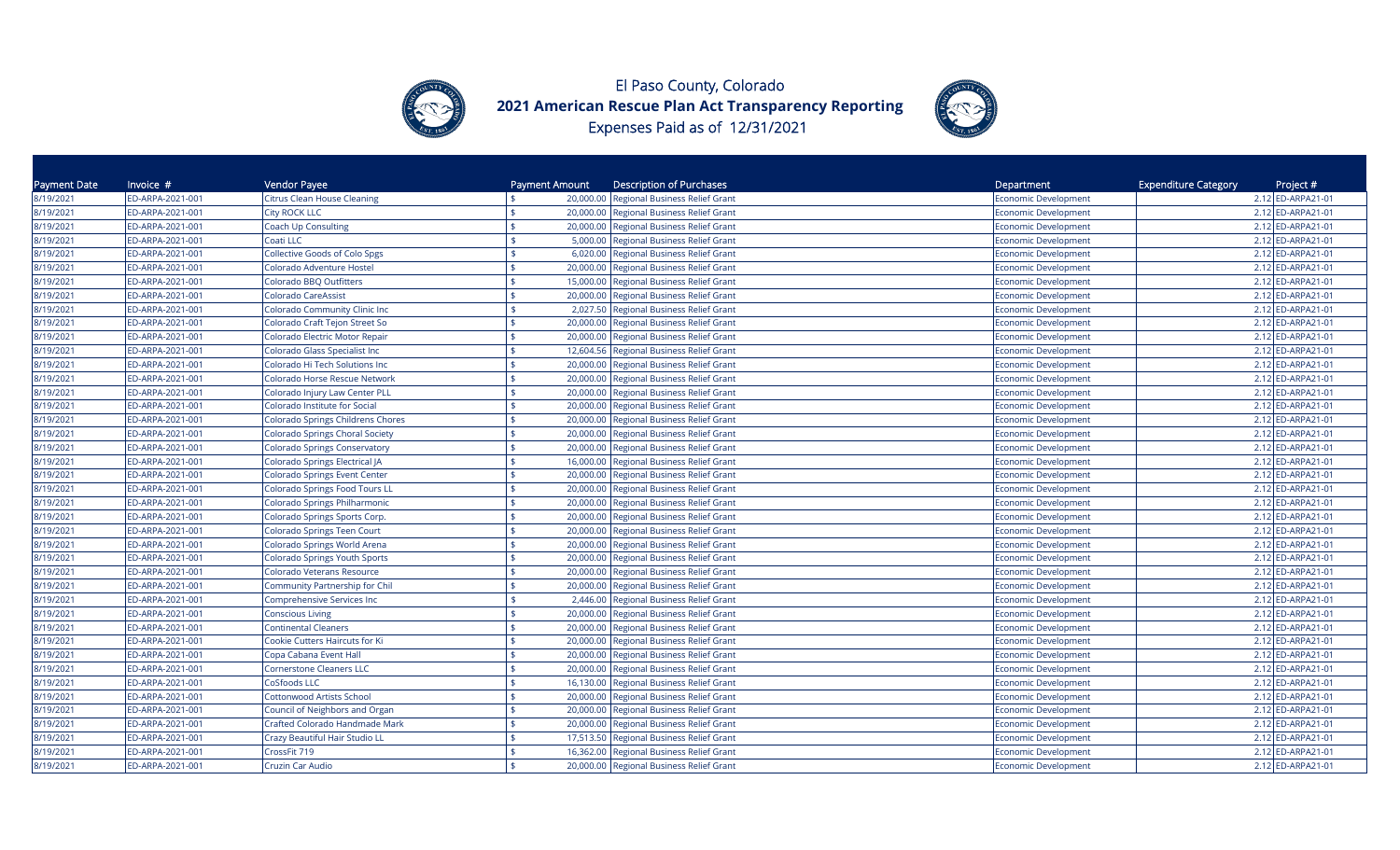# El Paso County, Colorado

## 2021 American Rescue Plan Act Transparency Reporting

Expenses Paid as of 12/31/2021

| Payment Date | Invoice # | Vendor Payee | Payment Amount | Description of Purchases | Department | Expenditure Category | Project # |
|---|---|---|---|---|---|---|---|
| 8/19/2021 | ED-ARPA-2021-001 | Citrus Clean House Cleaning | $ 20,000.00 | Regional Business Relief Grant | Economic Development | 2.12 | ED-ARPA21-01 |
| 8/19/2021 | ED-ARPA-2021-001 | City ROCK LLC | $ 20,000.00 | Regional Business Relief Grant | Economic Development | 2.12 | ED-ARPA21-01 |
| 8/19/2021 | ED-ARPA-2021-001 | Coach Up Consulting | $ 20,000.00 | Regional Business Relief Grant | Economic Development | 2.12 | ED-ARPA21-01 |
| 8/19/2021 | ED-ARPA-2021-001 | Coati LLC | $ 5,000.00 | Regional Business Relief Grant | Economic Development | 2.12 | ED-ARPA21-01 |
| 8/19/2021 | ED-ARPA-2021-001 | Collective Goods of Colo Spgs | $ 6,020.00 | Regional Business Relief Grant | Economic Development | 2.12 | ED-ARPA21-01 |
| 8/19/2021 | ED-ARPA-2021-001 | Colorado Adventure Hostel | $ 20,000.00 | Regional Business Relief Grant | Economic Development | 2.12 | ED-ARPA21-01 |
| 8/19/2021 | ED-ARPA-2021-001 | Colorado BBQ Outfitters | $ 15,000.00 | Regional Business Relief Grant | Economic Development | 2.12 | ED-ARPA21-01 |
| 8/19/2021 | ED-ARPA-2021-001 | Colorado CareAssist | $ 20,000.00 | Regional Business Relief Grant | Economic Development | 2.12 | ED-ARPA21-01 |
| 8/19/2021 | ED-ARPA-2021-001 | Colorado Community Clinic Inc | $ 2,027.50 | Regional Business Relief Grant | Economic Development | 2.12 | ED-ARPA21-01 |
| 8/19/2021 | ED-ARPA-2021-001 | Colorado Craft Tejon Street So | $ 20,000.00 | Regional Business Relief Grant | Economic Development | 2.12 | ED-ARPA21-01 |
| 8/19/2021 | ED-ARPA-2021-001 | Colorado Electric Motor Repair | $ 20,000.00 | Regional Business Relief Grant | Economic Development | 2.12 | ED-ARPA21-01 |
| 8/19/2021 | ED-ARPA-2021-001 | Colorado Glass Specialist Inc | $ 12,604.56 | Regional Business Relief Grant | Economic Development | 2.12 | ED-ARPA21-01 |
| 8/19/2021 | ED-ARPA-2021-001 | Colorado Hi Tech Solutions Inc | $ 20,000.00 | Regional Business Relief Grant | Economic Development | 2.12 | ED-ARPA21-01 |
| 8/19/2021 | ED-ARPA-2021-001 | Colorado Horse Rescue Network | $ 20,000.00 | Regional Business Relief Grant | Economic Development | 2.12 | ED-ARPA21-01 |
| 8/19/2021 | ED-ARPA-2021-001 | Colorado Injury Law Center PLL | $ 20,000.00 | Regional Business Relief Grant | Economic Development | 2.12 | ED-ARPA21-01 |
| 8/19/2021 | ED-ARPA-2021-001 | Colorado Institute for Social | $ 20,000.00 | Regional Business Relief Grant | Economic Development | 2.12 | ED-ARPA21-01 |
| 8/19/2021 | ED-ARPA-2021-001 | Colorado Springs Childrens Chores | $ 20,000.00 | Regional Business Relief Grant | Economic Development | 2.12 | ED-ARPA21-01 |
| 8/19/2021 | ED-ARPA-2021-001 | Colorado Springs Choral Society | $ 20,000.00 | Regional Business Relief Grant | Economic Development | 2.12 | ED-ARPA21-01 |
| 8/19/2021 | ED-ARPA-2021-001 | Colorado Springs Conservatory | $ 20,000.00 | Regional Business Relief Grant | Economic Development | 2.12 | ED-ARPA21-01 |
| 8/19/2021 | ED-ARPA-2021-001 | Colorado Springs Electrical JA | $ 16,000.00 | Regional Business Relief Grant | Economic Development | 2.12 | ED-ARPA21-01 |
| 8/19/2021 | ED-ARPA-2021-001 | Colorado Springs Event Center | $ 20,000.00 | Regional Business Relief Grant | Economic Development | 2.12 | ED-ARPA21-01 |
| 8/19/2021 | ED-ARPA-2021-001 | Colorado Springs Food Tours LL | $ 20,000.00 | Regional Business Relief Grant | Economic Development | 2.12 | ED-ARPA21-01 |
| 8/19/2021 | ED-ARPA-2021-001 | Colorado Springs Philharmonic | $ 20,000.00 | Regional Business Relief Grant | Economic Development | 2.12 | ED-ARPA21-01 |
| 8/19/2021 | ED-ARPA-2021-001 | Colorado Springs Sports Corp. | $ 20,000.00 | Regional Business Relief Grant | Economic Development | 2.12 | ED-ARPA21-01 |
| 8/19/2021 | ED-ARPA-2021-001 | Colorado Springs Teen Court | $ 20,000.00 | Regional Business Relief Grant | Economic Development | 2.12 | ED-ARPA21-01 |
| 8/19/2021 | ED-ARPA-2021-001 | Colorado Springs World Arena | $ 20,000.00 | Regional Business Relief Grant | Economic Development | 2.12 | ED-ARPA21-01 |
| 8/19/2021 | ED-ARPA-2021-001 | Colorado Springs Youth Sports | $ 20,000.00 | Regional Business Relief Grant | Economic Development | 2.12 | ED-ARPA21-01 |
| 8/19/2021 | ED-ARPA-2021-001 | Colorado Veterans Resource | $ 20,000.00 | Regional Business Relief Grant | Economic Development | 2.12 | ED-ARPA21-01 |
| 8/19/2021 | ED-ARPA-2021-001 | Community Partnership for Chil | $ 20,000.00 | Regional Business Relief Grant | Economic Development | 2.12 | ED-ARPA21-01 |
| 8/19/2021 | ED-ARPA-2021-001 | Comprehensive Services Inc | $ 2,446.00 | Regional Business Relief Grant | Economic Development | 2.12 | ED-ARPA21-01 |
| 8/19/2021 | ED-ARPA-2021-001 | Conscious Living | $ 20,000.00 | Regional Business Relief Grant | Economic Development | 2.12 | ED-ARPA21-01 |
| 8/19/2021 | ED-ARPA-2021-001 | Continental Cleaners | $ 20,000.00 | Regional Business Relief Grant | Economic Development | 2.12 | ED-ARPA21-01 |
| 8/19/2021 | ED-ARPA-2021-001 | Cookie Cutters Haircuts for Ki | $ 20,000.00 | Regional Business Relief Grant | Economic Development | 2.12 | ED-ARPA21-01 |
| 8/19/2021 | ED-ARPA-2021-001 | Copa Cabana Event Hall | $ 20,000.00 | Regional Business Relief Grant | Economic Development | 2.12 | ED-ARPA21-01 |
| 8/19/2021 | ED-ARPA-2021-001 | Cornerstone Cleaners LLC | $ 20,000.00 | Regional Business Relief Grant | Economic Development | 2.12 | ED-ARPA21-01 |
| 8/19/2021 | ED-ARPA-2021-001 | CoSfoods LLC | $ 16,130.00 | Regional Business Relief Grant | Economic Development | 2.12 | ED-ARPA21-01 |
| 8/19/2021 | ED-ARPA-2021-001 | Cottonwood Artists School | $ 20,000.00 | Regional Business Relief Grant | Economic Development | 2.12 | ED-ARPA21-01 |
| 8/19/2021 | ED-ARPA-2021-001 | Council of Neighbors and Organ | $ 20,000.00 | Regional Business Relief Grant | Economic Development | 2.12 | ED-ARPA21-01 |
| 8/19/2021 | ED-ARPA-2021-001 | Crafted Colorado Handmade Mark | $ 20,000.00 | Regional Business Relief Grant | Economic Development | 2.12 | ED-ARPA21-01 |
| 8/19/2021 | ED-ARPA-2021-001 | Crazy Beautiful Hair Studio LL | $ 17,513.50 | Regional Business Relief Grant | Economic Development | 2.12 | ED-ARPA21-01 |
| 8/19/2021 | ED-ARPA-2021-001 | CrossFit 719 | $ 16,362.00 | Regional Business Relief Grant | Economic Development | 2.12 | ED-ARPA21-01 |
| 8/19/2021 | ED-ARPA-2021-001 | Cruzin Car Audio | $ 20,000.00 | Regional Business Relief Grant | Economic Development | 2.12 | ED-ARPA21-01 |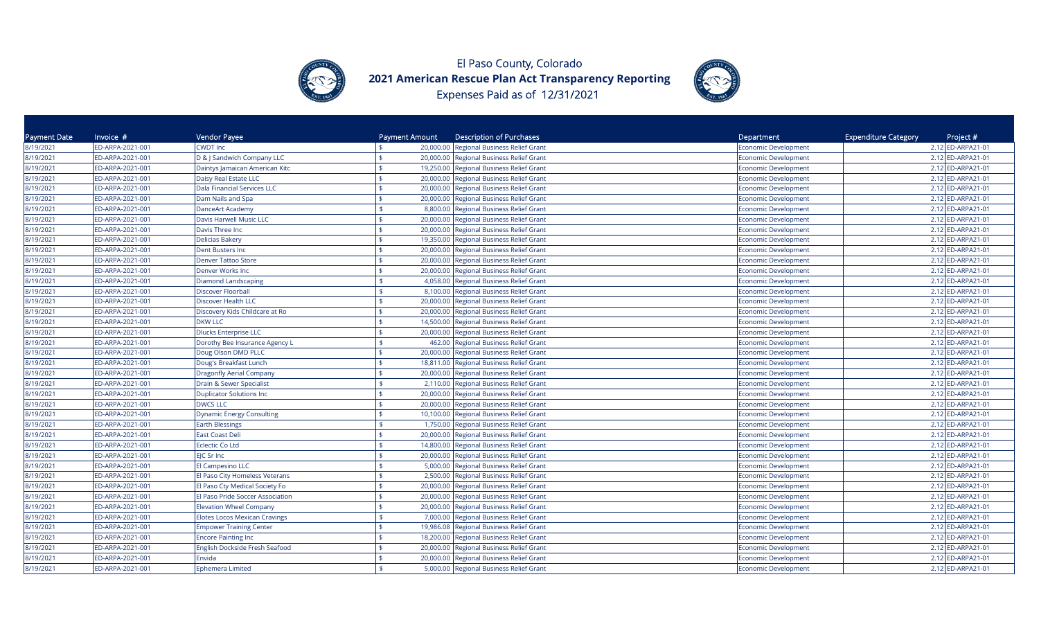# El Paso County, Colorado

## 2021 American Rescue Plan Act Transparency Reporting

Expenses Paid as of 12/31/2021

| Payment Date | Invoice # | Vendor Payee | Payment Amount | Description of Purchases | Department | Expenditure Category | Project # |
|---|---|---|---|---|---|---|---|
| 8/19/2021 | ED-ARPA-2021-001 | CWDT Inc | $ 20,000.00 | Regional Business Relief Grant | Economic Development | 2.12 | ED-ARPA21-01 |
| 8/19/2021 | ED-ARPA-2021-001 | D & J Sandwich Company LLC | $ 20,000.00 | Regional Business Relief Grant | Economic Development | 2.12 | ED-ARPA21-01 |
| 8/19/2021 | ED-ARPA-2021-001 | Daintys Jamaican American Kitc | $ 19,250.00 | Regional Business Relief Grant | Economic Development | 2.12 | ED-ARPA21-01 |
| 8/19/2021 | ED-ARPA-2021-001 | Daisy Real Estate LLC | $ 20,000.00 | Regional Business Relief Grant | Economic Development | 2.12 | ED-ARPA21-01 |
| 8/19/2021 | ED-ARPA-2021-001 | Dala Financial Services LLC | $ 20,000.00 | Regional Business Relief Grant | Economic Development | 2.12 | ED-ARPA21-01 |
| 8/19/2021 | ED-ARPA-2021-001 | Dam Nails and Spa | $ 20,000.00 | Regional Business Relief Grant | Economic Development | 2.12 | ED-ARPA21-01 |
| 8/19/2021 | ED-ARPA-2021-001 | DanceArt Academy | $ 8,800.00 | Regional Business Relief Grant | Economic Development | 2.12 | ED-ARPA21-01 |
| 8/19/2021 | ED-ARPA-2021-001 | Davis Harwell Music LLC | $ 20,000.00 | Regional Business Relief Grant | Economic Development | 2.12 | ED-ARPA21-01 |
| 8/19/2021 | ED-ARPA-2021-001 | Davis Three Inc | $ 20,000.00 | Regional Business Relief Grant | Economic Development | 2.12 | ED-ARPA21-01 |
| 8/19/2021 | ED-ARPA-2021-001 | Delicias Bakery | $ 19,350.00 | Regional Business Relief Grant | Economic Development | 2.12 | ED-ARPA21-01 |
| 8/19/2021 | ED-ARPA-2021-001 | Dent Busters Inc | $ 20,000.00 | Regional Business Relief Grant | Economic Development | 2.12 | ED-ARPA21-01 |
| 8/19/2021 | ED-ARPA-2021-001 | Denver Tattoo Store | $ 20,000.00 | Regional Business Relief Grant | Economic Development | 2.12 | ED-ARPA21-01 |
| 8/19/2021 | ED-ARPA-2021-001 | Denver Works Inc | $ 20,000.00 | Regional Business Relief Grant | Economic Development | 2.12 | ED-ARPA21-01 |
| 8/19/2021 | ED-ARPA-2021-001 | Diamond Landscaping | $ 4,058.00 | Regional Business Relief Grant | Economic Development | 2.12 | ED-ARPA21-01 |
| 8/19/2021 | ED-ARPA-2021-001 | Discover Floorball | $ 8,100.00 | Regional Business Relief Grant | Economic Development | 2.12 | ED-ARPA21-01 |
| 8/19/2021 | ED-ARPA-2021-001 | Discover Health LLC | $ 20,000.00 | Regional Business Relief Grant | Economic Development | 2.12 | ED-ARPA21-01 |
| 8/19/2021 | ED-ARPA-2021-001 | Discovery Kids Childcare at Ro | $ 20,000.00 | Regional Business Relief Grant | Economic Development | 2.12 | ED-ARPA21-01 |
| 8/19/2021 | ED-ARPA-2021-001 | DKW LLC | $ 14,500.00 | Regional Business Relief Grant | Economic Development | 2.12 | ED-ARPA21-01 |
| 8/19/2021 | ED-ARPA-2021-001 | Dlucks Enterprise LLC | $ 20,000.00 | Regional Business Relief Grant | Economic Development | 2.12 | ED-ARPA21-01 |
| 8/19/2021 | ED-ARPA-2021-001 | Dorothy Bee Insurance Agency L | $ 462.00 | Regional Business Relief Grant | Economic Development | 2.12 | ED-ARPA21-01 |
| 8/19/2021 | ED-ARPA-2021-001 | Doug Olson DMD PLLC | $ 20,000.00 | Regional Business Relief Grant | Economic Development | 2.12 | ED-ARPA21-01 |
| 8/19/2021 | ED-ARPA-2021-001 | Doug's Breakfast Lunch | $ 18,811.00 | Regional Business Relief Grant | Economic Development | 2.12 | ED-ARPA21-01 |
| 8/19/2021 | ED-ARPA-2021-001 | Dragonfly Aerial Company | $ 20,000.00 | Regional Business Relief Grant | Economic Development | 2.12 | ED-ARPA21-01 |
| 8/19/2021 | ED-ARPA-2021-001 | Drain & Sewer Specialist | $ 2,110.00 | Regional Business Relief Grant | Economic Development | 2.12 | ED-ARPA21-01 |
| 8/19/2021 | ED-ARPA-2021-001 | Duplicator Solutions Inc | $ 20,000.00 | Regional Business Relief Grant | Economic Development | 2.12 | ED-ARPA21-01 |
| 8/19/2021 | ED-ARPA-2021-001 | DWCS LLC | $ 20,000.00 | Regional Business Relief Grant | Economic Development | 2.12 | ED-ARPA21-01 |
| 8/19/2021 | ED-ARPA-2021-001 | Dynamic Energy Consulting | $ 10,100.00 | Regional Business Relief Grant | Economic Development | 2.12 | ED-ARPA21-01 |
| 8/19/2021 | ED-ARPA-2021-001 | Earth Blessings | $ 1,750.00 | Regional Business Relief Grant | Economic Development | 2.12 | ED-ARPA21-01 |
| 8/19/2021 | ED-ARPA-2021-001 | East Coast Deli | $ 20,000.00 | Regional Business Relief Grant | Economic Development | 2.12 | ED-ARPA21-01 |
| 8/19/2021 | ED-ARPA-2021-001 | Eclectic Co Ltd | $ 14,800.00 | Regional Business Relief Grant | Economic Development | 2.12 | ED-ARPA21-01 |
| 8/19/2021 | ED-ARPA-2021-001 | EJC Sr Inc | $ 20,000.00 | Regional Business Relief Grant | Economic Development | 2.12 | ED-ARPA21-01 |
| 8/19/2021 | ED-ARPA-2021-001 | El Campesino LLC | $ 5,000.00 | Regional Business Relief Grant | Economic Development | 2.12 | ED-ARPA21-01 |
| 8/19/2021 | ED-ARPA-2021-001 | El Paso City Homeless Veterans | $ 2,500.00 | Regional Business Relief Grant | Economic Development | 2.12 | ED-ARPA21-01 |
| 8/19/2021 | ED-ARPA-2021-001 | El Paso Cty Medical Society Fo | $ 20,000.00 | Regional Business Relief Grant | Economic Development | 2.12 | ED-ARPA21-01 |
| 8/19/2021 | ED-ARPA-2021-001 | El Paso Pride Soccer Association | $ 20,000.00 | Regional Business Relief Grant | Economic Development | 2.12 | ED-ARPA21-01 |
| 8/19/2021 | ED-ARPA-2021-001 | Elevation Wheel Company | $ 20,000.00 | Regional Business Relief Grant | Economic Development | 2.12 | ED-ARPA21-01 |
| 8/19/2021 | ED-ARPA-2021-001 | Elotes Locos Mexican Cravings | $ 7,000.00 | Regional Business Relief Grant | Economic Development | 2.12 | ED-ARPA21-01 |
| 8/19/2021 | ED-ARPA-2021-001 | Empower Training Center | $ 19,986.08 | Regional Business Relief Grant | Economic Development | 2.12 | ED-ARPA21-01 |
| 8/19/2021 | ED-ARPA-2021-001 | Encore Painting Inc | $ 18,200.00 | Regional Business Relief Grant | Economic Development | 2.12 | ED-ARPA21-01 |
| 8/19/2021 | ED-ARPA-2021-001 | English Dockside Fresh Seafood | $ 20,000.00 | Regional Business Relief Grant | Economic Development | 2.12 | ED-ARPA21-01 |
| 8/19/2021 | ED-ARPA-2021-001 | Envida | $ 20,000.00 | Regional Business Relief Grant | Economic Development | 2.12 | ED-ARPA21-01 |
| 8/19/2021 | ED-ARPA-2021-001 | Ephemera Limited | $ 5,000.00 | Regional Business Relief Grant | Economic Development | 2.12 | ED-ARPA21-01 |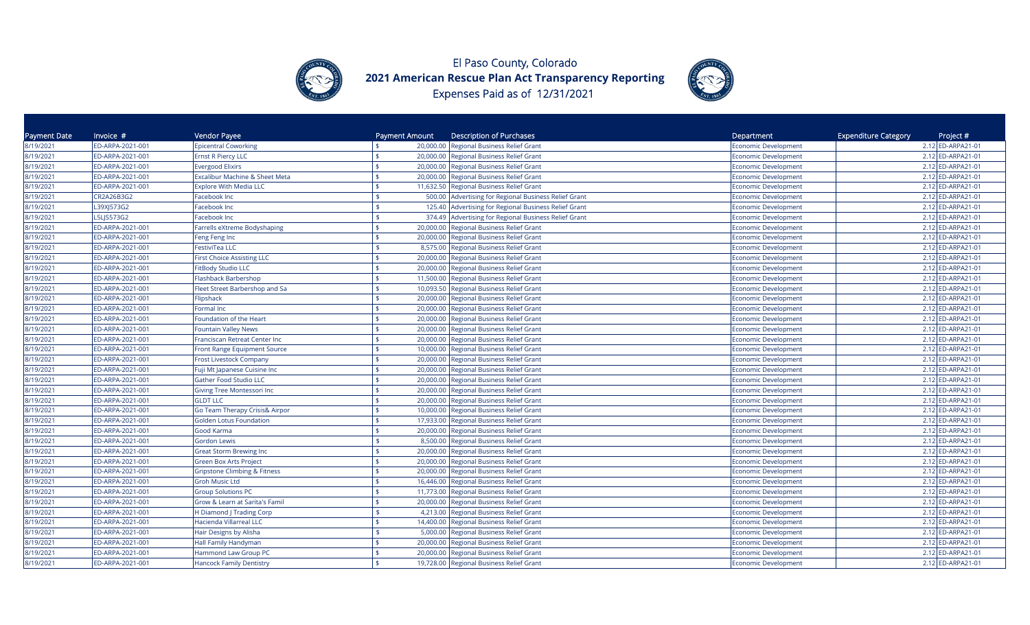# El Paso County, Colorado
## 2021 American Rescue Plan Act Transparency Reporting
### Expenses Paid as of 12/31/2021

| Payment Date | Invoice # | Vendor Payee | Payment Amount | Description of Purchases | Department | Expenditure Category | Project # |
|---|---|---|---|---|---|---|---|
| 8/19/2021 | ED-ARPA-2021-001 | Epicentral Coworking | $ 20,000.00 | Regional Business Relief Grant | Economic Development | 2.12 | ED-ARPA21-01 |
| 8/19/2021 | ED-ARPA-2021-001 | Ernst R Piercy LLC | $ 20,000.00 | Regional Business Relief Grant | Economic Development | 2.12 | ED-ARPA21-01 |
| 8/19/2021 | ED-ARPA-2021-001 | Evergood Elixirs | $ 20,000.00 | Regional Business Relief Grant | Economic Development | 2.12 | ED-ARPA21-01 |
| 8/19/2021 | ED-ARPA-2021-001 | Excalibur Machine & Sheet Meta | $ 20,000.00 | Regional Business Relief Grant | Economic Development | 2.12 | ED-ARPA21-01 |
| 8/19/2021 | ED-ARPA-2021-001 | Explore With Media LLC | $ 11,632.50 | Regional Business Relief Grant | Economic Development | 2.12 | ED-ARPA21-01 |
| 8/19/2021 | CR2A26B3G2 | Facebook Inc | $ 500.00 | Advertising for Regional Business Relief Grant | Economic Development | 2.12 | ED-ARPA21-01 |
| 8/19/2021 | L39XJ573G2 | Facebook Inc | $ 125.40 | Advertising for Regional Business Relief Grant | Economic Development | 2.12 | ED-ARPA21-01 |
| 8/19/2021 | L5LJS573G2 | Facebook Inc | $ 374.49 | Advertising for Regional Business Relief Grant | Economic Development | 2.12 | ED-ARPA21-01 |
| 8/19/2021 | ED-ARPA-2021-001 | Farrells eXtreme Bodyshaping | $ 20,000.00 | Regional Business Relief Grant | Economic Development | 2.12 | ED-ARPA21-01 |
| 8/19/2021 | ED-ARPA-2021-001 | Feng Feng Inc | $ 20,000.00 | Regional Business Relief Grant | Economic Development | 2.12 | ED-ARPA21-01 |
| 8/19/2021 | ED-ARPA-2021-001 | FestiviTea LLC | $ 8,575.00 | Regional Business Relief Grant | Economic Development | 2.12 | ED-ARPA21-01 |
| 8/19/2021 | ED-ARPA-2021-001 | First Choice Assisting LLC | $ 20,000.00 | Regional Business Relief Grant | Economic Development | 2.12 | ED-ARPA21-01 |
| 8/19/2021 | ED-ARPA-2021-001 | FitBody Studio LLC | $ 20,000.00 | Regional Business Relief Grant | Economic Development | 2.12 | ED-ARPA21-01 |
| 8/19/2021 | ED-ARPA-2021-001 | Flashback Barbershop | $ 11,500.00 | Regional Business Relief Grant | Economic Development | 2.12 | ED-ARPA21-01 |
| 8/19/2021 | ED-ARPA-2021-001 | Fleet Street Barbershop and Sa | $ 10,093.50 | Regional Business Relief Grant | Economic Development | 2.12 | ED-ARPA21-01 |
| 8/19/2021 | ED-ARPA-2021-001 | Flipshack | $ 20,000.00 | Regional Business Relief Grant | Economic Development | 2.12 | ED-ARPA21-01 |
| 8/19/2021 | ED-ARPA-2021-001 | Formal Inc | $ 20,000.00 | Regional Business Relief Grant | Economic Development | 2.12 | ED-ARPA21-01 |
| 8/19/2021 | ED-ARPA-2021-001 | Foundation of the Heart | $ 20,000.00 | Regional Business Relief Grant | Economic Development | 2.12 | ED-ARPA21-01 |
| 8/19/2021 | ED-ARPA-2021-001 | Fountain Valley News | $ 20,000.00 | Regional Business Relief Grant | Economic Development | 2.12 | ED-ARPA21-01 |
| 8/19/2021 | ED-ARPA-2021-001 | Franciscan Retreat Center Inc | $ 20,000.00 | Regional Business Relief Grant | Economic Development | 2.12 | ED-ARPA21-01 |
| 8/19/2021 | ED-ARPA-2021-001 | Front Range Equipment Source | $ 10,000.00 | Regional Business Relief Grant | Economic Development | 2.12 | ED-ARPA21-01 |
| 8/19/2021 | ED-ARPA-2021-001 | Frost Livestock Company | $ 20,000.00 | Regional Business Relief Grant | Economic Development | 2.12 | ED-ARPA21-01 |
| 8/19/2021 | ED-ARPA-2021-001 | Fuji Mt Japanese Cuisine Inc | $ 20,000.00 | Regional Business Relief Grant | Economic Development | 2.12 | ED-ARPA21-01 |
| 8/19/2021 | ED-ARPA-2021-001 | Gather Food Studio LLC | $ 20,000.00 | Regional Business Relief Grant | Economic Development | 2.12 | ED-ARPA21-01 |
| 8/19/2021 | ED-ARPA-2021-001 | Giving Tree Montessori Inc | $ 20,000.00 | Regional Business Relief Grant | Economic Development | 2.12 | ED-ARPA21-01 |
| 8/19/2021 | ED-ARPA-2021-001 | GLDT LLC | $ 20,000.00 | Regional Business Relief Grant | Economic Development | 2.12 | ED-ARPA21-01 |
| 8/19/2021 | ED-ARPA-2021-001 | Go Team Therapy Crisis& Airpor | $ 10,000.00 | Regional Business Relief Grant | Economic Development | 2.12 | ED-ARPA21-01 |
| 8/19/2021 | ED-ARPA-2021-001 | Golden Lotus Foundation | $ 17,933.00 | Regional Business Relief Grant | Economic Development | 2.12 | ED-ARPA21-01 |
| 8/19/2021 | ED-ARPA-2021-001 | Good Karma | $ 20,000.00 | Regional Business Relief Grant | Economic Development | 2.12 | ED-ARPA21-01 |
| 8/19/2021 | ED-ARPA-2021-001 | Gordon Lewis | $ 8,500.00 | Regional Business Relief Grant | Economic Development | 2.12 | ED-ARPA21-01 |
| 8/19/2021 | ED-ARPA-2021-001 | Great Storm Brewing Inc | $ 20,000.00 | Regional Business Relief Grant | Economic Development | 2.12 | ED-ARPA21-01 |
| 8/19/2021 | ED-ARPA-2021-001 | Green Box Arts Project | $ 20,000.00 | Regional Business Relief Grant | Economic Development | 2.12 | ED-ARPA21-01 |
| 8/19/2021 | ED-ARPA-2021-001 | Gripstone Climbing & Fitness | $ 20,000.00 | Regional Business Relief Grant | Economic Development | 2.12 | ED-ARPA21-01 |
| 8/19/2021 | ED-ARPA-2021-001 | Groh Music Ltd | $ 16,446.00 | Regional Business Relief Grant | Economic Development | 2.12 | ED-ARPA21-01 |
| 8/19/2021 | ED-ARPA-2021-001 | Group Solutions PC | $ 11,773.00 | Regional Business Relief Grant | Economic Development | 2.12 | ED-ARPA21-01 |
| 8/19/2021 | ED-ARPA-2021-001 | Grow & Learn at Sarita's Famil | $ 20,000.00 | Regional Business Relief Grant | Economic Development | 2.12 | ED-ARPA21-01 |
| 8/19/2021 | ED-ARPA-2021-001 | H Diamond J Trading Corp | $ 4,213.00 | Regional Business Relief Grant | Economic Development | 2.12 | ED-ARPA21-01 |
| 8/19/2021 | ED-ARPA-2021-001 | Hacienda Villarreal LLC | $ 14,400.00 | Regional Business Relief Grant | Economic Development | 2.12 | ED-ARPA21-01 |
| 8/19/2021 | ED-ARPA-2021-001 | Hair Designs by Alisha | $ 5,000.00 | Regional Business Relief Grant | Economic Development | 2.12 | ED-ARPA21-01 |
| 8/19/2021 | ED-ARPA-2021-001 | Hall Family Handyman | $ 20,000.00 | Regional Business Relief Grant | Economic Development | 2.12 | ED-ARPA21-01 |
| 8/19/2021 | ED-ARPA-2021-001 | Hammond Law Group PC | $ 20,000.00 | Regional Business Relief Grant | Economic Development | 2.12 | ED-ARPA21-01 |
| 8/19/2021 | ED-ARPA-2021-001 | Hancock Family Dentistry | $ 19,728.00 | Regional Business Relief Grant | Economic Development | 2.12 | ED-ARPA21-01 |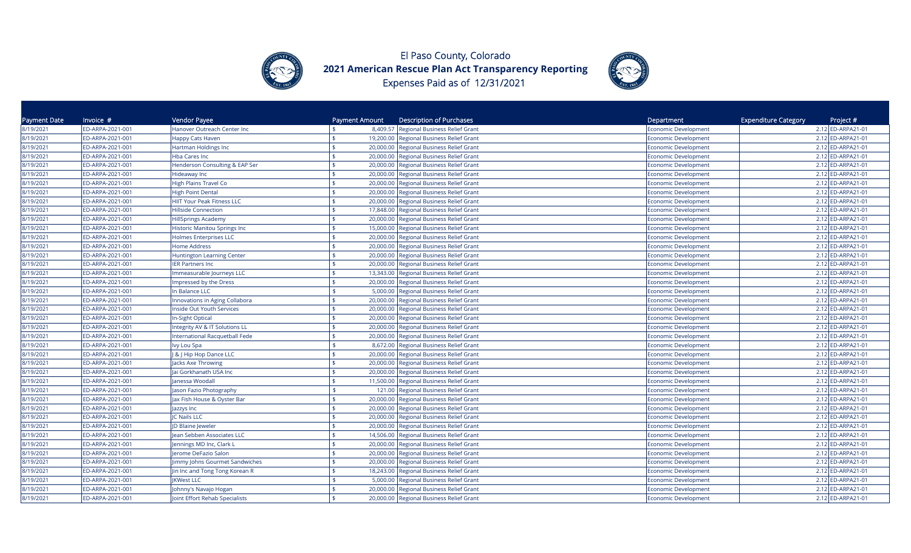# El Paso County, Colorado

## 2021 American Rescue Plan Act Transparency Reporting

Expenses Paid as of 12/31/2021

| Payment Date | Invoice # | Vendor Payee | Payment Amount | Description of Purchases | Department | Expenditure Category | Project # |
|---|---|---|---|---|---|---|---|
| 8/19/2021 | ED-ARPA-2021-001 | Hanover Outreach Center Inc | $ 8,409.57 | Regional Business Relief Grant | Economic Development | 2.12 | ED-ARPA21-01 |
| 8/19/2021 | ED-ARPA-2021-001 | Happy Cats Haven | $ 19,200.00 | Regional Business Relief Grant | Economic Development | 2.12 | ED-ARPA21-01 |
| 8/19/2021 | ED-ARPA-2021-001 | Hartman Holdings Inc | $ 20,000.00 | Regional Business Relief Grant | Economic Development | 2.12 | ED-ARPA21-01 |
| 8/19/2021 | ED-ARPA-2021-001 | Hba Cares Inc | $ 20,000.00 | Regional Business Relief Grant | Economic Development | 2.12 | ED-ARPA21-01 |
| 8/19/2021 | ED-ARPA-2021-001 | Henderson Consulting & EAP Ser | $ 20,000.00 | Regional Business Relief Grant | Economic Development | 2.12 | ED-ARPA21-01 |
| 8/19/2021 | ED-ARPA-2021-001 | Hideaway Inc | $ 20,000.00 | Regional Business Relief Grant | Economic Development | 2.12 | ED-ARPA21-01 |
| 8/19/2021 | ED-ARPA-2021-001 | High Plains Travel Co | $ 20,000.00 | Regional Business Relief Grant | Economic Development | 2.12 | ED-ARPA21-01 |
| 8/19/2021 | ED-ARPA-2021-001 | High Point Dental | $ 20,000.00 | Regional Business Relief Grant | Economic Development | 2.12 | ED-ARPA21-01 |
| 8/19/2021 | ED-ARPA-2021-001 | HIIT Your Peak Fitness LLC | $ 20,000.00 | Regional Business Relief Grant | Economic Development | 2.12 | ED-ARPA21-01 |
| 8/19/2021 | ED-ARPA-2021-001 | Hillside Connection | $ 17,848.00 | Regional Business Relief Grant | Economic Development | 2.12 | ED-ARPA21-01 |
| 8/19/2021 | ED-ARPA-2021-001 | HillSprings Academy | $ 20,000.00 | Regional Business Relief Grant | Economic Development | 2.12 | ED-ARPA21-01 |
| 8/19/2021 | ED-ARPA-2021-001 | Historic Manitou Springs Inc | $ 15,000.00 | Regional Business Relief Grant | Economic Development | 2.12 | ED-ARPA21-01 |
| 8/19/2021 | ED-ARPA-2021-001 | Holmes Enterprises LLC | $ 20,000.00 | Regional Business Relief Grant | Economic Development | 2.12 | ED-ARPA21-01 |
| 8/19/2021 | ED-ARPA-2021-001 | Home Address | $ 20,000.00 | Regional Business Relief Grant | Economic Development | 2.12 | ED-ARPA21-01 |
| 8/19/2021 | ED-ARPA-2021-001 | Huntington Learning Center | $ 20,000.00 | Regional Business Relief Grant | Economic Development | 2.12 | ED-ARPA21-01 |
| 8/19/2021 | ED-ARPA-2021-001 | IER Partners Inc | $ 20,000.00 | Regional Business Relief Grant | Economic Development | 2.12 | ED-ARPA21-01 |
| 8/19/2021 | ED-ARPA-2021-001 | Immeasurable Journeys LLC | $ 13,343.00 | Regional Business Relief Grant | Economic Development | 2.12 | ED-ARPA21-01 |
| 8/19/2021 | ED-ARPA-2021-001 | Impressed by the Dress | $ 20,000.00 | Regional Business Relief Grant | Economic Development | 2.12 | ED-ARPA21-01 |
| 8/19/2021 | ED-ARPA-2021-001 | In Balance LLC | $ 5,000.00 | Regional Business Relief Grant | Economic Development | 2.12 | ED-ARPA21-01 |
| 8/19/2021 | ED-ARPA-2021-001 | Innovations in Aging Collabora | $ 20,000.00 | Regional Business Relief Grant | Economic Development | 2.12 | ED-ARPA21-01 |
| 8/19/2021 | ED-ARPA-2021-001 | Inside Out Youth Services | $ 20,000.00 | Regional Business Relief Grant | Economic Development | 2.12 | ED-ARPA21-01 |
| 8/19/2021 | ED-ARPA-2021-001 | In-Sight Optical | $ 20,000.00 | Regional Business Relief Grant | Economic Development | 2.12 | ED-ARPA21-01 |
| 8/19/2021 | ED-ARPA-2021-001 | Integrity AV & IT Solutions LL | $ 20,000.00 | Regional Business Relief Grant | Economic Development | 2.12 | ED-ARPA21-01 |
| 8/19/2021 | ED-ARPA-2021-001 | International Racquetball Fede | $ 20,000.00 | Regional Business Relief Grant | Economic Development | 2.12 | ED-ARPA21-01 |
| 8/19/2021 | ED-ARPA-2021-001 | Ivy Lou Spa | $ 8,672.00 | Regional Business Relief Grant | Economic Development | 2.12 | ED-ARPA21-01 |
| 8/19/2021 | ED-ARPA-2021-001 | J & J Hip Hop Dance LLC | $ 20,000.00 | Regional Business Relief Grant | Economic Development | 2.12 | ED-ARPA21-01 |
| 8/19/2021 | ED-ARPA-2021-001 | Jacks Axe Throwing | $ 20,000.00 | Regional Business Relief Grant | Economic Development | 2.12 | ED-ARPA21-01 |
| 8/19/2021 | ED-ARPA-2021-001 | Jai Gorkhanath USA Inc | $ 20,000.00 | Regional Business Relief Grant | Economic Development | 2.12 | ED-ARPA21-01 |
| 8/19/2021 | ED-ARPA-2021-001 | Janessa Woodall | $ 11,500.00 | Regional Business Relief Grant | Economic Development | 2.12 | ED-ARPA21-01 |
| 8/19/2021 | ED-ARPA-2021-001 | Jason Fazio Photography | $ 121.00 | Regional Business Relief Grant | Economic Development | 2.12 | ED-ARPA21-01 |
| 8/19/2021 | ED-ARPA-2021-001 | Jax Fish House & Oyster Bar | $ 20,000.00 | Regional Business Relief Grant | Economic Development | 2.12 | ED-ARPA21-01 |
| 8/19/2021 | ED-ARPA-2021-001 | Jazzys Inc | $ 20,000.00 | Regional Business Relief Grant | Economic Development | 2.12 | ED-ARPA21-01 |
| 8/19/2021 | ED-ARPA-2021-001 | JC Nails LLC | $ 20,000.00 | Regional Business Relief Grant | Economic Development | 2.12 | ED-ARPA21-01 |
| 8/19/2021 | ED-ARPA-2021-001 | JD Blaine Jeweler | $ 20,000.00 | Regional Business Relief Grant | Economic Development | 2.12 | ED-ARPA21-01 |
| 8/19/2021 | ED-ARPA-2021-001 | Jean Sebben Associates LLC | $ 14,506.00 | Regional Business Relief Grant | Economic Development | 2.12 | ED-ARPA21-01 |
| 8/19/2021 | ED-ARPA-2021-001 | Jennings MD Inc, Clark L | $ 20,000.00 | Regional Business Relief Grant | Economic Development | 2.12 | ED-ARPA21-01 |
| 8/19/2021 | ED-ARPA-2021-001 | Jerome DeFazio Salon | $ 20,000.00 | Regional Business Relief Grant | Economic Development | 2.12 | ED-ARPA21-01 |
| 8/19/2021 | ED-ARPA-2021-001 | Jimmy Johns Gourmet Sandwiches | $ 20,000.00 | Regional Business Relief Grant | Economic Development | 2.12 | ED-ARPA21-01 |
| 8/19/2021 | ED-ARPA-2021-001 | Jin Inc and Tong Tong Korean R | $ 18,243.00 | Regional Business Relief Grant | Economic Development | 2.12 | ED-ARPA21-01 |
| 8/19/2021 | ED-ARPA-2021-001 | JKWest LLC | $ 5,000.00 | Regional Business Relief Grant | Economic Development | 2.12 | ED-ARPA21-01 |
| 8/19/2021 | ED-ARPA-2021-001 | Johnny's Navajo Hogan | $ 20,000.00 | Regional Business Relief Grant | Economic Development | 2.12 | ED-ARPA21-01 |
| 8/19/2021 | ED-ARPA-2021-001 | Joint Effort Rehab Specialists | $ 20,000.00 | Regional Business Relief Grant | Economic Development | 2.12 | ED-ARPA21-01 |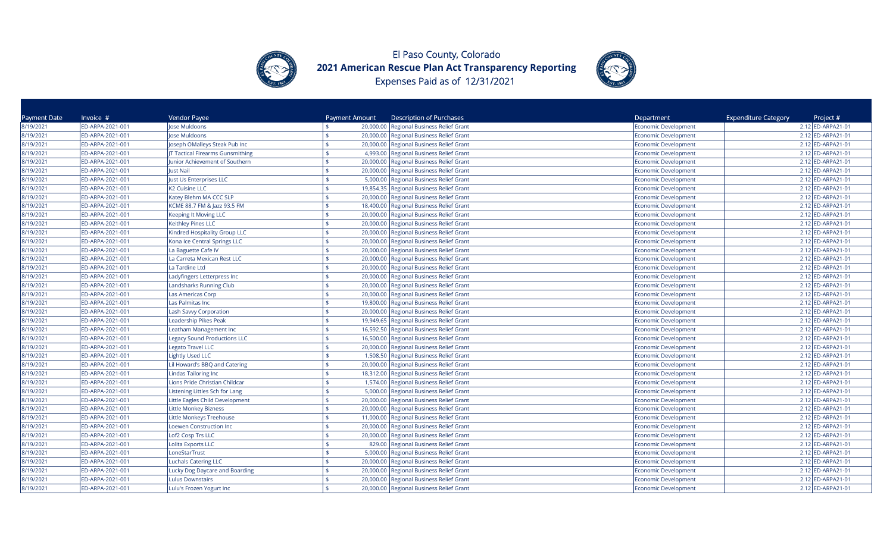El Paso County, Colorado

**2021 American Rescue Plan Act Transparency Reporting**

Expenses Paid as of 12/31/2021

| Payment Date | Invoice # | Vendor Payee | Payment Amount | Description of Purchases | Department | Expenditure Category | Project # |
|---|---|---|---|---|---|---|---|
| 8/19/2021 | ED-ARPA-2021-001 | Jose Muldoons | $ 20,000.00 | Regional Business Relief Grant | Economic Development | 2.12 | ED-ARPA21-01 |
| 8/19/2021 | ED-ARPA-2021-001 | Jose Muldoons | $ 20,000.00 | Regional Business Relief Grant | Economic Development | 2.12 | ED-ARPA21-01 |
| 8/19/2021 | ED-ARPA-2021-001 | Joseph OMalleys Steak Pub Inc | $ 20,000.00 | Regional Business Relief Grant | Economic Development | 2.12 | ED-ARPA21-01 |
| 8/19/2021 | ED-ARPA-2021-001 | JT Tactical Firearms Gunsmithing | $ 4,993.00 | Regional Business Relief Grant | Economic Development | 2.12 | ED-ARPA21-01 |
| 8/19/2021 | ED-ARPA-2021-001 | Junior Achievement of Southern | $ 20,000.00 | Regional Business Relief Grant | Economic Development | 2.12 | ED-ARPA21-01 |
| 8/19/2021 | ED-ARPA-2021-001 | Just Nail | $ 20,000.00 | Regional Business Relief Grant | Economic Development | 2.12 | ED-ARPA21-01 |
| 8/19/2021 | ED-ARPA-2021-001 | Just Us Enterprises LLC | $ 5,000.00 | Regional Business Relief Grant | Economic Development | 2.12 | ED-ARPA21-01 |
| 8/19/2021 | ED-ARPA-2021-001 | K2 Cuisine LLC | $ 19,854.35 | Regional Business Relief Grant | Economic Development | 2.12 | ED-ARPA21-01 |
| 8/19/2021 | ED-ARPA-2021-001 | Katey Blehm MA CCC SLP | $ 20,000.00 | Regional Business Relief Grant | Economic Development | 2.12 | ED-ARPA21-01 |
| 8/19/2021 | ED-ARPA-2021-001 | KCME 88.7 FM & Jazz 93.5 FM | $ 18,400.00 | Regional Business Relief Grant | Economic Development | 2.12 | ED-ARPA21-01 |
| 8/19/2021 | ED-ARPA-2021-001 | Keeping It Moving LLC | $ 20,000.00 | Regional Business Relief Grant | Economic Development | 2.12 | ED-ARPA21-01 |
| 8/19/2021 | ED-ARPA-2021-001 | Keithley Pines LLC | $ 20,000.00 | Regional Business Relief Grant | Economic Development | 2.12 | ED-ARPA21-01 |
| 8/19/2021 | ED-ARPA-2021-001 | Kindred Hospitality Group LLC | $ 20,000.00 | Regional Business Relief Grant | Economic Development | 2.12 | ED-ARPA21-01 |
| 8/19/2021 | ED-ARPA-2021-001 | Kona Ice Central Springs LLC | $ 20,000.00 | Regional Business Relief Grant | Economic Development | 2.12 | ED-ARPA21-01 |
| 8/19/2021 | ED-ARPA-2021-001 | La Baguette Cafe IV | $ 20,000.00 | Regional Business Relief Grant | Economic Development | 2.12 | ED-ARPA21-01 |
| 8/19/2021 | ED-ARPA-2021-001 | La Carreta Mexican Rest LLC | $ 20,000.00 | Regional Business Relief Grant | Economic Development | 2.12 | ED-ARPA21-01 |
| 8/19/2021 | ED-ARPA-2021-001 | La Tardine Ltd | $ 20,000.00 | Regional Business Relief Grant | Economic Development | 2.12 | ED-ARPA21-01 |
| 8/19/2021 | ED-ARPA-2021-001 | Ladyfingers Letterpress Inc | $ 20,000.00 | Regional Business Relief Grant | Economic Development | 2.12 | ED-ARPA21-01 |
| 8/19/2021 | ED-ARPA-2021-001 | Landsharks Running Club | $ 20,000.00 | Regional Business Relief Grant | Economic Development | 2.12 | ED-ARPA21-01 |
| 8/19/2021 | ED-ARPA-2021-001 | Las Americas Corp | $ 20,000.00 | Regional Business Relief Grant | Economic Development | 2.12 | ED-ARPA21-01 |
| 8/19/2021 | ED-ARPA-2021-001 | Las Palmitas Inc | $ 19,800.00 | Regional Business Relief Grant | Economic Development | 2.12 | ED-ARPA21-01 |
| 8/19/2021 | ED-ARPA-2021-001 | Lash Savvy Corporation | $ 20,000.00 | Regional Business Relief Grant | Economic Development | 2.12 | ED-ARPA21-01 |
| 8/19/2021 | ED-ARPA-2021-001 | Leadership Pikes Peak | $ 19,949.65 | Regional Business Relief Grant | Economic Development | 2.12 | ED-ARPA21-01 |
| 8/19/2021 | ED-ARPA-2021-001 | Leatham Management Inc | $ 16,592.50 | Regional Business Relief Grant | Economic Development | 2.12 | ED-ARPA21-01 |
| 8/19/2021 | ED-ARPA-2021-001 | Legacy Sound Productions LLC | $ 16,500.00 | Regional Business Relief Grant | Economic Development | 2.12 | ED-ARPA21-01 |
| 8/19/2021 | ED-ARPA-2021-001 | Legato Travel LLC | $ 20,000.00 | Regional Business Relief Grant | Economic Development | 2.12 | ED-ARPA21-01 |
| 8/19/2021 | ED-ARPA-2021-001 | Lightly Used LLC | $ 1,508.50 | Regional Business Relief Grant | Economic Development | 2.12 | ED-ARPA21-01 |
| 8/19/2021 | ED-ARPA-2021-001 | Lil Howard's BBQ and Catering | $ 20,000.00 | Regional Business Relief Grant | Economic Development | 2.12 | ED-ARPA21-01 |
| 8/19/2021 | ED-ARPA-2021-001 | Lindas Tailoring Inc | $ 18,312.00 | Regional Business Relief Grant | Economic Development | 2.12 | ED-ARPA21-01 |
| 8/19/2021 | ED-ARPA-2021-001 | Lions Pride Christian Childcar | $ 1,574.00 | Regional Business Relief Grant | Economic Development | 2.12 | ED-ARPA21-01 |
| 8/19/2021 | ED-ARPA-2021-001 | Listening Littles Sch for Lang | $ 5,000.00 | Regional Business Relief Grant | Economic Development | 2.12 | ED-ARPA21-01 |
| 8/19/2021 | ED-ARPA-2021-001 | Little Eagles Child Development | $ 20,000.00 | Regional Business Relief Grant | Economic Development | 2.12 | ED-ARPA21-01 |
| 8/19/2021 | ED-ARPA-2021-001 | Little Monkey Bizness | $ 20,000.00 | Regional Business Relief Grant | Economic Development | 2.12 | ED-ARPA21-01 |
| 8/19/2021 | ED-ARPA-2021-001 | Little Monkeys Treehouse | $ 11,000.00 | Regional Business Relief Grant | Economic Development | 2.12 | ED-ARPA21-01 |
| 8/19/2021 | ED-ARPA-2021-001 | Loewen Construction Inc | $ 20,000.00 | Regional Business Relief Grant | Economic Development | 2.12 | ED-ARPA21-01 |
| 8/19/2021 | ED-ARPA-2021-001 | Lof2 Cosp Trs LLC | $ 20,000.00 | Regional Business Relief Grant | Economic Development | 2.12 | ED-ARPA21-01 |
| 8/19/2021 | ED-ARPA-2021-001 | Lolita Exports LLC | $ 829.00 | Regional Business Relief Grant | Economic Development | 2.12 | ED-ARPA21-01 |
| 8/19/2021 | ED-ARPA-2021-001 | LoneStarTrust | $ 5,000.00 | Regional Business Relief Grant | Economic Development | 2.12 | ED-ARPA21-01 |
| 8/19/2021 | ED-ARPA-2021-001 | Luchals Catering LLC | $ 20,000.00 | Regional Business Relief Grant | Economic Development | 2.12 | ED-ARPA21-01 |
| 8/19/2021 | ED-ARPA-2021-001 | Lucky Dog Daycare and Boarding | $ 20,000.00 | Regional Business Relief Grant | Economic Development | 2.12 | ED-ARPA21-01 |
| 8/19/2021 | ED-ARPA-2021-001 | Lulus Downstairs | $ 20,000.00 | Regional Business Relief Grant | Economic Development | 2.12 | ED-ARPA21-01 |
| 8/19/2021 | ED-ARPA-2021-001 | Lulu's Frozen Yogurt Inc | $ 20,000.00 | Regional Business Relief Grant | Economic Development | 2.12 | ED-ARPA21-01 |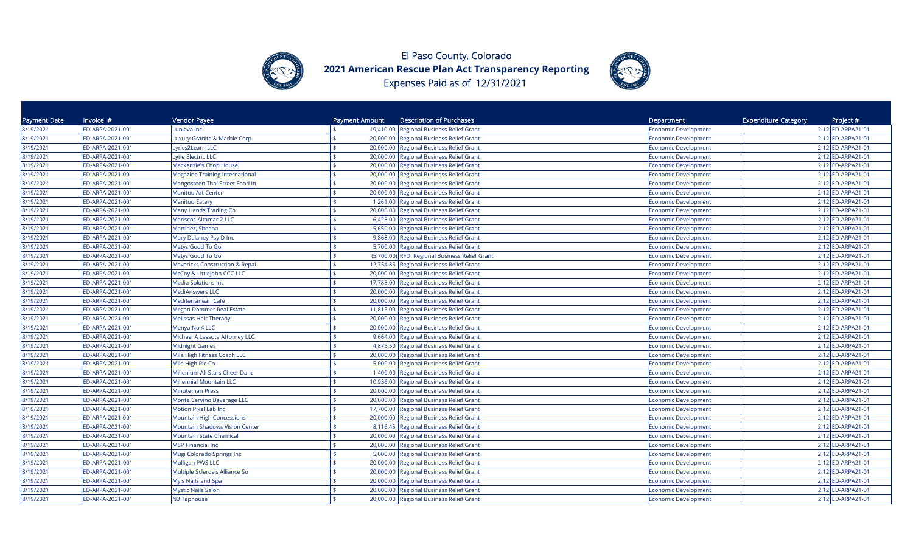El Paso County, Colorado
**2021 American Rescue Plan Act Transparency Reporting**
Expenses Paid as of 12/31/2021

| Payment Date | Invoice # | Vendor Payee | Payment Amount | Description of Purchases | Department | Expenditure Category | Project # |
|---|---|---|---|---|---|---|---|
| 8/19/2021 | ED-ARPA-2021-001 | Lunieva Inc | $ 19,410.00 | Regional Business Relief Grant | Economic Development | 2.12 | ED-ARPA21-01 |
| 8/19/2021 | ED-ARPA-2021-001 | Luxury Granite & Marble Corp | $ 20,000.00 | Regional Business Relief Grant | Economic Development | 2.12 | ED-ARPA21-01 |
| 8/19/2021 | ED-ARPA-2021-001 | Lyrics2Learn LLC | $ 20,000.00 | Regional Business Relief Grant | Economic Development | 2.12 | ED-ARPA21-01 |
| 8/19/2021 | ED-ARPA-2021-001 | Lytle Electric LLC | $ 20,000.00 | Regional Business Relief Grant | Economic Development | 2.12 | ED-ARPA21-01 |
| 8/19/2021 | ED-ARPA-2021-001 | Mackenzie's Chop House | $ 20,000.00 | Regional Business Relief Grant | Economic Development | 2.12 | ED-ARPA21-01 |
| 8/19/2021 | ED-ARPA-2021-001 | Magazine Training International | $ 20,000.00 | Regional Business Relief Grant | Economic Development | 2.12 | ED-ARPA21-01 |
| 8/19/2021 | ED-ARPA-2021-001 | Mangosteen Thai Street Food In | $ 20,000.00 | Regional Business Relief Grant | Economic Development | 2.12 | ED-ARPA21-01 |
| 8/19/2021 | ED-ARPA-2021-001 | Manitou Art Center | $ 20,000.00 | Regional Business Relief Grant | Economic Development | 2.12 | ED-ARPA21-01 |
| 8/19/2021 | ED-ARPA-2021-001 | Manitou Eatery | $ 1,261.00 | Regional Business Relief Grant | Economic Development | 2.12 | ED-ARPA21-01 |
| 8/19/2021 | ED-ARPA-2021-001 | Many Hands Trading Co | $ 20,000.00 | Regional Business Relief Grant | Economic Development | 2.12 | ED-ARPA21-01 |
| 8/19/2021 | ED-ARPA-2021-001 | Mariscos Altamar 2 LLC | $ 6,423.00 | Regional Business Relief Grant | Economic Development | 2.12 | ED-ARPA21-01 |
| 8/19/2021 | ED-ARPA-2021-001 | Martinez, Sheena | $ 5,650.00 | Regional Business Relief Grant | Economic Development | 2.12 | ED-ARPA21-01 |
| 8/19/2021 | ED-ARPA-2021-001 | Mary Delaney Psy D Inc | $ 9,868.00 | Regional Business Relief Grant | Economic Development | 2.12 | ED-ARPA21-01 |
| 8/19/2021 | ED-ARPA-2021-001 | Matys Good To Go | $ 5,700.00 | Regional Business Relief Grant | Economic Development | 2.12 | ED-ARPA21-01 |
| 8/19/2021 | ED-ARPA-2021-001 | Matys Good To Go | $ (5,700.00) | RFD Regional Business Relief Grant | Economic Development | 2.12 | ED-ARPA21-01 |
| 8/19/2021 | ED-ARPA-2021-001 | Mavericks Construction & Repai | $ 12,754.85 | Regional Business Relief Grant | Economic Development | 2.12 | ED-ARPA21-01 |
| 8/19/2021 | ED-ARPA-2021-001 | McCoy & Littlejohn CCC LLC | $ 20,000.00 | Regional Business Relief Grant | Economic Development | 2.12 | ED-ARPA21-01 |
| 8/19/2021 | ED-ARPA-2021-001 | Media Solutions Inc | $ 17,783.00 | Regional Business Relief Grant | Economic Development | 2.12 | ED-ARPA21-01 |
| 8/19/2021 | ED-ARPA-2021-001 | MediAnswers LLC | $ 20,000.00 | Regional Business Relief Grant | Economic Development | 2.12 | ED-ARPA21-01 |
| 8/19/2021 | ED-ARPA-2021-001 | Mediterranean Cafe | $ 20,000.00 | Regional Business Relief Grant | Economic Development | 2.12 | ED-ARPA21-01 |
| 8/19/2021 | ED-ARPA-2021-001 | Megan Dommer Real Estate | $ 11,815.00 | Regional Business Relief Grant | Economic Development | 2.12 | ED-ARPA21-01 |
| 8/19/2021 | ED-ARPA-2021-001 | Melissas Hair Therapy | $ 20,000.00 | Regional Business Relief Grant | Economic Development | 2.12 | ED-ARPA21-01 |
| 8/19/2021 | ED-ARPA-2021-001 | Menya No 4 LLC | $ 20,000.00 | Regional Business Relief Grant | Economic Development | 2.12 | ED-ARPA21-01 |
| 8/19/2021 | ED-ARPA-2021-001 | Michael A Lassota Attorney LLC | $ 9,664.00 | Regional Business Relief Grant | Economic Development | 2.12 | ED-ARPA21-01 |
| 8/19/2021 | ED-ARPA-2021-001 | Midnight Games | $ 4,875.50 | Regional Business Relief Grant | Economic Development | 2.12 | ED-ARPA21-01 |
| 8/19/2021 | ED-ARPA-2021-001 | Mile High Fitness Coach LLC | $ 20,000.00 | Regional Business Relief Grant | Economic Development | 2.12 | ED-ARPA21-01 |
| 8/19/2021 | ED-ARPA-2021-001 | Mile High Pie Co | $ 5,000.00 | Regional Business Relief Grant | Economic Development | 2.12 | ED-ARPA21-01 |
| 8/19/2021 | ED-ARPA-2021-001 | Millenium All Stars Cheer Danc | $ 1,400.00 | Regional Business Relief Grant | Economic Development | 2.12 | ED-ARPA21-01 |
| 8/19/2021 | ED-ARPA-2021-001 | Millennial Mountain LLC | $ 10,956.00 | Regional Business Relief Grant | Economic Development | 2.12 | ED-ARPA21-01 |
| 8/19/2021 | ED-ARPA-2021-001 | Minuteman Press | $ 20,000.00 | Regional Business Relief Grant | Economic Development | 2.12 | ED-ARPA21-01 |
| 8/19/2021 | ED-ARPA-2021-001 | Monte Cervino Beverage LLC | $ 20,000.00 | Regional Business Relief Grant | Economic Development | 2.12 | ED-ARPA21-01 |
| 8/19/2021 | ED-ARPA-2021-001 | Motion Pixel Lab Inc | $ 17,700.00 | Regional Business Relief Grant | Economic Development | 2.12 | ED-ARPA21-01 |
| 8/19/2021 | ED-ARPA-2021-001 | Mountain High Concessions | $ 20,000.00 | Regional Business Relief Grant | Economic Development | 2.12 | ED-ARPA21-01 |
| 8/19/2021 | ED-ARPA-2021-001 | Mountain Shadows Vision Center | $ 8,116.45 | Regional Business Relief Grant | Economic Development | 2.12 | ED-ARPA21-01 |
| 8/19/2021 | ED-ARPA-2021-001 | Mountain State Chemical | $ 20,000.00 | Regional Business Relief Grant | Economic Development | 2.12 | ED-ARPA21-01 |
| 8/19/2021 | ED-ARPA-2021-001 | MSP Financial Inc | $ 20,000.00 | Regional Business Relief Grant | Economic Development | 2.12 | ED-ARPA21-01 |
| 8/19/2021 | ED-ARPA-2021-001 | Mugi Colorado Springs Inc | $ 5,000.00 | Regional Business Relief Grant | Economic Development | 2.12 | ED-ARPA21-01 |
| 8/19/2021 | ED-ARPA-2021-001 | Mulligan PWS LLC | $ 20,000.00 | Regional Business Relief Grant | Economic Development | 2.12 | ED-ARPA21-01 |
| 8/19/2021 | ED-ARPA-2021-001 | Multiple Sclerosis Alliance So | $ 20,000.00 | Regional Business Relief Grant | Economic Development | 2.12 | ED-ARPA21-01 |
| 8/19/2021 | ED-ARPA-2021-001 | My's Nails and Spa | $ 20,000.00 | Regional Business Relief Grant | Economic Development | 2.12 | ED-ARPA21-01 |
| 8/19/2021 | ED-ARPA-2021-001 | Mystic Nails Salon | $ 20,000.00 | Regional Business Relief Grant | Economic Development | 2.12 | ED-ARPA21-01 |
| 8/19/2021 | ED-ARPA-2021-001 | N3 Taphouse | $ 20,000.00 | Regional Business Relief Grant | Economic Development | 2.12 | ED-ARPA21-01 |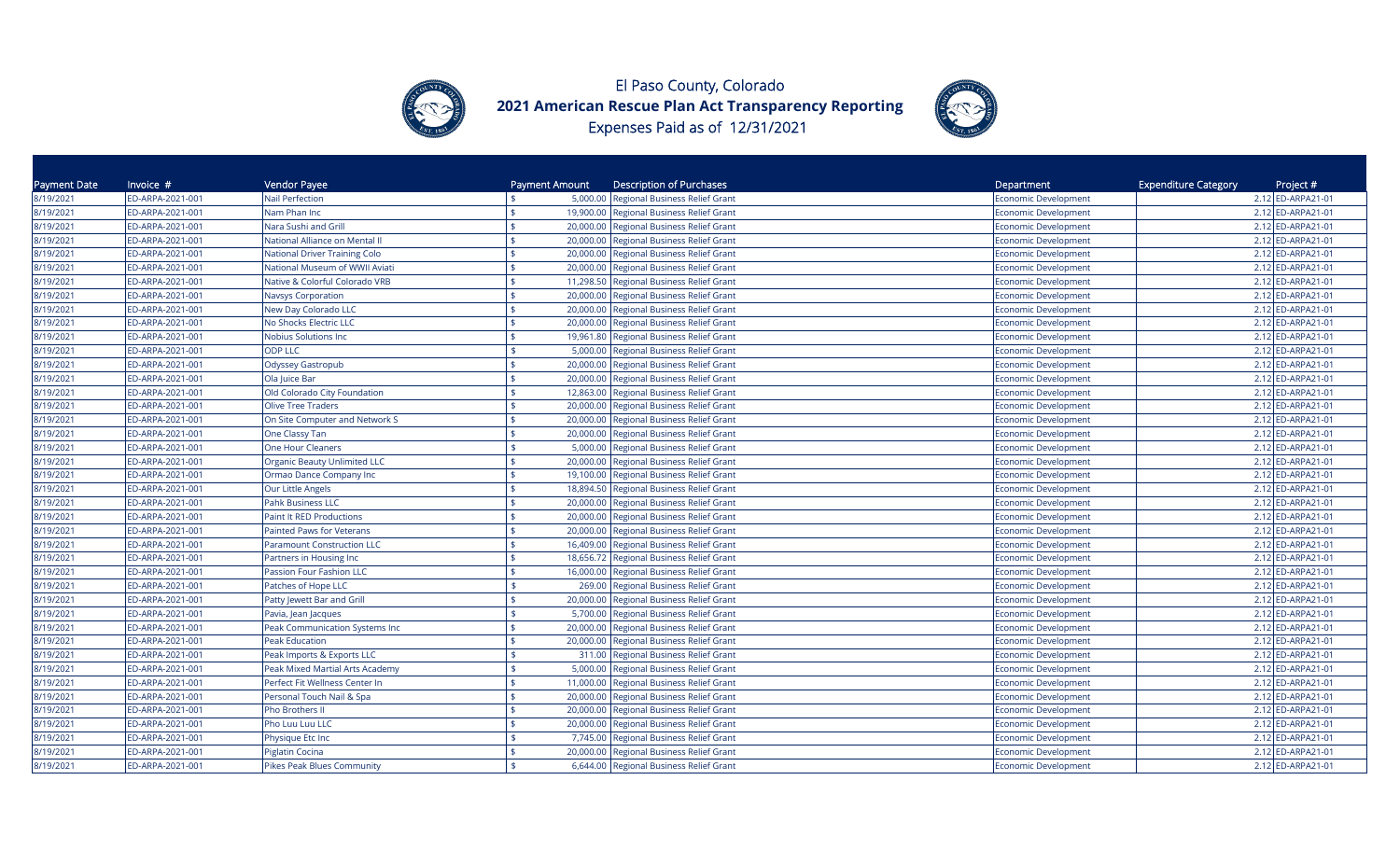El Paso County, Colorado
**2021 American Rescue Plan Act Transparency Reporting**
Expenses Paid as of 12/31/2021

| Payment Date | Invoice # | Vendor Payee | Payment Amount | Description of Purchases | Department | Expenditure Category | Project # |
|---|---|---|---|---|---|---|---|
| 8/19/2021 | ED-ARPA-2021-001 | Nail Perfection | $ 5,000.00 | Regional Business Relief Grant | Economic Development | 2.12 | ED-ARPA21-01 |
| 8/19/2021 | ED-ARPA-2021-001 | Nam Phan Inc | $ 19,900.00 | Regional Business Relief Grant | Economic Development | 2.12 | ED-ARPA21-01 |
| 8/19/2021 | ED-ARPA-2021-001 | Nara Sushi and Grill | $ 20,000.00 | Regional Business Relief Grant | Economic Development | 2.12 | ED-ARPA21-01 |
| 8/19/2021 | ED-ARPA-2021-001 | National Alliance on Mental Il | $ 20,000.00 | Regional Business Relief Grant | Economic Development | 2.12 | ED-ARPA21-01 |
| 8/19/2021 | ED-ARPA-2021-001 | National Driver Training Colo | $ 20,000.00 | Regional Business Relief Grant | Economic Development | 2.12 | ED-ARPA21-01 |
| 8/19/2021 | ED-ARPA-2021-001 | National Museum of WWII Aviati | $ 20,000.00 | Regional Business Relief Grant | Economic Development | 2.12 | ED-ARPA21-01 |
| 8/19/2021 | ED-ARPA-2021-001 | Native & Colorful Colorado VRB | $ 11,298.50 | Regional Business Relief Grant | Economic Development | 2.12 | ED-ARPA21-01 |
| 8/19/2021 | ED-ARPA-2021-001 | Navsys Corporation | $ 20,000.00 | Regional Business Relief Grant | Economic Development | 2.12 | ED-ARPA21-01 |
| 8/19/2021 | ED-ARPA-2021-001 | New Day Colorado LLC | $ 20,000.00 | Regional Business Relief Grant | Economic Development | 2.12 | ED-ARPA21-01 |
| 8/19/2021 | ED-ARPA-2021-001 | No Shocks Electric LLC | $ 20,000.00 | Regional Business Relief Grant | Economic Development | 2.12 | ED-ARPA21-01 |
| 8/19/2021 | ED-ARPA-2021-001 | Nobius Solutions Inc | $ 19,961.80 | Regional Business Relief Grant | Economic Development | 2.12 | ED-ARPA21-01 |
| 8/19/2021 | ED-ARPA-2021-001 | ODP LLC | $ 5,000.00 | Regional Business Relief Grant | Economic Development | 2.12 | ED-ARPA21-01 |
| 8/19/2021 | ED-ARPA-2021-001 | Odyssey Gastropub | $ 20,000.00 | Regional Business Relief Grant | Economic Development | 2.12 | ED-ARPA21-01 |
| 8/19/2021 | ED-ARPA-2021-001 | Ola Juice Bar | $ 20,000.00 | Regional Business Relief Grant | Economic Development | 2.12 | ED-ARPA21-01 |
| 8/19/2021 | ED-ARPA-2021-001 | Old Colorado City Foundation | $ 12,863.00 | Regional Business Relief Grant | Economic Development | 2.12 | ED-ARPA21-01 |
| 8/19/2021 | ED-ARPA-2021-001 | Olive Tree Traders | $ 20,000.00 | Regional Business Relief Grant | Economic Development | 2.12 | ED-ARPA21-01 |
| 8/19/2021 | ED-ARPA-2021-001 | On Site Computer and Network S | $ 20,000.00 | Regional Business Relief Grant | Economic Development | 2.12 | ED-ARPA21-01 |
| 8/19/2021 | ED-ARPA-2021-001 | One Classy Tan | $ 20,000.00 | Regional Business Relief Grant | Economic Development | 2.12 | ED-ARPA21-01 |
| 8/19/2021 | ED-ARPA-2021-001 | One Hour Cleaners | $ 5,000.00 | Regional Business Relief Grant | Economic Development | 2.12 | ED-ARPA21-01 |
| 8/19/2021 | ED-ARPA-2021-001 | Organic Beauty Unlimited LLC | $ 20,000.00 | Regional Business Relief Grant | Economic Development | 2.12 | ED-ARPA21-01 |
| 8/19/2021 | ED-ARPA-2021-001 | Ormao Dance Company Inc | $ 19,100.00 | Regional Business Relief Grant | Economic Development | 2.12 | ED-ARPA21-01 |
| 8/19/2021 | ED-ARPA-2021-001 | Our Little Angels | $ 18,894.50 | Regional Business Relief Grant | Economic Development | 2.12 | ED-ARPA21-01 |
| 8/19/2021 | ED-ARPA-2021-001 | Pahk Business LLC | $ 20,000.00 | Regional Business Relief Grant | Economic Development | 2.12 | ED-ARPA21-01 |
| 8/19/2021 | ED-ARPA-2021-001 | Paint It RED Productions | $ 20,000.00 | Regional Business Relief Grant | Economic Development | 2.12 | ED-ARPA21-01 |
| 8/19/2021 | ED-ARPA-2021-001 | Painted Paws for Veterans | $ 20,000.00 | Regional Business Relief Grant | Economic Development | 2.12 | ED-ARPA21-01 |
| 8/19/2021 | ED-ARPA-2021-001 | Paramount Construction LLC | $ 16,409.00 | Regional Business Relief Grant | Economic Development | 2.12 | ED-ARPA21-01 |
| 8/19/2021 | ED-ARPA-2021-001 | Partners in Housing Inc | $ 18,656.72 | Regional Business Relief Grant | Economic Development | 2.12 | ED-ARPA21-01 |
| 8/19/2021 | ED-ARPA-2021-001 | Passion Four Fashion LLC | $ 16,000.00 | Regional Business Relief Grant | Economic Development | 2.12 | ED-ARPA21-01 |
| 8/19/2021 | ED-ARPA-2021-001 | Patches of Hope LLC | $ 269.00 | Regional Business Relief Grant | Economic Development | 2.12 | ED-ARPA21-01 |
| 8/19/2021 | ED-ARPA-2021-001 | Patty Jewett Bar and Grill | $ 20,000.00 | Regional Business Relief Grant | Economic Development | 2.12 | ED-ARPA21-01 |
| 8/19/2021 | ED-ARPA-2021-001 | Pavia, Jean Jacques | $ 5,700.00 | Regional Business Relief Grant | Economic Development | 2.12 | ED-ARPA21-01 |
| 8/19/2021 | ED-ARPA-2021-001 | Peak Communication Systems Inc | $ 20,000.00 | Regional Business Relief Grant | Economic Development | 2.12 | ED-ARPA21-01 |
| 8/19/2021 | ED-ARPA-2021-001 | Peak Education | $ 20,000.00 | Regional Business Relief Grant | Economic Development | 2.12 | ED-ARPA21-01 |
| 8/19/2021 | ED-ARPA-2021-001 | Peak Imports & Exports LLC | $ 311.00 | Regional Business Relief Grant | Economic Development | 2.12 | ED-ARPA21-01 |
| 8/19/2021 | ED-ARPA-2021-001 | Peak Mixed Martial Arts Academy | $ 5,000.00 | Regional Business Relief Grant | Economic Development | 2.12 | ED-ARPA21-01 |
| 8/19/2021 | ED-ARPA-2021-001 | Perfect Fit Wellness Center In | $ 11,000.00 | Regional Business Relief Grant | Economic Development | 2.12 | ED-ARPA21-01 |
| 8/19/2021 | ED-ARPA-2021-001 | Personal Touch Nail & Spa | $ 20,000.00 | Regional Business Relief Grant | Economic Development | 2.12 | ED-ARPA21-01 |
| 8/19/2021 | ED-ARPA-2021-001 | Pho Brothers II | $ 20,000.00 | Regional Business Relief Grant | Economic Development | 2.12 | ED-ARPA21-01 |
| 8/19/2021 | ED-ARPA-2021-001 | Pho Luu Luu LLC | $ 20,000.00 | Regional Business Relief Grant | Economic Development | 2.12 | ED-ARPA21-01 |
| 8/19/2021 | ED-ARPA-2021-001 | Physique Etc Inc | $ 7,745.00 | Regional Business Relief Grant | Economic Development | 2.12 | ED-ARPA21-01 |
| 8/19/2021 | ED-ARPA-2021-001 | Piglatin Cocina | $ 20,000.00 | Regional Business Relief Grant | Economic Development | 2.12 | ED-ARPA21-01 |
| 8/19/2021 | ED-ARPA-2021-001 | Pikes Peak Blues Community | $ 6,644.00 | Regional Business Relief Grant | Economic Development | 2.12 | ED-ARPA21-01 |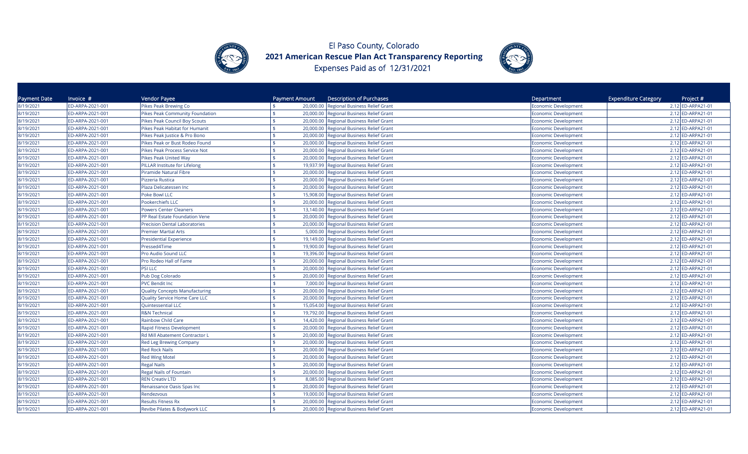El Paso County, Colorado
**2021 American Rescue Plan Act Transparency Reporting**
Expenses Paid as of 12/31/2021

| Payment Date | Invoice # | Vendor Payee | Payment Amount | Description of Purchases | Department | Expenditure Category | Project # |
|---|---|---|---|---|---|---|---|
| 8/19/2021 | ED-ARPA-2021-001 | Pikes Peak Brewing Co | $ 20,000.00 | Regional Business Relief Grant | Economic Development | 2.12 | ED-ARPA21-01 |
| 8/19/2021 | ED-ARPA-2021-001 | Pikes Peak Community Foundation | $ 20,000.00 | Regional Business Relief Grant | Economic Development | 2.12 | ED-ARPA21-01 |
| 8/19/2021 | ED-ARPA-2021-001 | Pikes Peak Council Boy Scouts | $ 20,000.00 | Regional Business Relief Grant | Economic Development | 2.12 | ED-ARPA21-01 |
| 8/19/2021 | ED-ARPA-2021-001 | Pikes Peak Habitat for Humanit | $ 20,000.00 | Regional Business Relief Grant | Economic Development | 2.12 | ED-ARPA21-01 |
| 8/19/2021 | ED-ARPA-2021-001 | Pikes Peak Justice & Pro Bono | $ 20,000.00 | Regional Business Relief Grant | Economic Development | 2.12 | ED-ARPA21-01 |
| 8/19/2021 | ED-ARPA-2021-001 | Pikes Peak or Bust Rodeo Found | $ 20,000.00 | Regional Business Relief Grant | Economic Development | 2.12 | ED-ARPA21-01 |
| 8/19/2021 | ED-ARPA-2021-001 | Pikes Peak Process Service Not | $ 20,000.00 | Regional Business Relief Grant | Economic Development | 2.12 | ED-ARPA21-01 |
| 8/19/2021 | ED-ARPA-2021-001 | Pikes Peak United Way | $ 20,000.00 | Regional Business Relief Grant | Economic Development | 2.12 | ED-ARPA21-01 |
| 8/19/2021 | ED-ARPA-2021-001 | PILLAR Institute for Lifelong | $ 19,937.99 | Regional Business Relief Grant | Economic Development | 2.12 | ED-ARPA21-01 |
| 8/19/2021 | ED-ARPA-2021-001 | Piramide Natural Fibre | $ 20,000.00 | Regional Business Relief Grant | Economic Development | 2.12 | ED-ARPA21-01 |
| 8/19/2021 | ED-ARPA-2021-001 | Pizzeria Rustica | $ 20,000.00 | Regional Business Relief Grant | Economic Development | 2.12 | ED-ARPA21-01 |
| 8/19/2021 | ED-ARPA-2021-001 | Plaza Delicatessen Inc | $ 20,000.00 | Regional Business Relief Grant | Economic Development | 2.12 | ED-ARPA21-01 |
| 8/19/2021 | ED-ARPA-2021-001 | Poke Bowl LLC | $ 15,908.00 | Regional Business Relief Grant | Economic Development | 2.12 | ED-ARPA21-01 |
| 8/19/2021 | ED-ARPA-2021-001 | Pookerchiefs LLC | $ 20,000.00 | Regional Business Relief Grant | Economic Development | 2.12 | ED-ARPA21-01 |
| 8/19/2021 | ED-ARPA-2021-001 | Powers Center Cleaners | $ 13,140.00 | Regional Business Relief Grant | Economic Development | 2.12 | ED-ARPA21-01 |
| 8/19/2021 | ED-ARPA-2021-001 | PP Real Estate Foundation Vene | $ 20,000.00 | Regional Business Relief Grant | Economic Development | 2.12 | ED-ARPA21-01 |
| 8/19/2021 | ED-ARPA-2021-001 | Precision Dental Laboratories | $ 20,000.00 | Regional Business Relief Grant | Economic Development | 2.12 | ED-ARPA21-01 |
| 8/19/2021 | ED-ARPA-2021-001 | Premier Martial Arts | $ 5,000.00 | Regional Business Relief Grant | Economic Development | 2.12 | ED-ARPA21-01 |
| 8/19/2021 | ED-ARPA-2021-001 | Presidential Experience | $ 19,149.00 | Regional Business Relief Grant | Economic Development | 2.12 | ED-ARPA21-01 |
| 8/19/2021 | ED-ARPA-2021-001 | Pressed4Time | $ 19,900.00 | Regional Business Relief Grant | Economic Development | 2.12 | ED-ARPA21-01 |
| 8/19/2021 | ED-ARPA-2021-001 | Pro Audio Sound LLC | $ 19,396.00 | Regional Business Relief Grant | Economic Development | 2.12 | ED-ARPA21-01 |
| 8/19/2021 | ED-ARPA-2021-001 | Pro Rodeo Hall of Fame | $ 20,000.00 | Regional Business Relief Grant | Economic Development | 2.12 | ED-ARPA21-01 |
| 8/19/2021 | ED-ARPA-2021-001 | PSI LLC | $ 20,000.00 | Regional Business Relief Grant | Economic Development | 2.12 | ED-ARPA21-01 |
| 8/19/2021 | ED-ARPA-2021-001 | Pub Dog Colorado | $ 20,000.00 | Regional Business Relief Grant | Economic Development | 2.12 | ED-ARPA21-01 |
| 8/19/2021 | ED-ARPA-2021-001 | PVC Bendit Inc | $ 7,000.00 | Regional Business Relief Grant | Economic Development | 2.12 | ED-ARPA21-01 |
| 8/19/2021 | ED-ARPA-2021-001 | Quality Concepts Manufacturing | $ 20,000.00 | Regional Business Relief Grant | Economic Development | 2.12 | ED-ARPA21-01 |
| 8/19/2021 | ED-ARPA-2021-001 | Quality Service Home Care LLC | $ 20,000.00 | Regional Business Relief Grant | Economic Development | 2.12 | ED-ARPA21-01 |
| 8/19/2021 | ED-ARPA-2021-001 | Quintessential LLC | $ 15,054.00 | Regional Business Relief Grant | Economic Development | 2.12 | ED-ARPA21-01 |
| 8/19/2021 | ED-ARPA-2021-001 | R&N Technical | $ 19,792.00 | Regional Business Relief Grant | Economic Development | 2.12 | ED-ARPA21-01 |
| 8/19/2021 | ED-ARPA-2021-001 | Rainbow Child Care | $ 14,420.00 | Regional Business Relief Grant | Economic Development | 2.12 | ED-ARPA21-01 |
| 8/19/2021 | ED-ARPA-2021-001 | Rapid Fitness Development | $ 20,000.00 | Regional Business Relief Grant | Economic Development | 2.12 | ED-ARPA21-01 |
| 8/19/2021 | ED-ARPA-2021-001 | Rd Mill Abatement Contractor L | $ 20,000.00 | Regional Business Relief Grant | Economic Development | 2.12 | ED-ARPA21-01 |
| 8/19/2021 | ED-ARPA-2021-001 | Red Leg Brewing Company | $ 20,000.00 | Regional Business Relief Grant | Economic Development | 2.12 | ED-ARPA21-01 |
| 8/19/2021 | ED-ARPA-2021-001 | Red Rock Nails | $ 20,000.00 | Regional Business Relief Grant | Economic Development | 2.12 | ED-ARPA21-01 |
| 8/19/2021 | ED-ARPA-2021-001 | Red Wing Motel | $ 20,000.00 | Regional Business Relief Grant | Economic Development | 2.12 | ED-ARPA21-01 |
| 8/19/2021 | ED-ARPA-2021-001 | Regal Nails | $ 20,000.00 | Regional Business Relief Grant | Economic Development | 2.12 | ED-ARPA21-01 |
| 8/19/2021 | ED-ARPA-2021-001 | Regal Nails of Fountain | $ 20,000.00 | Regional Business Relief Grant | Economic Development | 2.12 | ED-ARPA21-01 |
| 8/19/2021 | ED-ARPA-2021-001 | REN Creativ LTD | $ 8,085.00 | Regional Business Relief Grant | Economic Development | 2.12 | ED-ARPA21-01 |
| 8/19/2021 | ED-ARPA-2021-001 | Renaissance Oasis Spas Inc | $ 20,000.00 | Regional Business Relief Grant | Economic Development | 2.12 | ED-ARPA21-01 |
| 8/19/2021 | ED-ARPA-2021-001 | Rendezvous | $ 19,000.00 | Regional Business Relief Grant | Economic Development | 2.12 | ED-ARPA21-01 |
| 8/19/2021 | ED-ARPA-2021-001 | Results Fitness Rx | $ 20,000.00 | Regional Business Relief Grant | Economic Development | 2.12 | ED-ARPA21-01 |
| 8/19/2021 | ED-ARPA-2021-001 | Revibe Pilates & Bodywork LLC | $ 20,000.00 | Regional Business Relief Grant | Economic Development | 2.12 | ED-ARPA21-01 |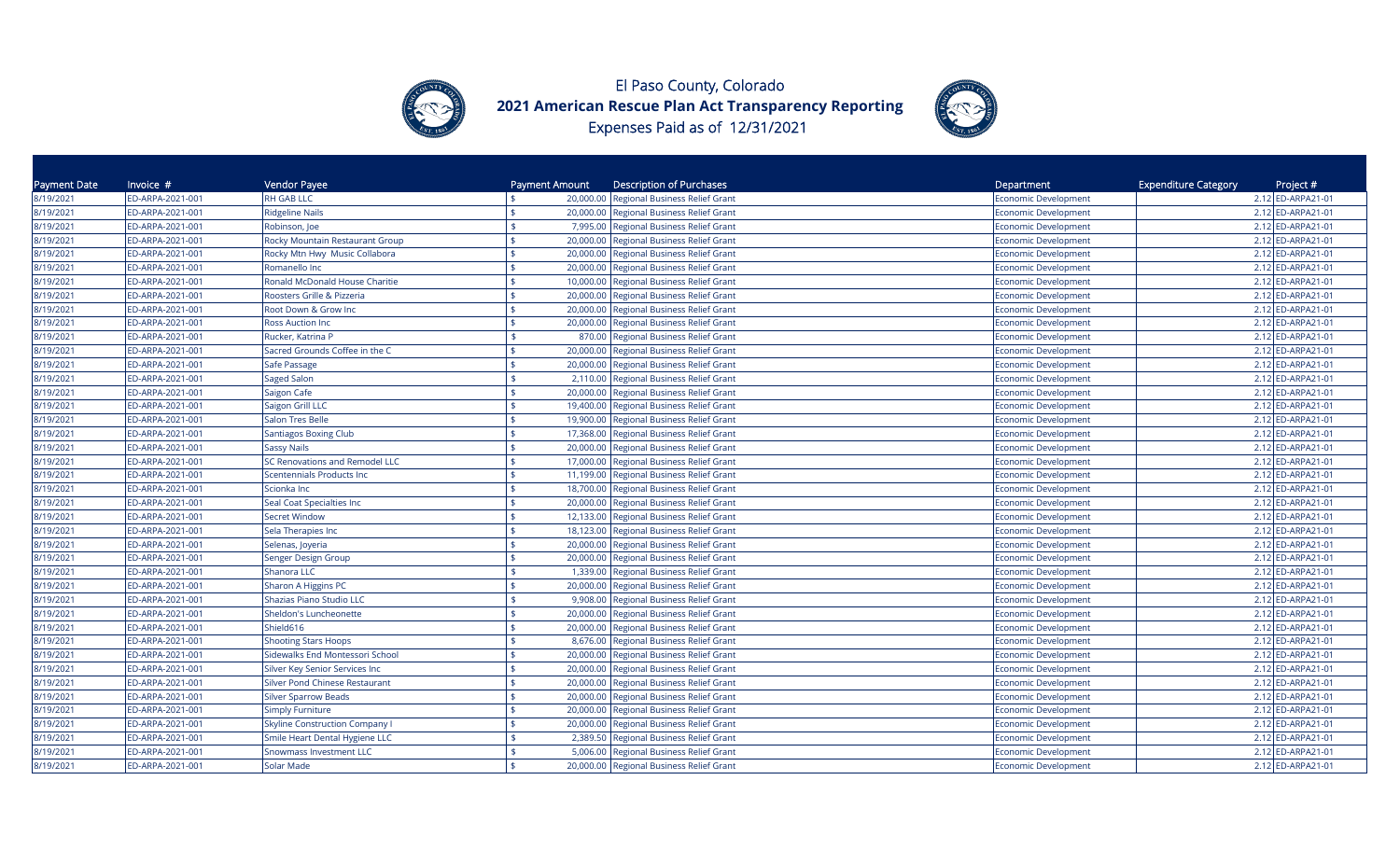# El Paso County, Colorado

## 2021 American Rescue Plan Act Transparency Reporting

Expenses Paid as of 12/31/2021

| Payment Date | Invoice # | Vendor Payee | Payment Amount | Description of Purchases | Department | Expenditure Category | Project # |
|---|---|---|---|---|---|---|---|
| 8/19/2021 | ED-ARPA-2021-001 | RH GAB LLC | $ 20,000.00 | Regional Business Relief Grant | Economic Development | 2.12 | ED-ARPA21-01 |
| 8/19/2021 | ED-ARPA-2021-001 | Ridgeline Nails | $ 20,000.00 | Regional Business Relief Grant | Economic Development | 2.12 | ED-ARPA21-01 |
| 8/19/2021 | ED-ARPA-2021-001 | Robinson, Joe | $ 7,995.00 | Regional Business Relief Grant | Economic Development | 2.12 | ED-ARPA21-01 |
| 8/19/2021 | ED-ARPA-2021-001 | Rocky Mountain Restaurant Group | $ 20,000.00 | Regional Business Relief Grant | Economic Development | 2.12 | ED-ARPA21-01 |
| 8/19/2021 | ED-ARPA-2021-001 | Rocky Mtn Hwy Music Collabora | $ 20,000.00 | Regional Business Relief Grant | Economic Development | 2.12 | ED-ARPA21-01 |
| 8/19/2021 | ED-ARPA-2021-001 | Romanello Inc | $ 20,000.00 | Regional Business Relief Grant | Economic Development | 2.12 | ED-ARPA21-01 |
| 8/19/2021 | ED-ARPA-2021-001 | Ronald McDonald House Charitie | $ 10,000.00 | Regional Business Relief Grant | Economic Development | 2.12 | ED-ARPA21-01 |
| 8/19/2021 | ED-ARPA-2021-001 | Roosters Grille & Pizzeria | $ 20,000.00 | Regional Business Relief Grant | Economic Development | 2.12 | ED-ARPA21-01 |
| 8/19/2021 | ED-ARPA-2021-001 | Root Down & Grow Inc | $ 20,000.00 | Regional Business Relief Grant | Economic Development | 2.12 | ED-ARPA21-01 |
| 8/19/2021 | ED-ARPA-2021-001 | Ross Auction Inc | $ 20,000.00 | Regional Business Relief Grant | Economic Development | 2.12 | ED-ARPA21-01 |
| 8/19/2021 | ED-ARPA-2021-001 | Rucker, Katrina P | $ 870.00 | Regional Business Relief Grant | Economic Development | 2.12 | ED-ARPA21-01 |
| 8/19/2021 | ED-ARPA-2021-001 | Sacred Grounds Coffee in the C | $ 20,000.00 | Regional Business Relief Grant | Economic Development | 2.12 | ED-ARPA21-01 |
| 8/19/2021 | ED-ARPA-2021-001 | Safe Passage | $ 20,000.00 | Regional Business Relief Grant | Economic Development | 2.12 | ED-ARPA21-01 |
| 8/19/2021 | ED-ARPA-2021-001 | Saged Salon | $ 2,110.00 | Regional Business Relief Grant | Economic Development | 2.12 | ED-ARPA21-01 |
| 8/19/2021 | ED-ARPA-2021-001 | Saigon Cafe | $ 20,000.00 | Regional Business Relief Grant | Economic Development | 2.12 | ED-ARPA21-01 |
| 8/19/2021 | ED-ARPA-2021-001 | Saigon Grill LLC | $ 19,400.00 | Regional Business Relief Grant | Economic Development | 2.12 | ED-ARPA21-01 |
| 8/19/2021 | ED-ARPA-2021-001 | Salon Tres Belle | $ 19,900.00 | Regional Business Relief Grant | Economic Development | 2.12 | ED-ARPA21-01 |
| 8/19/2021 | ED-ARPA-2021-001 | Santiagos Boxing Club | $ 17,368.00 | Regional Business Relief Grant | Economic Development | 2.12 | ED-ARPA21-01 |
| 8/19/2021 | ED-ARPA-2021-001 | Sassy Nails | $ 20,000.00 | Regional Business Relief Grant | Economic Development | 2.12 | ED-ARPA21-01 |
| 8/19/2021 | ED-ARPA-2021-001 | SC Renovations and Remodel LLC | $ 17,000.00 | Regional Business Relief Grant | Economic Development | 2.12 | ED-ARPA21-01 |
| 8/19/2021 | ED-ARPA-2021-001 | Scentennials Products Inc | $ 11,199.00 | Regional Business Relief Grant | Economic Development | 2.12 | ED-ARPA21-01 |
| 8/19/2021 | ED-ARPA-2021-001 | Scionka Inc | $ 18,700.00 | Regional Business Relief Grant | Economic Development | 2.12 | ED-ARPA21-01 |
| 8/19/2021 | ED-ARPA-2021-001 | Seal Coat Specialties Inc | $ 20,000.00 | Regional Business Relief Grant | Economic Development | 2.12 | ED-ARPA21-01 |
| 8/19/2021 | ED-ARPA-2021-001 | Secret Window | $ 12,133.00 | Regional Business Relief Grant | Economic Development | 2.12 | ED-ARPA21-01 |
| 8/19/2021 | ED-ARPA-2021-001 | Sela Therapies Inc | $ 18,123.00 | Regional Business Relief Grant | Economic Development | 2.12 | ED-ARPA21-01 |
| 8/19/2021 | ED-ARPA-2021-001 | Selenas, Joyeria | $ 20,000.00 | Regional Business Relief Grant | Economic Development | 2.12 | ED-ARPA21-01 |
| 8/19/2021 | ED-ARPA-2021-001 | Senger Design Group | $ 20,000.00 | Regional Business Relief Grant | Economic Development | 2.12 | ED-ARPA21-01 |
| 8/19/2021 | ED-ARPA-2021-001 | Shanora LLC | $ 1,339.00 | Regional Business Relief Grant | Economic Development | 2.12 | ED-ARPA21-01 |
| 8/19/2021 | ED-ARPA-2021-001 | Sharon A Higgins PC | $ 20,000.00 | Regional Business Relief Grant | Economic Development | 2.12 | ED-ARPA21-01 |
| 8/19/2021 | ED-ARPA-2021-001 | Shazias Piano Studio LLC | $ 9,908.00 | Regional Business Relief Grant | Economic Development | 2.12 | ED-ARPA21-01 |
| 8/19/2021 | ED-ARPA-2021-001 | Sheldon's Luncheonette | $ 20,000.00 | Regional Business Relief Grant | Economic Development | 2.12 | ED-ARPA21-01 |
| 8/19/2021 | ED-ARPA-2021-001 | Shield616 | $ 20,000.00 | Regional Business Relief Grant | Economic Development | 2.12 | ED-ARPA21-01 |
| 8/19/2021 | ED-ARPA-2021-001 | Shooting Stars Hoops | $ 8,676.00 | Regional Business Relief Grant | Economic Development | 2.12 | ED-ARPA21-01 |
| 8/19/2021 | ED-ARPA-2021-001 | Sidewalks End Montessori School | $ 20,000.00 | Regional Business Relief Grant | Economic Development | 2.12 | ED-ARPA21-01 |
| 8/19/2021 | ED-ARPA-2021-001 | Silver Key Senior Services Inc | $ 20,000.00 | Regional Business Relief Grant | Economic Development | 2.12 | ED-ARPA21-01 |
| 8/19/2021 | ED-ARPA-2021-001 | Silver Pond Chinese Restaurant | $ 20,000.00 | Regional Business Relief Grant | Economic Development | 2.12 | ED-ARPA21-01 |
| 8/19/2021 | ED-ARPA-2021-001 | Silver Sparrow Beads | $ 20,000.00 | Regional Business Relief Grant | Economic Development | 2.12 | ED-ARPA21-01 |
| 8/19/2021 | ED-ARPA-2021-001 | Simply Furniture | $ 20,000.00 | Regional Business Relief Grant | Economic Development | 2.12 | ED-ARPA21-01 |
| 8/19/2021 | ED-ARPA-2021-001 | Skyline Construction Company I | $ 20,000.00 | Regional Business Relief Grant | Economic Development | 2.12 | ED-ARPA21-01 |
| 8/19/2021 | ED-ARPA-2021-001 | Smile Heart Dental Hygiene LLC | $ 2,389.50 | Regional Business Relief Grant | Economic Development | 2.12 | ED-ARPA21-01 |
| 8/19/2021 | ED-ARPA-2021-001 | Snowmass Investment LLC | $ 5,006.00 | Regional Business Relief Grant | Economic Development | 2.12 | ED-ARPA21-01 |
| 8/19/2021 | ED-ARPA-2021-001 | Solar Made | $ 20,000.00 | Regional Business Relief Grant | Economic Development | 2.12 | ED-ARPA21-01 |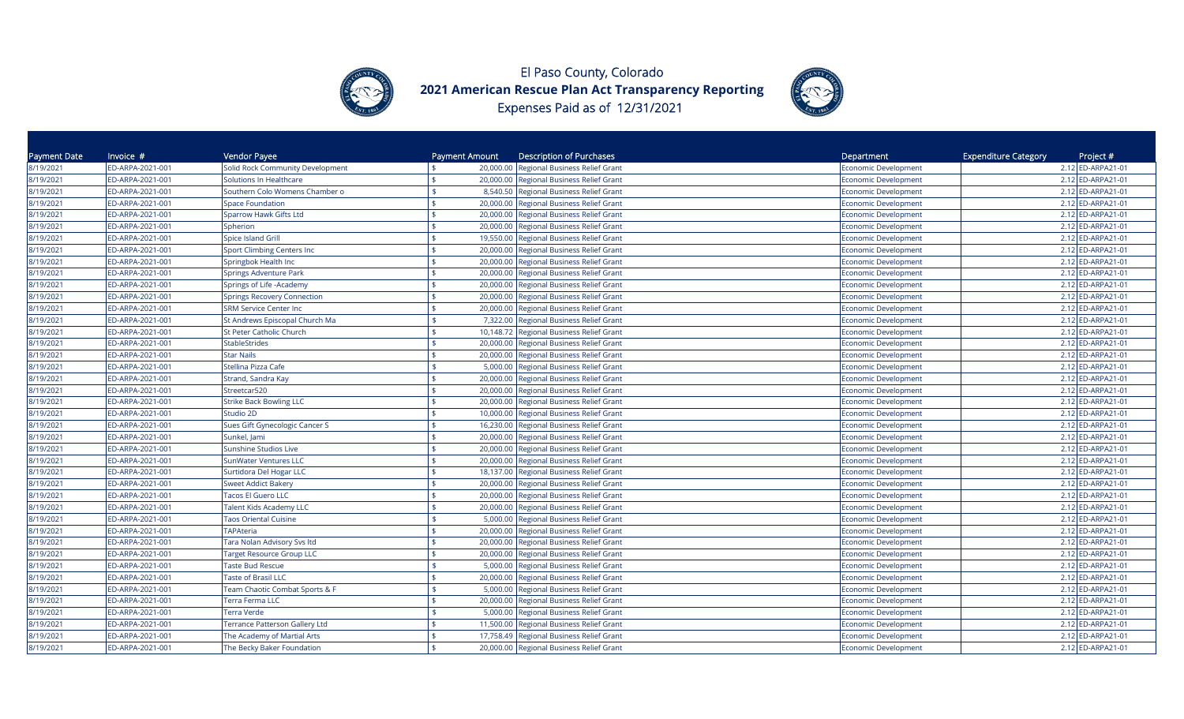# El Paso County, Colorado
## 2021 American Rescue Plan Act Transparency Reporting
Expenses Paid as of 12/31/2021

| Payment Date | Invoice # | Vendor Payee | Payment Amount | Description of Purchases | Department | Expenditure Category | Project # |
|---|---|---|---|---|---|---|---|
| 8/19/2021 | ED-ARPA-2021-001 | Solid Rock Community Development | $ 20,000.00 | Regional Business Relief Grant | Economic Development | 2.12 | ED-ARPA21-01 |
| 8/19/2021 | ED-ARPA-2021-001 | Solutions In Healthcare | $ 20,000.00 | Regional Business Relief Grant | Economic Development | 2.12 | ED-ARPA21-01 |
| 8/19/2021 | ED-ARPA-2021-001 | Southern Colo Womens Chamber o | $ 8,540.50 | Regional Business Relief Grant | Economic Development | 2.12 | ED-ARPA21-01 |
| 8/19/2021 | ED-ARPA-2021-001 | Space Foundation | $ 20,000.00 | Regional Business Relief Grant | Economic Development | 2.12 | ED-ARPA21-01 |
| 8/19/2021 | ED-ARPA-2021-001 | Sparrow Hawk Gifts Ltd | $ 20,000.00 | Regional Business Relief Grant | Economic Development | 2.12 | ED-ARPA21-01 |
| 8/19/2021 | ED-ARPA-2021-001 | Spherion | $ 20,000.00 | Regional Business Relief Grant | Economic Development | 2.12 | ED-ARPA21-01 |
| 8/19/2021 | ED-ARPA-2021-001 | Spice Island Grill | $ 19,550.00 | Regional Business Relief Grant | Economic Development | 2.12 | ED-ARPA21-01 |
| 8/19/2021 | ED-ARPA-2021-001 | Sport Climbing Centers Inc | $ 20,000.00 | Regional Business Relief Grant | Economic Development | 2.12 | ED-ARPA21-01 |
| 8/19/2021 | ED-ARPA-2021-001 | Springbok Health Inc | $ 20,000.00 | Regional Business Relief Grant | Economic Development | 2.12 | ED-ARPA21-01 |
| 8/19/2021 | ED-ARPA-2021-001 | Springs Adventure Park | $ 20,000.00 | Regional Business Relief Grant | Economic Development | 2.12 | ED-ARPA21-01 |
| 8/19/2021 | ED-ARPA-2021-001 | Springs of Life -Academy | $ 20,000.00 | Regional Business Relief Grant | Economic Development | 2.12 | ED-ARPA21-01 |
| 8/19/2021 | ED-ARPA-2021-001 | Springs Recovery Connection | $ 20,000.00 | Regional Business Relief Grant | Economic Development | 2.12 | ED-ARPA21-01 |
| 8/19/2021 | ED-ARPA-2021-001 | SRM Service Center Inc | $ 20,000.00 | Regional Business Relief Grant | Economic Development | 2.12 | ED-ARPA21-01 |
| 8/19/2021 | ED-ARPA-2021-001 | St Andrews Episcopal Church Ma | $ 7,322.00 | Regional Business Relief Grant | Economic Development | 2.12 | ED-ARPA21-01 |
| 8/19/2021 | ED-ARPA-2021-001 | St Peter Catholic Church | $ 10,148.72 | Regional Business Relief Grant | Economic Development | 2.12 | ED-ARPA21-01 |
| 8/19/2021 | ED-ARPA-2021-001 | StableStrides | $ 20,000.00 | Regional Business Relief Grant | Economic Development | 2.12 | ED-ARPA21-01 |
| 8/19/2021 | ED-ARPA-2021-001 | Star Nails | $ 20,000.00 | Regional Business Relief Grant | Economic Development | 2.12 | ED-ARPA21-01 |
| 8/19/2021 | ED-ARPA-2021-001 | Stellina Pizza Cafe | $ 5,000.00 | Regional Business Relief Grant | Economic Development | 2.12 | ED-ARPA21-01 |
| 8/19/2021 | ED-ARPA-2021-001 | Strand, Sandra Kay | $ 20,000.00 | Regional Business Relief Grant | Economic Development | 2.12 | ED-ARPA21-01 |
| 8/19/2021 | ED-ARPA-2021-001 | Streetcar520 | $ 20,000.00 | Regional Business Relief Grant | Economic Development | 2.12 | ED-ARPA21-01 |
| 8/19/2021 | ED-ARPA-2021-001 | Strike Back Bowling LLC | $ 20,000.00 | Regional Business Relief Grant | Economic Development | 2.12 | ED-ARPA21-01 |
| 8/19/2021 | ED-ARPA-2021-001 | Studio 2D | $ 10,000.00 | Regional Business Relief Grant | Economic Development | 2.12 | ED-ARPA21-01 |
| 8/19/2021 | ED-ARPA-2021-001 | Sues Gift Gynecologic Cancer S | $ 16,230.00 | Regional Business Relief Grant | Economic Development | 2.12 | ED-ARPA21-01 |
| 8/19/2021 | ED-ARPA-2021-001 | Sunkel, Jami | $ 20,000.00 | Regional Business Relief Grant | Economic Development | 2.12 | ED-ARPA21-01 |
| 8/19/2021 | ED-ARPA-2021-001 | Sunshine Studios Live | $ 20,000.00 | Regional Business Relief Grant | Economic Development | 2.12 | ED-ARPA21-01 |
| 8/19/2021 | ED-ARPA-2021-001 | SunWater Ventures LLC | $ 20,000.00 | Regional Business Relief Grant | Economic Development | 2.12 | ED-ARPA21-01 |
| 8/19/2021 | ED-ARPA-2021-001 | Surtidora Del Hogar LLC | $ 18,137.00 | Regional Business Relief Grant | Economic Development | 2.12 | ED-ARPA21-01 |
| 8/19/2021 | ED-ARPA-2021-001 | Sweet Addict Bakery | $ 20,000.00 | Regional Business Relief Grant | Economic Development | 2.12 | ED-ARPA21-01 |
| 8/19/2021 | ED-ARPA-2021-001 | Tacos El Guero LLC | $ 20,000.00 | Regional Business Relief Grant | Economic Development | 2.12 | ED-ARPA21-01 |
| 8/19/2021 | ED-ARPA-2021-001 | Talent Kids Academy LLC | $ 20,000.00 | Regional Business Relief Grant | Economic Development | 2.12 | ED-ARPA21-01 |
| 8/19/2021 | ED-ARPA-2021-001 | Taos Oriental Cuisine | $ 5,000.00 | Regional Business Relief Grant | Economic Development | 2.12 | ED-ARPA21-01 |
| 8/19/2021 | ED-ARPA-2021-001 | TAPAteria | $ 20,000.00 | Regional Business Relief Grant | Economic Development | 2.12 | ED-ARPA21-01 |
| 8/19/2021 | ED-ARPA-2021-001 | Tara Nolan Advisory Svs ltd | $ 20,000.00 | Regional Business Relief Grant | Economic Development | 2.12 | ED-ARPA21-01 |
| 8/19/2021 | ED-ARPA-2021-001 | Target Resource Group LLC | $ 20,000.00 | Regional Business Relief Grant | Economic Development | 2.12 | ED-ARPA21-01 |
| 8/19/2021 | ED-ARPA-2021-001 | Taste Bud Rescue | $ 5,000.00 | Regional Business Relief Grant | Economic Development | 2.12 | ED-ARPA21-01 |
| 8/19/2021 | ED-ARPA-2021-001 | Taste of Brasil LLC | $ 20,000.00 | Regional Business Relief Grant | Economic Development | 2.12 | ED-ARPA21-01 |
| 8/19/2021 | ED-ARPA-2021-001 | Team Chaotic Combat Sports & F | $ 5,000.00 | Regional Business Relief Grant | Economic Development | 2.12 | ED-ARPA21-01 |
| 8/19/2021 | ED-ARPA-2021-001 | Terra Ferma LLC | $ 20,000.00 | Regional Business Relief Grant | Economic Development | 2.12 | ED-ARPA21-01 |
| 8/19/2021 | ED-ARPA-2021-001 | Terra Verde | $ 5,000.00 | Regional Business Relief Grant | Economic Development | 2.12 | ED-ARPA21-01 |
| 8/19/2021 | ED-ARPA-2021-001 | Terrance Patterson Gallery Ltd | $ 11,500.00 | Regional Business Relief Grant | Economic Development | 2.12 | ED-ARPA21-01 |
| 8/19/2021 | ED-ARPA-2021-001 | The Academy of Martial Arts | $ 17,758.49 | Regional Business Relief Grant | Economic Development | 2.12 | ED-ARPA21-01 |
| 8/19/2021 | ED-ARPA-2021-001 | The Becky Baker Foundation | $ 20,000.00 | Regional Business Relief Grant | Economic Development | 2.12 | ED-ARPA21-01 |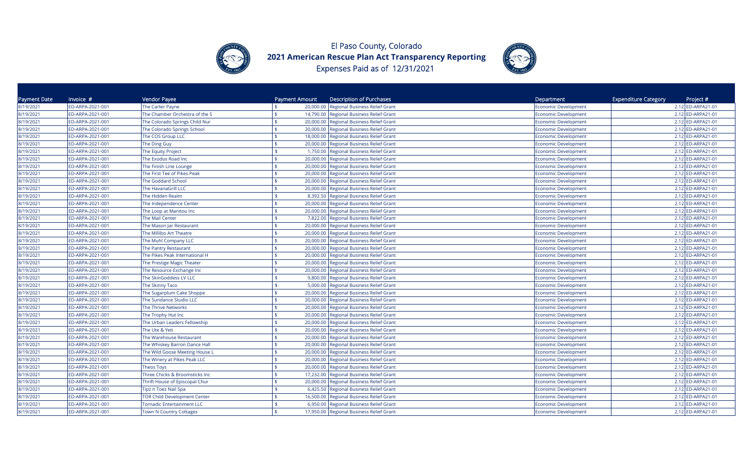El Paso County, Colorado

**2021 American Rescue Plan Act Transparency Reporting**

Expenses Paid as of 12/31/2021

| Payment Date | Invoice # | Vendor Payee | Payment Amount | Description of Purchases | Department | Expenditure Category | Project # |
|---|---|---|---|---|---|---|---|
| 8/19/2021 | ED-ARPA-2021-001 | The Carter Payne | $ 20,000.00 | Regional Business Relief Grant | Economic Development | 2.12 | ED-ARPA21-01 |
| 8/19/2021 | ED-ARPA-2021-001 | The Chamber Orchestra of the S | $ 14,790.00 | Regional Business Relief Grant | Economic Development | 2.12 | ED-ARPA21-01 |
| 8/19/2021 | ED-ARPA-2021-001 | The Colorado Springs Child Nur | $ 20,000.00 | Regional Business Relief Grant | Economic Development | 2.12 | ED-ARPA21-01 |
| 8/19/2021 | ED-ARPA-2021-001 | The Colorado Springs School | $ 20,000.00 | Regional Business Relief Grant | Economic Development | 2.12 | ED-ARPA21-01 |
| 8/19/2021 | ED-ARPA-2021-001 | The COS Group LLC | $ 18,000.00 | Regional Business Relief Grant | Economic Development | 2.12 | ED-ARPA21-01 |
| 8/19/2021 | ED-ARPA-2021-001 | The Ding Guy | $ 20,000.00 | Regional Business Relief Grant | Economic Development | 2.12 | ED-ARPA21-01 |
| 8/19/2021 | ED-ARPA-2021-001 | The Equity Project | $ 1,750.00 | Regional Business Relief Grant | Economic Development | 2.12 | ED-ARPA21-01 |
| 8/19/2021 | ED-ARPA-2021-001 | The Exodus Road Inc | $ 20,000.00 | Regional Business Relief Grant | Economic Development | 2.12 | ED-ARPA21-01 |
| 8/19/2021 | ED-ARPA-2021-001 | The Finish Line Lounge | $ 20,000.00 | Regional Business Relief Grant | Economic Development | 2.12 | ED-ARPA21-01 |
| 8/19/2021 | ED-ARPA-2021-001 | The First Tee of Pikes Peak | $ 20,000.00 | Regional Business Relief Grant | Economic Development | 2.12 | ED-ARPA21-01 |
| 8/19/2021 | ED-ARPA-2021-001 | The Goddard School | $ 20,000.00 | Regional Business Relief Grant | Economic Development | 2.12 | ED-ARPA21-01 |
| 8/19/2021 | ED-ARPA-2021-001 | The HavanaGrill LLC | $ 20,000.00 | Regional Business Relief Grant | Economic Development | 2.12 | ED-ARPA21-01 |
| 8/19/2021 | ED-ARPA-2021-001 | The Hidden Realm | $ 8,392.50 | Regional Business Relief Grant | Economic Development | 2.12 | ED-ARPA21-01 |
| 8/19/2021 | ED-ARPA-2021-001 | The Independence Center | $ 20,000.00 | Regional Business Relief Grant | Economic Development | 2.12 | ED-ARPA21-01 |
| 8/19/2021 | ED-ARPA-2021-001 | The Loop at Manitou Inc | $ 20,000.00 | Regional Business Relief Grant | Economic Development | 2.12 | ED-ARPA21-01 |
| 8/19/2021 | ED-ARPA-2021-001 | The Mail Center | $ 7,822.00 | Regional Business Relief Grant | Economic Development | 2.12 | ED-ARPA21-01 |
| 8/19/2021 | ED-ARPA-2021-001 | The Mason Jar Restaurant | $ 20,000.00 | Regional Business Relief Grant | Economic Development | 2.12 | ED-ARPA21-01 |
| 8/19/2021 | ED-ARPA-2021-001 | The Millibo Art Theatre | $ 20,000.00 | Regional Business Relief Grant | Economic Development | 2.12 | ED-ARPA21-01 |
| 8/19/2021 | ED-ARPA-2021-001 | The Muhl Company LLC | $ 20,000.00 | Regional Business Relief Grant | Economic Development | 2.12 | ED-ARPA21-01 |
| 8/19/2021 | ED-ARPA-2021-001 | The Pantry Restaurant | $ 20,000.00 | Regional Business Relief Grant | Economic Development | 2.12 | ED-ARPA21-01 |
| 8/19/2021 | ED-ARPA-2021-001 | The Pikes Peak International H | $ 20,000.00 | Regional Business Relief Grant | Economic Development | 2.12 | ED-ARPA21-01 |
| 8/19/2021 | ED-ARPA-2021-001 | The Prestige Magic Theater | $ 20,000.00 | Regional Business Relief Grant | Economic Development | 2.12 | ED-ARPA21-01 |
| 8/19/2021 | ED-ARPA-2021-001 | The Resource Exchange Inc | $ 20,000.00 | Regional Business Relief Grant | Economic Development | 2.12 | ED-ARPA21-01 |
| 8/19/2021 | ED-ARPA-2021-001 | The SkinGoddess LV LLC | $ 9,800.00 | Regional Business Relief Grant | Economic Development | 2.12 | ED-ARPA21-01 |
| 8/19/2021 | ED-ARPA-2021-001 | The Skinny Taco | $ 5,000.00 | Regional Business Relief Grant | Economic Development | 2.12 | ED-ARPA21-01 |
| 8/19/2021 | ED-ARPA-2021-001 | The Sugarplum Cake Shoppe | $ 20,000.00 | Regional Business Relief Grant | Economic Development | 2.12 | ED-ARPA21-01 |
| 8/19/2021 | ED-ARPA-2021-001 | The Sundance Studio LLC | $ 20,000.00 | Regional Business Relief Grant | Economic Development | 2.12 | ED-ARPA21-01 |
| 8/19/2021 | ED-ARPA-2021-001 | The Thrive Networks | $ 20,000.00 | Regional Business Relief Grant | Economic Development | 2.12 | ED-ARPA21-01 |
| 8/19/2021 | ED-ARPA-2021-001 | The Trophy Hut Inc | $ 20,000.00 | Regional Business Relief Grant | Economic Development | 2.12 | ED-ARPA21-01 |
| 8/19/2021 | ED-ARPA-2021-001 | The Urban Leaders Fellowship | $ 20,000.00 | Regional Business Relief Grant | Economic Development | 2.12 | ED-ARPA21-01 |
| 8/19/2021 | ED-ARPA-2021-001 | The Ute & Yeti | $ 20,000.00 | Regional Business Relief Grant | Economic Development | 2.12 | ED-ARPA21-01 |
| 8/19/2021 | ED-ARPA-2021-001 | The Warehouse Restaurant | $ 20,000.00 | Regional Business Relief Grant | Economic Development | 2.12 | ED-ARPA21-01 |
| 8/19/2021 | ED-ARPA-2021-001 | The Whiskey Barron Dance Hall | $ 20,000.00 | Regional Business Relief Grant | Economic Development | 2.12 | ED-ARPA21-01 |
| 8/19/2021 | ED-ARPA-2021-001 | The Wild Goose Meeting House L | $ 20,000.00 | Regional Business Relief Grant | Economic Development | 2.12 | ED-ARPA21-01 |
| 8/19/2021 | ED-ARPA-2021-001 | The Winery at Pikes Peak LLC | $ 20,000.00 | Regional Business Relief Grant | Economic Development | 2.12 | ED-ARPA21-01 |
| 8/19/2021 | ED-ARPA-2021-001 | Theos Toys | $ 20,000.00 | Regional Business Relief Grant | Economic Development | 2.12 | ED-ARPA21-01 |
| 8/19/2021 | ED-ARPA-2021-001 | Three Chicks & Broomsticks Inc | $ 17,232.00 | Regional Business Relief Grant | Economic Development | 2.12 | ED-ARPA21-01 |
| 8/19/2021 | ED-ARPA-2021-001 | Thrift House of Episcopal Chur | $ 20,000.00 | Regional Business Relief Grant | Economic Development | 2.12 | ED-ARPA21-01 |
| 8/19/2021 | ED-ARPA-2021-001 | Tipz n Toez Nail Spa | $ 6,425.50 | Regional Business Relief Grant | Economic Development | 2.12 | ED-ARPA21-01 |
| 8/19/2021 | ED-ARPA-2021-001 | TOR Child Development Center | $ 16,500.00 | Regional Business Relief Grant | Economic Development | 2.12 | ED-ARPA21-01 |
| 8/19/2021 | ED-ARPA-2021-001 | Tornadic Entertainment LLC | $ 6,950.00 | Regional Business Relief Grant | Economic Development | 2.12 | ED-ARPA21-01 |
| 8/19/2021 | ED-ARPA-2021-001 | Town N Country Cottages | $ 17,950.00 | Regional Business Relief Grant | Economic Development | 2.12 | ED-ARPA21-01 |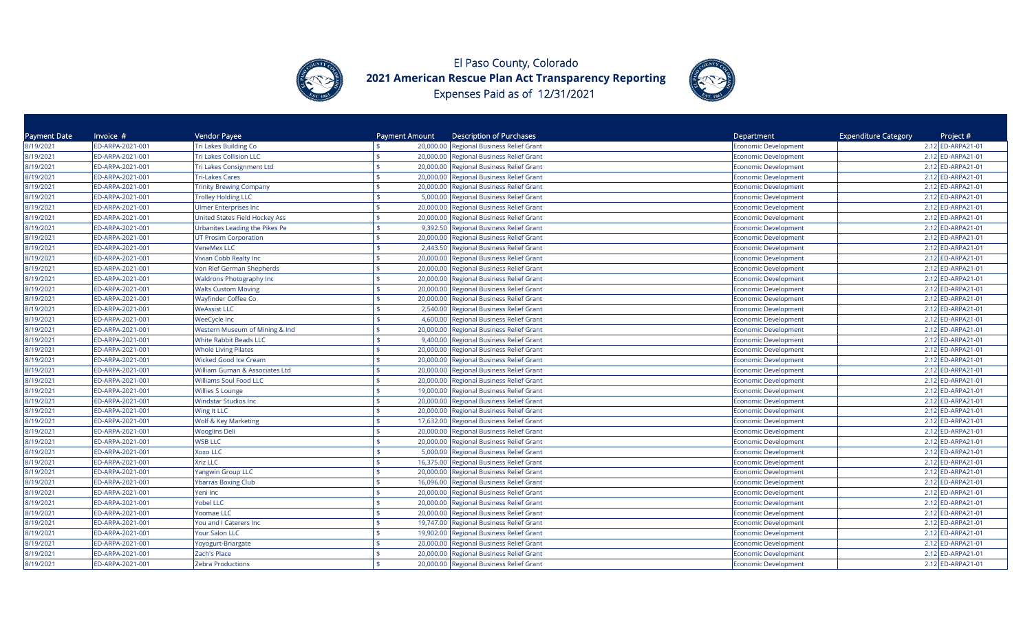# El Paso County, Colorado
## 2021 American Rescue Plan Act Transparency Reporting
### Expenses Paid as of 12/31/2021

| Payment Date | Invoice # | Vendor Payee | Payment Amount | Description of Purchases | Department | Expenditure Category | Project # |
|---|---|---|---|---|---|---|---|
| 8/19/2021 | ED-ARPA-2021-001 | Tri Lakes Building Co | $ 20,000.00 | Regional Business Relief Grant | Economic Development | 2.12 | ED-ARPA21-01 |
| 8/19/2021 | ED-ARPA-2021-001 | Tri Lakes Collision LLC | $ 20,000.00 | Regional Business Relief Grant | Economic Development | 2.12 | ED-ARPA21-01 |
| 8/19/2021 | ED-ARPA-2021-001 | Tri Lakes Consignment Ltd | $ 20,000.00 | Regional Business Relief Grant | Economic Development | 2.12 | ED-ARPA21-01 |
| 8/19/2021 | ED-ARPA-2021-001 | Tri-Lakes Cares | $ 20,000.00 | Regional Business Relief Grant | Economic Development | 2.12 | ED-ARPA21-01 |
| 8/19/2021 | ED-ARPA-2021-001 | Trinity Brewing Company | $ 20,000.00 | Regional Business Relief Grant | Economic Development | 2.12 | ED-ARPA21-01 |
| 8/19/2021 | ED-ARPA-2021-001 | Trolley Holding LLC | $ 5,000.00 | Regional Business Relief Grant | Economic Development | 2.12 | ED-ARPA21-01 |
| 8/19/2021 | ED-ARPA-2021-001 | Ulmer Enterprises Inc | $ 20,000.00 | Regional Business Relief Grant | Economic Development | 2.12 | ED-ARPA21-01 |
| 8/19/2021 | ED-ARPA-2021-001 | United States Field Hockey Ass | $ 20,000.00 | Regional Business Relief Grant | Economic Development | 2.12 | ED-ARPA21-01 |
| 8/19/2021 | ED-ARPA-2021-001 | Urbanites Leading the Pikes Pe | $ 9,392.50 | Regional Business Relief Grant | Economic Development | 2.12 | ED-ARPA21-01 |
| 8/19/2021 | ED-ARPA-2021-001 | UT Prosim Corporation | $ 20,000.00 | Regional Business Relief Grant | Economic Development | 2.12 | ED-ARPA21-01 |
| 8/19/2021 | ED-ARPA-2021-001 | VeneMex LLC | $ 2,443.50 | Regional Business Relief Grant | Economic Development | 2.12 | ED-ARPA21-01 |
| 8/19/2021 | ED-ARPA-2021-001 | Vivian Cobb Realty Inc | $ 20,000.00 | Regional Business Relief Grant | Economic Development | 2.12 | ED-ARPA21-01 |
| 8/19/2021 | ED-ARPA-2021-001 | Von Rief German Shepherds | $ 20,000.00 | Regional Business Relief Grant | Economic Development | 2.12 | ED-ARPA21-01 |
| 8/19/2021 | ED-ARPA-2021-001 | Waldrons Photography Inc | $ 20,000.00 | Regional Business Relief Grant | Economic Development | 2.12 | ED-ARPA21-01 |
| 8/19/2021 | ED-ARPA-2021-001 | Walts Custom Moving | $ 20,000.00 | Regional Business Relief Grant | Economic Development | 2.12 | ED-ARPA21-01 |
| 8/19/2021 | ED-ARPA-2021-001 | Wayfinder Coffee Co | $ 20,000.00 | Regional Business Relief Grant | Economic Development | 2.12 | ED-ARPA21-01 |
| 8/19/2021 | ED-ARPA-2021-001 | WeAssist LLC | $ 2,540.00 | Regional Business Relief Grant | Economic Development | 2.12 | ED-ARPA21-01 |
| 8/19/2021 | ED-ARPA-2021-001 | WeeCycle Inc | $ 4,600.00 | Regional Business Relief Grant | Economic Development | 2.12 | ED-ARPA21-01 |
| 8/19/2021 | ED-ARPA-2021-001 | Western Museum of Mining & Ind | $ 20,000.00 | Regional Business Relief Grant | Economic Development | 2.12 | ED-ARPA21-01 |
| 8/19/2021 | ED-ARPA-2021-001 | White Rabbit Beads LLC | $ 9,400.00 | Regional Business Relief Grant | Economic Development | 2.12 | ED-ARPA21-01 |
| 8/19/2021 | ED-ARPA-2021-001 | Whole Living Pilates | $ 20,000.00 | Regional Business Relief Grant | Economic Development | 2.12 | ED-ARPA21-01 |
| 8/19/2021 | ED-ARPA-2021-001 | Wicked Good Ice Cream | $ 20,000.00 | Regional Business Relief Grant | Economic Development | 2.12 | ED-ARPA21-01 |
| 8/19/2021 | ED-ARPA-2021-001 | William Guman & Associates Ltd | $ 20,000.00 | Regional Business Relief Grant | Economic Development | 2.12 | ED-ARPA21-01 |
| 8/19/2021 | ED-ARPA-2021-001 | Williams Soul Food LLC | $ 20,000.00 | Regional Business Relief Grant | Economic Development | 2.12 | ED-ARPA21-01 |
| 8/19/2021 | ED-ARPA-2021-001 | Willies S Lounge | $ 19,000.00 | Regional Business Relief Grant | Economic Development | 2.12 | ED-ARPA21-01 |
| 8/19/2021 | ED-ARPA-2021-001 | Windstar Studios Inc | $ 20,000.00 | Regional Business Relief Grant | Economic Development | 2.12 | ED-ARPA21-01 |
| 8/19/2021 | ED-ARPA-2021-001 | Wing It LLC | $ 20,000.00 | Regional Business Relief Grant | Economic Development | 2.12 | ED-ARPA21-01 |
| 8/19/2021 | ED-ARPA-2021-001 | Wolf & Key Marketing | $ 17,632.00 | Regional Business Relief Grant | Economic Development | 2.12 | ED-ARPA21-01 |
| 8/19/2021 | ED-ARPA-2021-001 | Wooglins Deli | $ 20,000.00 | Regional Business Relief Grant | Economic Development | 2.12 | ED-ARPA21-01 |
| 8/19/2021 | ED-ARPA-2021-001 | WSB LLC | $ 20,000.00 | Regional Business Relief Grant | Economic Development | 2.12 | ED-ARPA21-01 |
| 8/19/2021 | ED-ARPA-2021-001 | Xoxo LLC | $ 5,000.00 | Regional Business Relief Grant | Economic Development | 2.12 | ED-ARPA21-01 |
| 8/19/2021 | ED-ARPA-2021-001 | Xriz LLC | $ 16,375.00 | Regional Business Relief Grant | Economic Development | 2.12 | ED-ARPA21-01 |
| 8/19/2021 | ED-ARPA-2021-001 | Yangwin Group LLC | $ 20,000.00 | Regional Business Relief Grant | Economic Development | 2.12 | ED-ARPA21-01 |
| 8/19/2021 | ED-ARPA-2021-001 | Ybarras Boxing Club | $ 16,096.00 | Regional Business Relief Grant | Economic Development | 2.12 | ED-ARPA21-01 |
| 8/19/2021 | ED-ARPA-2021-001 | Yeni Inc | $ 20,000.00 | Regional Business Relief Grant | Economic Development | 2.12 | ED-ARPA21-01 |
| 8/19/2021 | ED-ARPA-2021-001 | Yobel LLC | $ 20,000.00 | Regional Business Relief Grant | Economic Development | 2.12 | ED-ARPA21-01 |
| 8/19/2021 | ED-ARPA-2021-001 | Yoomae LLC | $ 20,000.00 | Regional Business Relief Grant | Economic Development | 2.12 | ED-ARPA21-01 |
| 8/19/2021 | ED-ARPA-2021-001 | You and I Caterers Inc | $ 19,747.00 | Regional Business Relief Grant | Economic Development | 2.12 | ED-ARPA21-01 |
| 8/19/2021 | ED-ARPA-2021-001 | Your Salon LLC | $ 19,902.00 | Regional Business Relief Grant | Economic Development | 2.12 | ED-ARPA21-01 |
| 8/19/2021 | ED-ARPA-2021-001 | Yoyogurt-Briargate | $ 20,000.00 | Regional Business Relief Grant | Economic Development | 2.12 | ED-ARPA21-01 |
| 8/19/2021 | ED-ARPA-2021-001 | Zach's Place | $ 20,000.00 | Regional Business Relief Grant | Economic Development | 2.12 | ED-ARPA21-01 |
| 8/19/2021 | ED-ARPA-2021-001 | Zebra Productions | $ 20,000.00 | Regional Business Relief Grant | Economic Development | 2.12 | ED-ARPA21-01 |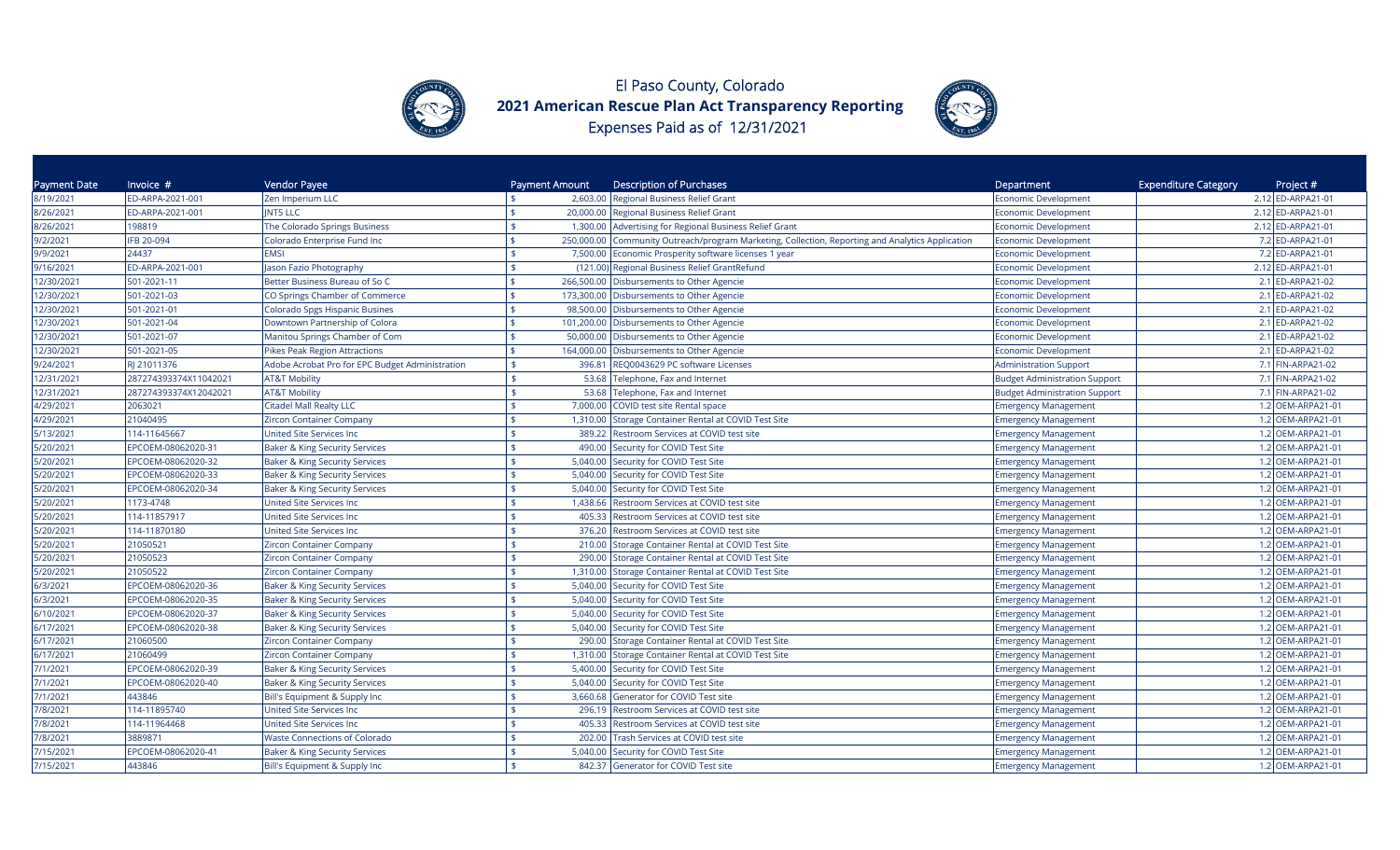# El Paso County, Colorado

## 2021 American Rescue Plan Act Transparency Reporting

Expenses Paid as of 12/31/2021

| Payment Date | Invoice # | Vendor Payee | Payment Amount | Description of Purchases | Department | Expenditure Category | Project # |
|---|---|---|---|---|---|---|---|
| 8/19/2021 | ED-ARPA-2021-001 | Zen Imperium LLC | $ 2,603.00 | Regional Business Relief Grant | Economic Development | 2.12 | ED-ARPA21-01 |
| 8/26/2021 | ED-ARPA-2021-001 | JNT5 LLC | $ 20,000.00 | Regional Business Relief Grant | Economic Development | 2.12 | ED-ARPA21-01 |
| 8/26/2021 | 198819 | The Colorado Springs Business | $ 1,300.00 | Advertising for Regional Business Relief Grant | Economic Development | 2.12 | ED-ARPA21-01 |
| 9/2/2021 | IFB 20-094 | Colorado Enterprise Fund Inc | $ 250,000.00 | Community Outreach/program Marketing, Collection, Reporting and Analytics Application | Economic Development | 7.2 | ED-ARPA21-01 |
| 9/9/2021 | 24437 | EMSI | $ 7,500.00 | Economic Prosperity software licenses 1 year | Economic Development | 7.2 | ED-ARPA21-01 |
| 9/16/2021 | ED-ARPA-2021-001 | Jason Fazio Photography | $ (121.00) | Regional Business Relief GrantRefund | Economic Development | 2.12 | ED-ARPA21-01 |
| 12/30/2021 | 501-2021-11 | Better Business Bureau of So C | $ 266,500.00 | Disbursements to Other Agencie | Economic Development | 2.1 | ED-ARPA21-02 |
| 12/30/2021 | 501-2021-03 | CO Springs Chamber of Commerce | $ 173,300.00 | Disbursements to Other Agencie | Economic Development | 2.1 | ED-ARPA21-02 |
| 12/30/2021 | 501-2021-01 | Colorado Spgs Hispanic Busines | $ 98,500.00 | Disbursements to Other Agencie | Economic Development | 2.1 | ED-ARPA21-02 |
| 12/30/2021 | 501-2021-04 | Downtown Partnership of Colora | $ 101,200.00 | Disbursements to Other Agencie | Economic Development | 2.1 | ED-ARPA21-02 |
| 12/30/2021 | 501-2021-07 | Manitou Springs Chamber of Com | $ 50,000.00 | Disbursements to Other Agencie | Economic Development | 2.1 | ED-ARPA21-02 |
| 12/30/2021 | 501-2021-05 | Pikes Peak Region Attractions | $ 164,000.00 | Disbursements to Other Agencie | Economic Development | 2.1 | ED-ARPA21-02 |
| 9/24/2021 | RJ 21011376 | Adobe Acrobat Pro for EPC Budget Administration | $ 396.81 | REQ0043629 PC software Licenses | Administration Support | 7.1 | FIN-ARPA21-02 |
| 12/31/2021 | 287274393374X11042021 | AT&T Mobility | $ 53.68 | Telephone, Fax and Internet | Budget Administration Support | 7.1 | FIN-ARPA21-02 |
| 12/31/2021 | 287274393374X12042021 | AT&T Mobility | $ 53.68 | Telephone, Fax and Internet | Budget Administration Support | 7.1 | FIN-ARPA21-02 |
| 4/29/2021 | 2063021 | Citadel Mall Realty LLC | $ 7,000.00 | COVID test site Rental space | Emergency Management | 1.2 | OEM-ARPA21-01 |
| 4/29/2021 | 21040495 | Zircon Container Company | $ 1,310.00 | Storage Container Rental at COVID Test Site | Emergency Management | 1.2 | OEM-ARPA21-01 |
| 5/13/2021 | 114-11645667 | United Site Services Inc | $ 389.22 | Restroom Services at COVID test site | Emergency Management | 1.2 | OEM-ARPA21-01 |
| 5/20/2021 | EPCOEM-08062020-31 | Baker & King Security Services | $ 490.00 | Security for COVID Test Site | Emergency Management | 1.2 | OEM-ARPA21-01 |
| 5/20/2021 | EPCOEM-08062020-32 | Baker & King Security Services | $ 5,040.00 | Security for COVID Test Site | Emergency Management | 1.2 | OEM-ARPA21-01 |
| 5/20/2021 | EPCOEM-08062020-33 | Baker & King Security Services | $ 5,040.00 | Security for COVID Test Site | Emergency Management | 1.2 | OEM-ARPA21-01 |
| 5/20/2021 | EPCOEM-08062020-34 | Baker & King Security Services | $ 5,040.00 | Security for COVID Test Site | Emergency Management | 1.2 | OEM-ARPA21-01 |
| 5/20/2021 | 1173-4748 | United Site Services Inc | $ 1,438.66 | Restroom Services at COVID test site | Emergency Management | 1.2 | OEM-ARPA21-01 |
| 5/20/2021 | 114-11857917 | United Site Services Inc | $ 405.33 | Restroom Services at COVID test site | Emergency Management | 1.2 | OEM-ARPA21-01 |
| 5/20/2021 | 114-11870180 | United Site Services Inc | $ 376.20 | Restroom Services at COVID test site | Emergency Management | 1.2 | OEM-ARPA21-01 |
| 5/20/2021 | 21050521 | Zircon Container Company | $ 210.00 | Storage Container Rental at COVID Test Site | Emergency Management | 1.2 | OEM-ARPA21-01 |
| 5/20/2021 | 21050523 | Zircon Container Company | $ 290.00 | Storage Container Rental at COVID Test Site | Emergency Management | 1.2 | OEM-ARPA21-01 |
| 5/20/2021 | 21050522 | Zircon Container Company | $ 1,310.00 | Storage Container Rental at COVID Test Site | Emergency Management | 1.2 | OEM-ARPA21-01 |
| 6/3/2021 | EPCOEM-08062020-36 | Baker & King Security Services | $ 5,040.00 | Security for COVID Test Site | Emergency Management | 1.2 | OEM-ARPA21-01 |
| 6/3/2021 | EPCOEM-08062020-35 | Baker & King Security Services | $ 5,040.00 | Security for COVID Test Site | Emergency Management | 1.2 | OEM-ARPA21-01 |
| 6/10/2021 | EPCOEM-08062020-37 | Baker & King Security Services | $ 5,040.00 | Security for COVID Test Site | Emergency Management | 1.2 | OEM-ARPA21-01 |
| 6/17/2021 | EPCOEM-08062020-38 | Baker & King Security Services | $ 5,040.00 | Security for COVID Test Site | Emergency Management | 1.2 | OEM-ARPA21-01 |
| 6/17/2021 | 21060500 | Zircon Container Company | $ 290.00 | Storage Container Rental at COVID Test Site | Emergency Management | 1.2 | OEM-ARPA21-01 |
| 6/17/2021 | 21060499 | Zircon Container Company | $ 1,310.00 | Storage Container Rental at COVID Test Site | Emergency Management | 1.2 | OEM-ARPA21-01 |
| 7/1/2021 | EPCOEM-08062020-39 | Baker & King Security Services | $ 5,400.00 | Security for COVID Test Site | Emergency Management | 1.2 | OEM-ARPA21-01 |
| 7/1/2021 | EPCOEM-08062020-40 | Baker & King Security Services | $ 5,040.00 | Security for COVID Test Site | Emergency Management | 1.2 | OEM-ARPA21-01 |
| 7/1/2021 | 443846 | Bill's Equipment & Supply Inc | $ 3,660.68 | Generator for COVID Test site | Emergency Management | 1.2 | OEM-ARPA21-01 |
| 7/8/2021 | 114-11895740 | United Site Services Inc | $ 296.19 | Restroom Services at COVID test site | Emergency Management | 1.2 | OEM-ARPA21-01 |
| 7/8/2021 | 114-11964468 | United Site Services Inc | $ 405.33 | Restroom Services at COVID test site | Emergency Management | 1.2 | OEM-ARPA21-01 |
| 7/8/2021 | 3889871 | Waste Connections of Colorado | $ 202.00 | Trash Services at COVID test site | Emergency Management | 1.2 | OEM-ARPA21-01 |
| 7/15/2021 | EPCOEM-08062020-41 | Baker & King Security Services | $ 5,040.00 | Security for COVID Test Site | Emergency Management | 1.2 | OEM-ARPA21-01 |
| 7/15/2021 | 443846 | Bill's Equipment & Supply Inc | $ 842.37 | Generator for COVID Test site | Emergency Management | 1.2 | OEM-ARPA21-01 |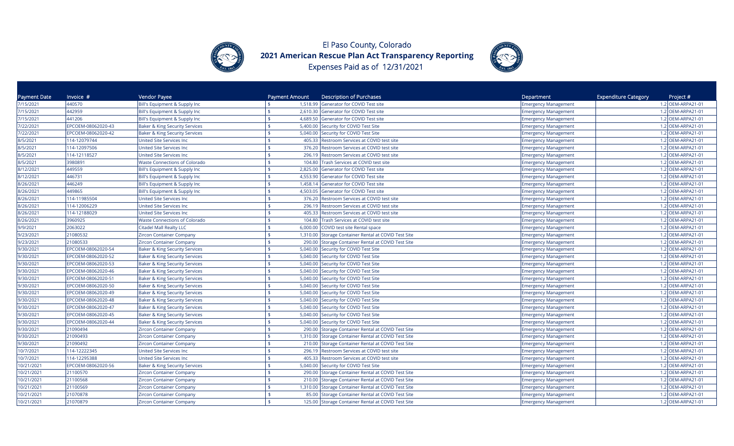# El Paso County, Colorado

## 2021 American Rescue Plan Act Transparency Reporting

Expenses Paid as of 12/31/2021

| Payment Date | Invoice # | Vendor Payee | Payment Amount | Description of Purchases | Department | Expenditure Category | Project # |
|---|---|---|---|---|---|---|---|
| 7/15/2021 | 440570 | Bill's Equipment & Supply Inc | $ 1,518.99 | Generator for COVID Test site | Emergency Management | 1.2 | OEM-ARPA21-01 |
| 7/15/2021 | 442959 | Bill's Equipment & Supply Inc | $ 2,610.30 | Generator for COVID Test site | Emergency Management | 1.2 | OEM-ARPA21-01 |
| 7/15/2021 | 441206 | Bill's Equipment & Supply Inc | $ 4,689.50 | Generator for COVID Test site | Emergency Management | 1.2 | OEM-ARPA21-01 |
| 7/22/2021 | EPCOEM-08062020-43 | Baker & King Security Services | $ 5,400.00 | Security for COVID Test Site | Emergency Management | 1.2 | OEM-ARPA21-01 |
| 7/22/2021 | EPCOEM-08062020-42 | Baker & King Security Services | $ 5,040.00 | Security for COVID Test Site | Emergency Management | 1.2 | OEM-ARPA21-01 |
| 8/5/2021 | 114-12079744 | United Site Services Inc | $ 405.33 | Restroom Services at COVID test site | Emergency Management | 1.2 | OEM-ARPA21-01 |
| 8/5/2021 | 114-12097506 | United Site Services Inc | $ 376.20 | Restroom Services at COVID test site | Emergency Management | 1.2 | OEM-ARPA21-01 |
| 8/5/2021 | 114-12118527 | United Site Services Inc | $ 296.19 | Restroom Services at COVID test site | Emergency Management | 1.2 | OEM-ARPA21-01 |
| 8/5/2021 | 3980891 | Waste Connections of Colorado | $ 104.80 | Trash Services at COVID test site | Emergency Management | 1.2 | OEM-ARPA21-01 |
| 8/12/2021 | 449559 | Bill's Equipment & Supply Inc | $ 2,825.00 | Generator for COVID Test site | Emergency Management | 1.2 | OEM-ARPA21-01 |
| 8/12/2021 | 446731 | Bill's Equipment & Supply Inc | $ 4,553.90 | Generator for COVID Test site | Emergency Management | 1.2 | OEM-ARPA21-01 |
| 8/26/2021 | 446249 | Bill's Equipment & Supply Inc | $ 1,458.14 | Generator for COVID Test site | Emergency Management | 1.2 | OEM-ARPA21-01 |
| 8/26/2021 | 449865 | Bill's Equipment & Supply Inc | $ 4,503.05 | Generator for COVID Test site | Emergency Management | 1.2 | OEM-ARPA21-01 |
| 8/26/2021 | 114-11985504 | United Site Services Inc | $ 376.20 | Restroom Services at COVID test site | Emergency Management | 1.2 | OEM-ARPA21-01 |
| 8/26/2021 | 114-12006229 | United Site Services Inc | $ 296.19 | Restroom Services at COVID test site | Emergency Management | 1.2 | OEM-ARPA21-01 |
| 8/26/2021 | 114-12188029 | United Site Services Inc | $ 405.33 | Restroom Services at COVID test site | Emergency Management | 1.2 | OEM-ARPA21-01 |
| 8/26/2021 | 3960925 | Waste Connections of Colorado | $ 104.80 | Trash Services at COVID test site | Emergency Management | 1.2 | OEM-ARPA21-01 |
| 9/9/2021 | 2063022 | Citadel Mall Realty LLC | $ 6,000.00 | COVID test site Rental space | Emergency Management | 1.2 | OEM-ARPA21-01 |
| 9/23/2021 | 21080532 | Zircon Container Company | $ 1,310.00 | Storage Container Rental at COVID Test Site | Emergency Management | 1.2 | OEM-ARPA21-01 |
| 9/23/2021 | 21080533 | Zircon Container Company | $ 290.00 | Storage Container Rental at COVID Test Site | Emergency Management | 1.2 | OEM-ARPA21-01 |
| 9/30/2021 | EPCOEM-08062020-54 | Baker & King Security Services | $ 5,040.00 | Security for COVID Test Site | Emergency Management | 1.2 | OEM-ARPA21-01 |
| 9/30/2021 | EPCOEM-08062020-52 | Baker & King Security Services | $ 5,040.00 | Security for COVID Test Site | Emergency Management | 1.2 | OEM-ARPA21-01 |
| 9/30/2021 | EPCOEM-08062020-53 | Baker & King Security Services | $ 5,040.00 | Security for COVID Test Site | Emergency Management | 1.2 | OEM-ARPA21-01 |
| 9/30/2021 | EPCOEM-08062020-46 | Baker & King Security Services | $ 5,040.00 | Security for COVID Test Site | Emergency Management | 1.2 | OEM-ARPA21-01 |
| 9/30/2021 | EPCOEM-08062020-51 | Baker & King Security Services | $ 5,040.00 | Security for COVID Test Site | Emergency Management | 1.2 | OEM-ARPA21-01 |
| 9/30/2021 | EPCOEM-08062020-50 | Baker & King Security Services | $ 5,040.00 | Security for COVID Test Site | Emergency Management | 1.2 | OEM-ARPA21-01 |
| 9/30/2021 | EPCOEM-08062020-49 | Baker & King Security Services | $ 5,040.00 | Security for COVID Test Site | Emergency Management | 1.2 | OEM-ARPA21-01 |
| 9/30/2021 | EPCOEM-08062020-48 | Baker & King Security Services | $ 5,040.00 | Security for COVID Test Site | Emergency Management | 1.2 | OEM-ARPA21-01 |
| 9/30/2021 | EPCOEM-08062020-47 | Baker & King Security Services | $ 5,040.00 | Security for COVID Test Site | Emergency Management | 1.2 | OEM-ARPA21-01 |
| 9/30/2021 | EPCOEM-08062020-45 | Baker & King Security Services | $ 5,040.00 | Security for COVID Test Site | Emergency Management | 1.2 | OEM-ARPA21-01 |
| 9/30/2021 | EPCOEM-08062020-44 | Baker & King Security Services | $ 5,040.00 | Security for COVID Test Site | Emergency Management | 1.2 | OEM-ARPA21-01 |
| 9/30/2021 | 21090494 | Zircon Container Company | $ 290.00 | Storage Container Rental at COVID Test Site | Emergency Management | 1.2 | OEM-ARPA21-01 |
| 9/30/2021 | 21090493 | Zircon Container Company | $ 1,310.00 | Storage Container Rental at COVID Test Site | Emergency Management | 1.2 | OEM-ARPA21-01 |
| 9/30/2021 | 21090492 | Zircon Container Company | $ 210.00 | Storage Container Rental at COVID Test Site | Emergency Management | 1.2 | OEM-ARPA21-01 |
| 10/7/2021 | 114-12222345 | United Site Services Inc | $ 296.19 | Restroom Services at COVID test site | Emergency Management | 1.2 | OEM-ARPA21-01 |
| 10/7/2021 | 114-12295388 | United Site Services Inc | $ 405.33 | Restroom Services at COVID test site | Emergency Management | 1.2 | OEM-ARPA21-01 |
| 10/21/2021 | EPCOEM-08062020-56 | Baker & King Security Services | $ 5,040.00 | Security for COVID Test Site | Emergency Management | 1.2 | OEM-ARPA21-01 |
| 10/21/2021 | 21100570 | Zircon Container Company | $ 290.00 | Storage Container Rental at COVID Test Site | Emergency Management | 1.2 | OEM-ARPA21-01 |
| 10/21/2021 | 21100568 | Zircon Container Company | $ 210.00 | Storage Container Rental at COVID Test Site | Emergency Management | 1.2 | OEM-ARPA21-01 |
| 10/21/2021 | 21100569 | Zircon Container Company | $ 1,310.00 | Storage Container Rental at COVID Test Site | Emergency Management | 1.2 | OEM-ARPA21-01 |
| 10/21/2021 | 21070878 | Zircon Container Company | $ 85.00 | Storage Container Rental at COVID Test Site | Emergency Management | 1.2 | OEM-ARPA21-01 |
| 10/21/2021 | 21070879 | Zircon Container Company | $ 125.00 | Storage Container Rental at COVID Test Site | Emergency Management | 1.2 | OEM-ARPA21-01 |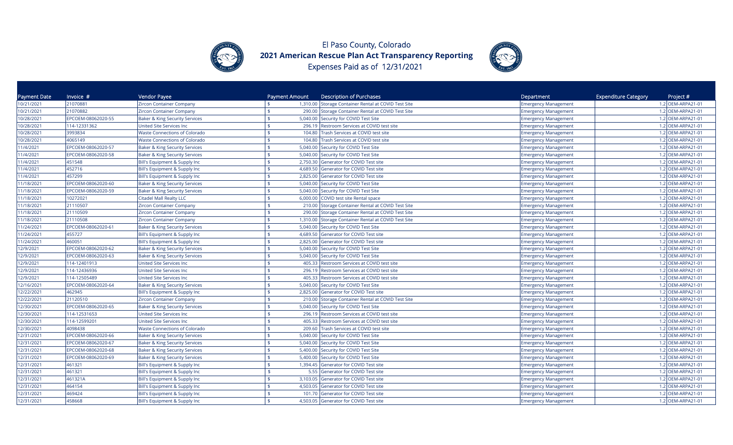# El Paso County, Colorado

## 2021 American Rescue Plan Act Transparency Reporting

Expenses Paid as of 12/31/2021

| Payment Date | Invoice # | Vendor Payee | Payment Amount | Description of Purchases | Department | Expenditure Category | Project # |
|---|---|---|---|---|---|---|---|
| 10/21/2021 | 21070881 | Zircon Container Company | $ 1,310.00 | Storage Container Rental at COVID Test Site | Emergency Management | 1.2 | OEM-ARPA21-01 |
| 10/21/2021 | 21070882 | Zircon Container Company | $ 290.00 | Storage Container Rental at COVID Test Site | Emergency Management | 1.2 | OEM-ARPA21-01 |
| 10/28/2021 | EPCOEM-08062020-55 | Baker & King Security Services | $ 5,040.00 | Security for COVID Test Site | Emergency Management | 1.2 | OEM-ARPA21-01 |
| 10/28/2021 | 114-12331362 | United Site Services Inc | $ 296.19 | Restroom Services at COVID test site | Emergency Management | 1.2 | OEM-ARPA21-01 |
| 10/28/2021 | 3993834 | Waste Connections of Colorado | $ 104.80 | Trash Services at COVID test site | Emergency Management | 1.2 | OEM-ARPA21-01 |
| 10/28/2021 | 4065149 | Waste Connections of Colorado | $ 104.80 | Trash Services at COVID test site | Emergency Management | 1.2 | OEM-ARPA21-01 |
| 11/4/2021 | EPCOEM-08062020-57 | Baker & King Security Services | $ 5,040.00 | Security for COVID Test Site | Emergency Management | 1.2 | OEM-ARPA21-01 |
| 11/4/2021 | EPCOEM-08062020-58 | Baker & King Security Services | $ 5,040.00 | Security for COVID Test Site | Emergency Management | 1.2 | OEM-ARPA21-01 |
| 11/4/2021 | 451548 | Bill's Equipment & Supply Inc | $ 2,750.30 | Generator for COVID Test site | Emergency Management | 1.2 | OEM-ARPA21-01 |
| 11/4/2021 | 452716 | Bill's Equipment & Supply Inc | $ 4,689.50 | Generator for COVID Test site | Emergency Management | 1.2 | OEM-ARPA21-01 |
| 11/4/2021 | 457299 | Bill's Equipment & Supply Inc | $ 2,825.00 | Generator for COVID Test site | Emergency Management | 1.2 | OEM-ARPA21-01 |
| 11/18/2021 | EPCOEM-08062020-60 | Baker & King Security Services | $ 5,040.00 | Security for COVID Test Site | Emergency Management | 1.2 | OEM-ARPA21-01 |
| 11/18/2021 | EPCOEM-08062020-59 | Baker & King Security Services | $ 5,040.00 | Security for COVID Test Site | Emergency Management | 1.2 | OEM-ARPA21-01 |
| 11/18/2021 | 10272021 | Citadel Mall Realty LLC | $ 6,000.00 | COVID test site Rental space | Emergency Management | 1.2 | OEM-ARPA21-01 |
| 11/18/2021 | 21110507 | Zircon Container Company | $ 210.00 | Storage Container Rental at COVID Test Site | Emergency Management | 1.2 | OEM-ARPA21-01 |
| 11/18/2021 | 21110509 | Zircon Container Company | $ 290.00 | Storage Container Rental at COVID Test Site | Emergency Management | 1.2 | OEM-ARPA21-01 |
| 11/18/2021 | 21110508 | Zircon Container Company | $ 1,310.00 | Storage Container Rental at COVID Test Site | Emergency Management | 1.2 | OEM-ARPA21-01 |
| 11/24/2021 | EPCOEM-08062020-61 | Baker & King Security Services | $ 5,040.00 | Security for COVID Test Site | Emergency Management | 1.2 | OEM-ARPA21-01 |
| 11/24/2021 | 455727 | Bill's Equipment & Supply Inc | $ 4,689.50 | Generator for COVID Test site | Emergency Management | 1.2 | OEM-ARPA21-01 |
| 11/24/2021 | 460051 | Bill's Equipment & Supply Inc | $ 2,825.00 | Generator for COVID Test site | Emergency Management | 1.2 | OEM-ARPA21-01 |
| 12/9/2021 | EPCOEM-08062020-62 | Baker & King Security Services | $ 5,040.00 | Security for COVID Test Site | Emergency Management | 1.2 | OEM-ARPA21-01 |
| 12/9/2021 | EPCOEM-08062020-63 | Baker & King Security Services | $ 5,040.00 | Security for COVID Test Site | Emergency Management | 1.2 | OEM-ARPA21-01 |
| 12/9/2021 | 114-12401913 | United Site Services Inc | $ 405.33 | Restroom Services at COVID test site | Emergency Management | 1.2 | OEM-ARPA21-01 |
| 12/9/2021 | 114-12436936 | United Site Services Inc | $ 296.19 | Restroom Services at COVID test site | Emergency Management | 1.2 | OEM-ARPA21-01 |
| 12/9/2021 | 114-12505489 | United Site Services Inc | $ 405.33 | Restroom Services at COVID test site | Emergency Management | 1.2 | OEM-ARPA21-01 |
| 12/16/2021 | EPCOEM-08062020-64 | Baker & King Security Services | $ 5,040.00 | Security for COVID Test Site | Emergency Management | 1.2 | OEM-ARPA21-01 |
| 12/22/2021 | 462945 | Bill's Equipment & Supply Inc | $ 2,825.00 | Generator for COVID Test site | Emergency Management | 1.2 | OEM-ARPA21-01 |
| 12/22/2021 | 21120510 | Zircon Container Company | $ 210.00 | Storage Container Rental at COVID Test Site | Emergency Management | 1.2 | OEM-ARPA21-01 |
| 12/30/2021 | EPCOEM-08062020-65 | Baker & King Security Services | $ 5,040.00 | Security for COVID Test Site | Emergency Management | 1.2 | OEM-ARPA21-01 |
| 12/30/2021 | 114-12531653 | United Site Services Inc | $ 296.19 | Restroom Services at COVID test site | Emergency Management | 1.2 | OEM-ARPA21-01 |
| 12/30/2021 | 114-12599201 | United Site Services Inc | $ 405.33 | Restroom Services at COVID test site | Emergency Management | 1.2 | OEM-ARPA21-01 |
| 12/30/2021 | 4098438 | Waste Connections of Colorado | $ 209.60 | Trash Services at COVID test site | Emergency Management | 1.2 | OEM-ARPA21-01 |
| 12/31/2021 | EPCOEM-08062020-66 | Baker & King Security Services | $ 5,040.00 | Security for COVID Test Site | Emergency Management | 1.2 | OEM-ARPA21-01 |
| 12/31/2021 | EPCOEM-08062020-67 | Baker & King Security Services | $ 5,040.00 | Security for COVID Test Site | Emergency Management | 1.2 | OEM-ARPA21-01 |
| 12/31/2021 | EPCOEM-08062020-68 | Baker & King Security Services | $ 5,400.00 | Security for COVID Test Site | Emergency Management | 1.2 | OEM-ARPA21-01 |
| 12/31/2021 | EPCOEM-08062020-69 | Baker & King Security Services | $ 5,400.00 | Security for COVID Test Site | Emergency Management | 1.2 | OEM-ARPA21-01 |
| 12/31/2021 | 461321 | Bill's Equipment & Supply Inc | $ 1,394.45 | Generator for COVID Test site | Emergency Management | 1.2 | OEM-ARPA21-01 |
| 12/31/2021 | 461321 | Bill's Equipment & Supply Inc | $ 5.55 | Generator for COVID Test site | Emergency Management | 1.2 | OEM-ARPA21-01 |
| 12/31/2021 | 461321A | Bill's Equipment & Supply Inc | $ 3,103.05 | Generator for COVID Test site | Emergency Management | 1.2 | OEM-ARPA21-01 |
| 12/31/2021 | 464154 | Bill's Equipment & Supply Inc | $ 4,503.05 | Generator for COVID Test site | Emergency Management | 1.2 | OEM-ARPA21-01 |
| 12/31/2021 | 469424 | Bill's Equipment & Supply Inc | $ 101.70 | Generator for COVID Test site | Emergency Management | 1.2 | OEM-ARPA21-01 |
| 12/31/2021 | 458668 | Bill's Equipment & Supply Inc | $ 4,503.05 | Generator for COVID Test site | Emergency Management | 1.2 | OEM-ARPA21-01 |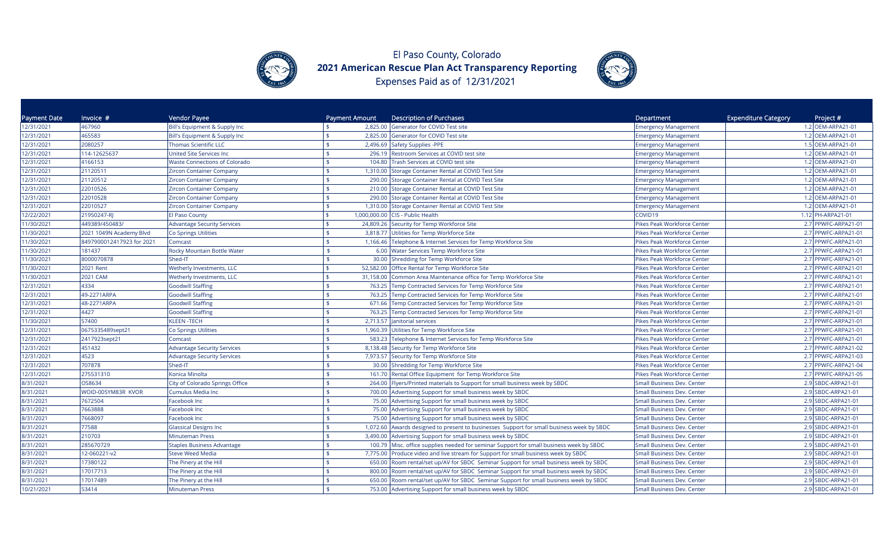# El Paso County, Colorado

## 2021 American Rescue Plan Act Transparency Reporting

Expenses Paid as of 12/31/2021

| Payment Date | Invoice # | Vendor Payee | Payment Amount | Description of Purchases | Department | Expenditure Category | Project # |
|---|---|---|---|---|---|---|---|
| 12/31/2021 | 467960 | Bill's Equipment & Supply Inc | $ 2,825.00 | Generator for COVID Test site | Emergency Management | 1.2 | OEM-ARPA21-01 |
| 12/31/2021 | 465583 | Bill's Equipment & Supply Inc | $ 2,825.00 | Generator for COVID Test site | Emergency Management | 1.2 | OEM-ARPA21-01 |
| 12/31/2021 | 2080257 | Thomas Scientific LLC | $ 2,496.69 | Safety Supplies -PPE | Emergency Management | 1.5 | OEM-ARPA21-01 |
| 12/31/2021 | 114-12625637 | United Site Services Inc | $ 296.19 | Restroom Services at COVID test site | Emergency Management | 1.2 | OEM-ARPA21-01 |
| 12/31/2021 | 4166153 | Waste Connections of Colorado | $ 104.80 | Trash Services at COVID test site | Emergency Management | 1.2 | OEM-ARPA21-01 |
| 12/31/2021 | 21120511 | Zircon Container Company | $ 1,310.00 | Storage Container Rental at COVID Test Site | Emergency Management | 1.2 | OEM-ARPA21-01 |
| 12/31/2021 | 21120512 | Zircon Container Company | $ 290.00 | Storage Container Rental at COVID Test Site | Emergency Management | 1.2 | OEM-ARPA21-01 |
| 12/31/2021 | 22010526 | Zircon Container Company | $ 210.00 | Storage Container Rental at COVID Test Site | Emergency Management | 1.2 | OEM-ARPA21-01 |
| 12/31/2021 | 22010528 | Zircon Container Company | $ 290.00 | Storage Container Rental at COVID Test Site | Emergency Management | 1.2 | OEM-ARPA21-01 |
| 12/31/2021 | 22010527 | Zircon Container Company | $ 1,310.00 | Storage Container Rental at COVID Test Site | Emergency Management | 1.2 | OEM-ARPA21-01 |
| 12/22/2021 | 21950247-RJ | El Paso County | $ 1,000,000.00 | CIS - Public Health | COVID19 | 1.12 | PH-ARPA21-01 |
| 11/30/2021 | 449389/450483/ | Advantage Security Services | $ 24,809.26 | Security for Temp Workforce Site | Pikes Peak Workforce Center | 2.7 | PPWFC-ARPA21-01 |
| 11/30/2021 | 2021 1049N Academy Blvd | Co Springs Utilities | $ 3,818.77 | Utilities for Temp Workforce Site | Pikes Peak Workforce Center | 2.7 | PPWFC-ARPA21-01 |
| 11/30/2021 | 8497900012417923 for 2021 | Comcast | $ 1,166.46 | Telephone & Internet Services for Temp Workforce Site | Pikes Peak Workforce Center | 2.7 | PPWFC-ARPA21-01 |
| 11/30/2021 | 181437 | Rocky Mountain Bottle Water | $ 6.00 | Water Services Temp Workforce Site | Pikes Peak Workforce Center | 2.7 | PPWFC-ARPA21-01 |
| 11/30/2021 | 8000070878 | Shed-IT | $ 30.00 | Shredding for Temp Workforce Site | Pikes Peak Workforce Center | 2.7 | PPWFC-ARPA21-01 |
| 11/30/2021 | 2021 Rent | Wetherly Investments, LLC | $ 52,582.00 | Office Rental for Temp Workforce Site | Pikes Peak Workforce Center | 2.7 | PPWFC-ARPA21-01 |
| 11/30/2021 | 2021 CAM | Wetherly Investments, LLC | $ 31,158.00 | Common Area Maintenance office for Temp Workforce Site | Pikes Peak Workforce Center | 2.7 | PPWFC-ARPA21-01 |
| 12/31/2021 | 4334 | Goodwill Staffing | $ 763.25 | Temp Contracted Services for Temp Workforce Site | Pikes Peak Workforce Center | 2.7 | PPWFC-ARPA21-01 |
| 12/31/2021 | 49-2271ARPA | Goodwill Staffing | $ 763.25 | Temp Contracted Services for Temp Workforce Site | Pikes Peak Workforce Center | 2.7 | PPWFC-ARPA21-01 |
| 12/31/2021 | 48-2271ARPA | Goodwill Staffing | $ 671.66 | Temp Contracted Services for Temp Workforce Site | Pikes Peak Workforce Center | 2.7 | PPWFC-ARPA21-01 |
| 12/31/2021 | 4427 | Goodwill Staffing | $ 763.25 | Temp Contracted Services for Temp Workforce Site | Pikes Peak Workforce Center | 2.7 | PPWFC-ARPA21-01 |
| 11/30/2021 | 57400 | KLEEN -TECH | $ 2,713.57 | Janitorial services | Pikes Peak Workforce Center | 2.7 | PPWFC-ARPA21-01 |
| 12/31/2021 | 0675335489sept21 | Co Springs Utilities | $ 1,960.39 | Utilities for Temp Workforce Site | Pikes Peak Workforce Center | 2.7 | PPWFC-ARPA21-01 |
| 12/31/2021 | 2417923sept21 | Comcast | $ 583.23 | Telephone & Internet Services for Temp Workforce Site | Pikes Peak Workforce Center | 2.7 | PPWFC-ARPA21-01 |
| 12/31/2021 | 451432 | Advantage Security Services | $ 8,138.48 | Security for Temp Workforce Site | Pikes Peak Workforce Center | 2.7 | PPWFC-ARPA21-02 |
| 12/31/2021 | 4523 | Advantage Security Services | $ 7,973.57 | Security for Temp Workforce Site | Pikes Peak Workforce Center | 2.7 | PPWFC-ARPA21-03 |
| 12/31/2021 | 707878 | Shed-IT | $ 30.00 | Shredding for Temp Workforce Site | Pikes Peak Workforce Center | 2.7 | PPWFC-ARPA21-04 |
| 12/31/2021 | 275531310 | Konica Minolta | $ 161.70 | Rental Office Equipment for Temp Workforce Site | Pikes Peak Workforce Center | 2.7 | PPWFC-ARPA21-05 |
| 8/31/2021 | OS8634 | City of Colorado Springs Office | $ 264.00 | Flyers/Printed materials to Support for small business week by SBDC | Small Business Dev. Center | 2.9 | SBDC-ARPA21-01 |
| 8/31/2021 | WOID-005YM83R KVOR | Cumulus Media Inc | $ 700.00 | Advertising Support for small business week by SBDC | Small Business Dev. Center | 2.9 | SBDC-ARPA21-01 |
| 8/31/2021 | 7672504 | Facebook Inc | $ 75.00 | Advertising Support for small business week by SBDC | Small Business Dev. Center | 2.9 | SBDC-ARPA21-01 |
| 8/31/2021 | 7663888 | Facebook Inc | $ 75.00 | Advertising Support for small business week by SBDC | Small Business Dev. Center | 2.9 | SBDC-ARPA21-01 |
| 8/31/2021 | 7668097 | Facebook Inc | $ 75.00 | Advertising Support for small business week by SBDC | Small Business Dev. Center | 2.9 | SBDC-ARPA21-01 |
| 8/31/2021 | 77588 | Glassical Designs Inc | $ 1,072.60 | Awards designed to present to businesses Support for small business week by SBDC | Small Business Dev. Center | 2.9 | SBDC-ARPA21-01 |
| 8/31/2021 | 210703 | Minuteman Press | $ 3,490.00 | Advertising Support for small business week by SBDC | Small Business Dev. Center | 2.9 | SBDC-ARPA21-01 |
| 8/31/2021 | 285670729 | Staples Business Advantage | $ 100.79 | Misc. office supplies needed for seminar Support for small business week by SBDC | Small Business Dev. Center | 2.9 | SBDC-ARPA21-01 |
| 8/31/2021 | 12-060221-v2 | Steve Weed Media | $ 7,775.00 | Produce video and live stream for Support for small business week by SBDC | Small Business Dev. Center | 2.9 | SBDC-ARPA21-01 |
| 8/31/2021 | 17380122 | The Pinery at the Hill | $ 650.00 | Room rental/set up/AV for SBDC Seminar Support for small business week by SBDC | Small Business Dev. Center | 2.9 | SBDC-ARPA21-01 |
| 8/31/2021 | 17017713 | The Pinery at the Hill | $ 800.00 | Room rental/set up/AV for SBDC Seminar Support for small business week by SBDC | Small Business Dev. Center | 2.9 | SBDC-ARPA21-01 |
| 8/31/2021 | 17017489 | The Pinery at the Hill | $ 650.00 | Room rental/set up/AV for SBDC Seminar Support for small business week by SBDC | Small Business Dev. Center | 2.9 | SBDC-ARPA21-01 |
| 10/21/2021 | 53414 | Minuteman Press | $ 753.00 | Advertising Support for small business week by SBDC | Small Business Dev. Center | 2.9 | SBDC-ARPA21-01 |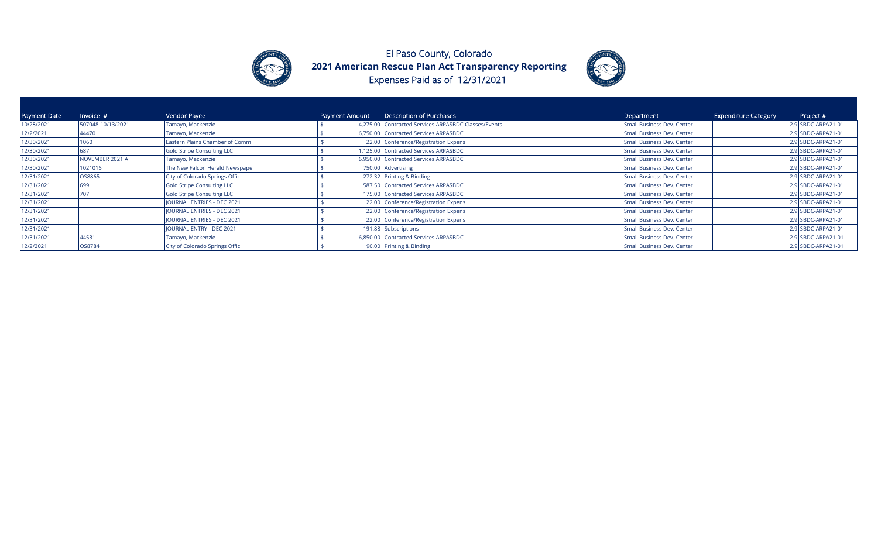# El Paso County, Colorado

## 2021 American Rescue Plan Act Transparency Reporting

Expenses Paid as of 12/31/2021

| Payment Date | Invoice # | Vendor Payee | Payment Amount | Description of Purchases | Department | Expenditure Category | Project # |
|---|---|---|---|---|---|---|---|
| 10/28/2021 | 507048-10/13/2021 | Tamayo, Mackenzie | $ 4,275.00 | Contracted Services ARPASBDC Classes/Events | Small Business Dev. Center | 2.9 | SBDC-ARPA21-01 |
| 12/2/2021 | 44470 | Tamayo, Mackenzie | $ 6,750.00 | Contracted Services ARPASBDC | Small Business Dev. Center | 2.9 | SBDC-ARPA21-01 |
| 12/30/2021 | 1060 | Eastern Plains Chamber of Comm | $ 22.00 | Conference/Registration Expens | Small Business Dev. Center | 2.9 | SBDC-ARPA21-01 |
| 12/30/2021 | 687 | Gold Stripe Consulting LLC | $ 1,125.00 | Contracted Services ARPASBDC | Small Business Dev. Center | 2.9 | SBDC-ARPA21-01 |
| 12/30/2021 | NOVEMBER 2021 A | Tamayo, Mackenzie | $ 6,950.00 | Contracted Services ARPASBDC | Small Business Dev. Center | 2.9 | SBDC-ARPA21-01 |
| 12/30/2021 | 1021015 | The New Falcon Herald Newspape | $ 750.00 | Advertising | Small Business Dev. Center | 2.9 | SBDC-ARPA21-01 |
| 12/31/2021 | OS8865 | City of Colorado Springs Offic | $ 272.32 | Printing & Binding | Small Business Dev. Center | 2.9 | SBDC-ARPA21-01 |
| 12/31/2021 | 699 | Gold Stripe Consulting LLC | $ 587.50 | Contracted Services ARPASBDC | Small Business Dev. Center | 2.9 | SBDC-ARPA21-01 |
| 12/31/2021 | 707 | Gold Stripe Consulting LLC | $ 175.00 | Contracted Services ARPASBDC | Small Business Dev. Center | 2.9 | SBDC-ARPA21-01 |
| 12/31/2021 | | JOURNAL ENTRIES - DEC 2021 | $ 22.00 | Conference/Registration Expens | Small Business Dev. Center | 2.9 | SBDC-ARPA21-01 |
| 12/31/2021 | | JOURNAL ENTRIES - DEC 2021 | $ 22.00 | Conference/Registration Expens | Small Business Dev. Center | 2.9 | SBDC-ARPA21-01 |
| 12/31/2021 | | JOURNAL ENTRIES - DEC 2021 | $ 22.00 | Conference/Registration Expens | Small Business Dev. Center | 2.9 | SBDC-ARPA21-01 |
| 12/31/2021 | | JOURNAL ENTRY - DEC 2021 | $ 191.88 | Subscriptions | Small Business Dev. Center | 2.9 | SBDC-ARPA21-01 |
| 12/31/2021 | 44531 | Tamayo, Mackenzie | $ 6,850.00 | Contracted Services ARPASBDC | Small Business Dev. Center | 2.9 | SBDC-ARPA21-01 |
| 12/2/2021 | OS8784 | City of Colorado Springs Offic | $ 90.00 | Printing & Binding | Small Business Dev. Center | 2.9 | SBDC-ARPA21-01 |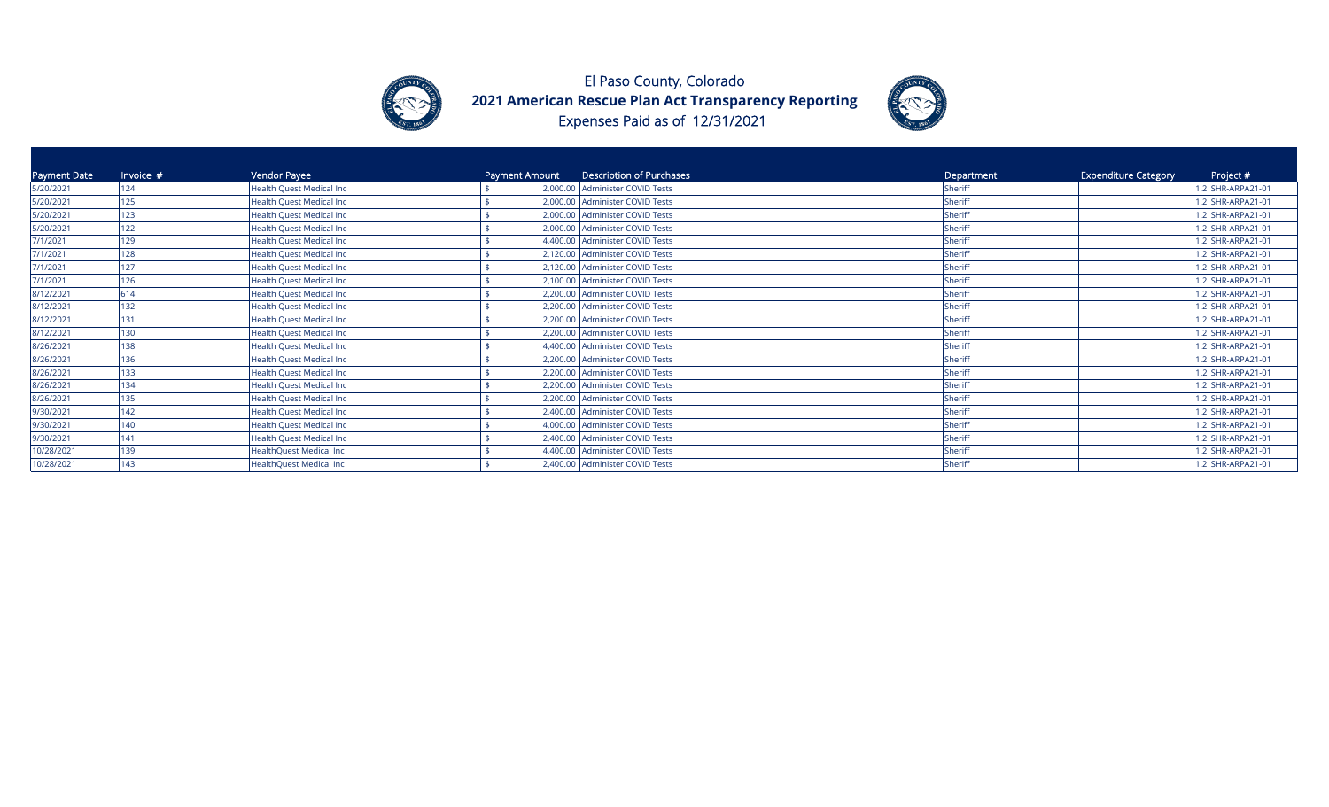# El Paso County, Colorado

## 2021 American Rescue Plan Act Transparency Reporting

Expenses Paid as of 12/31/2021

| Payment Date | Invoice # | Vendor Payee | Payment Amount | Description of Purchases | Department | Expenditure Category | Project # |
|---|---|---|---|---|---|---|---|
| 5/20/2021 | 124 | Health Quest Medical Inc | $ 2,000.00 | Administer COVID Tests | Sheriff | 1.2 | SHR-ARPA21-01 |
| 5/20/2021 | 125 | Health Quest Medical Inc | $ 2,000.00 | Administer COVID Tests | Sheriff | 1.2 | SHR-ARPA21-01 |
| 5/20/2021 | 123 | Health Quest Medical Inc | $ 2,000.00 | Administer COVID Tests | Sheriff | 1.2 | SHR-ARPA21-01 |
| 5/20/2021 | 122 | Health Quest Medical Inc | $ 2,000.00 | Administer COVID Tests | Sheriff | 1.2 | SHR-ARPA21-01 |
| 7/1/2021 | 129 | Health Quest Medical Inc | $ 4,400.00 | Administer COVID Tests | Sheriff | 1.2 | SHR-ARPA21-01 |
| 7/1/2021 | 128 | Health Quest Medical Inc | $ 2,120.00 | Administer COVID Tests | Sheriff | 1.2 | SHR-ARPA21-01 |
| 7/1/2021 | 127 | Health Quest Medical Inc | $ 2,120.00 | Administer COVID Tests | Sheriff | 1.2 | SHR-ARPA21-01 |
| 7/1/2021 | 126 | Health Quest Medical Inc | $ 2,100.00 | Administer COVID Tests | Sheriff | 1.2 | SHR-ARPA21-01 |
| 8/12/2021 | 614 | Health Quest Medical Inc | $ 2,200.00 | Administer COVID Tests | Sheriff | 1.2 | SHR-ARPA21-01 |
| 8/12/2021 | 132 | Health Quest Medical Inc | $ 2,200.00 | Administer COVID Tests | Sheriff | 1.2 | SHR-ARPA21-01 |
| 8/12/2021 | 131 | Health Quest Medical Inc | $ 2,200.00 | Administer COVID Tests | Sheriff | 1.2 | SHR-ARPA21-01 |
| 8/12/2021 | 130 | Health Quest Medical Inc | $ 2,200.00 | Administer COVID Tests | Sheriff | 1.2 | SHR-ARPA21-01 |
| 8/26/2021 | 138 | Health Quest Medical Inc | $ 4,400.00 | Administer COVID Tests | Sheriff | 1.2 | SHR-ARPA21-01 |
| 8/26/2021 | 136 | Health Quest Medical Inc | $ 2,200.00 | Administer COVID Tests | Sheriff | 1.2 | SHR-ARPA21-01 |
| 8/26/2021 | 133 | Health Quest Medical Inc | $ 2,200.00 | Administer COVID Tests | Sheriff | 1.2 | SHR-ARPA21-01 |
| 8/26/2021 | 134 | Health Quest Medical Inc | $ 2,200.00 | Administer COVID Tests | Sheriff | 1.2 | SHR-ARPA21-01 |
| 8/26/2021 | 135 | Health Quest Medical Inc | $ 2,200.00 | Administer COVID Tests | Sheriff | 1.2 | SHR-ARPA21-01 |
| 9/30/2021 | 142 | Health Quest Medical Inc | $ 2,400.00 | Administer COVID Tests | Sheriff | 1.2 | SHR-ARPA21-01 |
| 9/30/2021 | 140 | Health Quest Medical Inc | $ 4,000.00 | Administer COVID Tests | Sheriff | 1.2 | SHR-ARPA21-01 |
| 9/30/2021 | 141 | Health Quest Medical Inc | $ 2,400.00 | Administer COVID Tests | Sheriff | 1.2 | SHR-ARPA21-01 |
| 10/28/2021 | 139 | HealthQuest Medical Inc | $ 4,400.00 | Administer COVID Tests | Sheriff | 1.2 | SHR-ARPA21-01 |
| 10/28/2021 | 143 | HealthQuest Medical Inc | $ 2,400.00 | Administer COVID Tests | Sheriff | 1.2 | SHR-ARPA21-01 |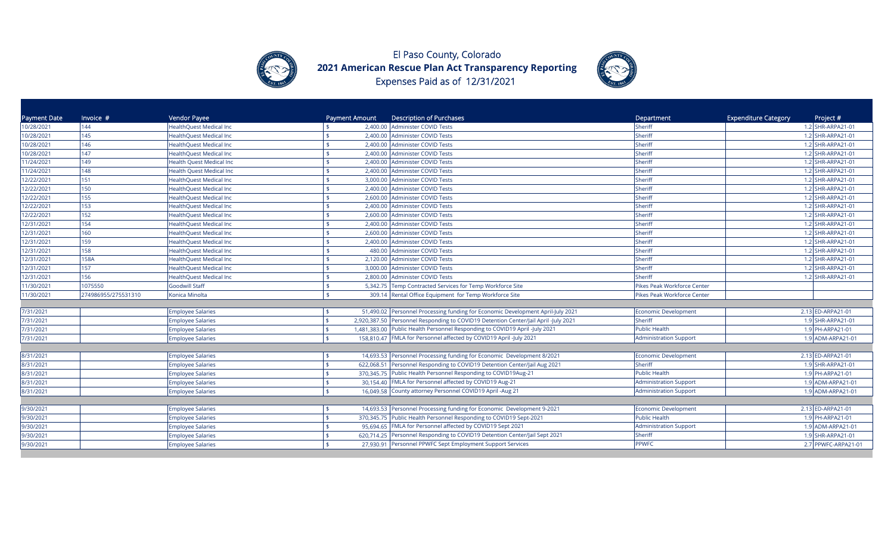# El Paso County, Colorado

## 2021 American Rescue Plan Act Transparency Reporting

Expenses Paid as of 12/31/2021

| Payment Date | Invoice # | Vendor Payee | Payment Amount | Description of Purchases | Department | Expenditure Category | Project # |
|---|---|---|---|---|---|---|---|
| 10/28/2021 | 144 | HealthQuest Medical Inc | $ 2,400.00 | Administer COVID Tests | Sheriff | 1.2 | SHR-ARPA21-01 |
| 10/28/2021 | 145 | HealthQuest Medical Inc | $ 2,400.00 | Administer COVID Tests | Sheriff | 1.2 | SHR-ARPA21-01 |
| 10/28/2021 | 146 | HealthQuest Medical Inc | $ 2,400.00 | Administer COVID Tests | Sheriff | 1.2 | SHR-ARPA21-01 |
| 10/28/2021 | 147 | HealthQuest Medical Inc | $ 2,400.00 | Administer COVID Tests | Sheriff | 1.2 | SHR-ARPA21-01 |
| 11/24/2021 | 149 | Health Quest Medical Inc | $ 2,400.00 | Administer COVID Tests | Sheriff | 1.2 | SHR-ARPA21-01 |
| 11/24/2021 | 148 | Health Quest Medical Inc | $ 2,400.00 | Administer COVID Tests | Sheriff | 1.2 | SHR-ARPA21-01 |
| 12/22/2021 | 151 | HealthQuest Medical Inc | $ 3,000.00 | Administer COVID Tests | Sheriff | 1.2 | SHR-ARPA21-01 |
| 12/22/2021 | 150 | HealthQuest Medical Inc | $ 2,400.00 | Administer COVID Tests | Sheriff | 1.2 | SHR-ARPA21-01 |
| 12/22/2021 | 155 | HealthQuest Medical Inc | $ 2,600.00 | Administer COVID Tests | Sheriff | 1.2 | SHR-ARPA21-01 |
| 12/22/2021 | 153 | HealthQuest Medical Inc | $ 2,400.00 | Administer COVID Tests | Sheriff | 1.2 | SHR-ARPA21-01 |
| 12/22/2021 | 152 | HealthQuest Medical Inc | $ 2,600.00 | Administer COVID Tests | Sheriff | 1.2 | SHR-ARPA21-01 |
| 12/31/2021 | 154 | HealthQuest Medical Inc | $ 2,400.00 | Administer COVID Tests | Sheriff | 1.2 | SHR-ARPA21-01 |
| 12/31/2021 | 160 | HealthQuest Medical Inc | $ 2,600.00 | Administer COVID Tests | Sheriff | 1.2 | SHR-ARPA21-01 |
| 12/31/2021 | 159 | HealthQuest Medical Inc | $ 2,400.00 | Administer COVID Tests | Sheriff | 1.2 | SHR-ARPA21-01 |
| 12/31/2021 | 158 | HealthQuest Medical Inc | $ 480.00 | Administer COVID Tests | Sheriff | 1.2 | SHR-ARPA21-01 |
| 12/31/2021 | 158A | HealthQuest Medical Inc | $ 2,120.00 | Administer COVID Tests | Sheriff | 1.2 | SHR-ARPA21-01 |
| 12/31/2021 | 157 | HealthQuest Medical Inc | $ 3,000.00 | Administer COVID Tests | Sheriff | 1.2 | SHR-ARPA21-01 |
| 12/31/2021 | 156 | HealthQuest Medical Inc | $ 2,800.00 | Administer COVID Tests | Sheriff | 1.2 | SHR-ARPA21-01 |
| 11/30/2021 | 1075550 | Goodwill Staff | $ 5,342.75 | Temp Contracted Services for Temp Workforce Site | Pikes Peak Workforce Center | | |
| 11/30/2021 | 274986955/275531310 | Konica Minolta | $ 309.14 | Rental Office Equipment for Temp Workforce Site | Pikes Peak Workforce Center | | |
| | | | | | | | |
| 7/31/2021 | | Employee Salaries | $ 51,490.02 | Personnel Processing funding for Economic Development April-July 2021 | Economic Development | 2.13 | ED-ARPA21-01 |
| 7/31/2021 | | Employee Salaries | $ 2,920,387.50 | Personnel Responding to COVID19 Detention Center/Jail April -July 2021 | Sheriff | 1.9 | SHR-ARPA21-01 |
| 7/31/2021 | | Employee Salaries | $ 1,481,383.00 | Public Health Personnel Responding to COVID19 April -July 2021 | Public Health | 1.9 | PH-ARPA21-01 |
| 7/31/2021 | | Employee Salaries | $ 158,810.47 | FMLA for Personnel affected by COVID19 April -July 2021 | Administration Support | 1.9 | ADM-ARPA21-01 |
| | | | | | | | |
| 8/31/2021 | | Employee Salaries | $ 14,693.53 | Personnel Processing funding for Economic Development 8/2021 | Economic Development | 2.13 | ED-ARPA21-01 |
| 8/31/2021 | | Employee Salaries | $ 622,068.51 | Personnel Responding to COVID19 Detention Center/Jail Aug 2021 | Sheriff | 1.9 | SHR-ARPA21-01 |
| 8/31/2021 | | Employee Salaries | $ 370,345.75 | Public Health Personnel Responding to COVID19Aug-21 | Public Health | 1.9 | PH-ARPA21-01 |
| 8/31/2021 | | Employee Salaries | $ 30,154.40 | FMLA for Personnel affected by COVID19 Aug-21 | Administration Support | 1.9 | ADM-ARPA21-01 |
| 8/31/2021 | | Employee Salaries | $ 16,049.58 | County attorney Personnel COVID19 April -Aug 21 | Administration Support | 1.9 | ADM-ARPA21-01 |
| | | | | | | | |
| 9/30/2021 | | Employee Salaries | $ 14,693.53 | Personnel Processing funding for Economic Development 9-2021 | Economic Development | 2.13 | ED-ARPA21-01 |
| 9/30/2021 | | Employee Salaries | $ 370,345.75 | Public Health Personnel Responding to COVID19 Sept-2021 | Public Health | 1.9 | PH-ARPA21-01 |
| 9/30/2021 | | Employee Salaries | $ 95,694.65 | FMLA for Personnel affected by COVID19 Sept 2021 | Administration Support | 1.9 | ADM-ARPA21-01 |
| 9/30/2021 | | Employee Salaries | $ 620,714.25 | Personnel Responding to COVID19 Detention Center/Jail Sept 2021 | Sheriff | 1.9 | SHR-ARPA21-01 |
| 9/30/2021 | | Employee Salaries | $ 27,930.91 | Personnel PPWFC Sept Employment Support Services | PPWFC | 2.7 | PPWFC-ARPA21-01 |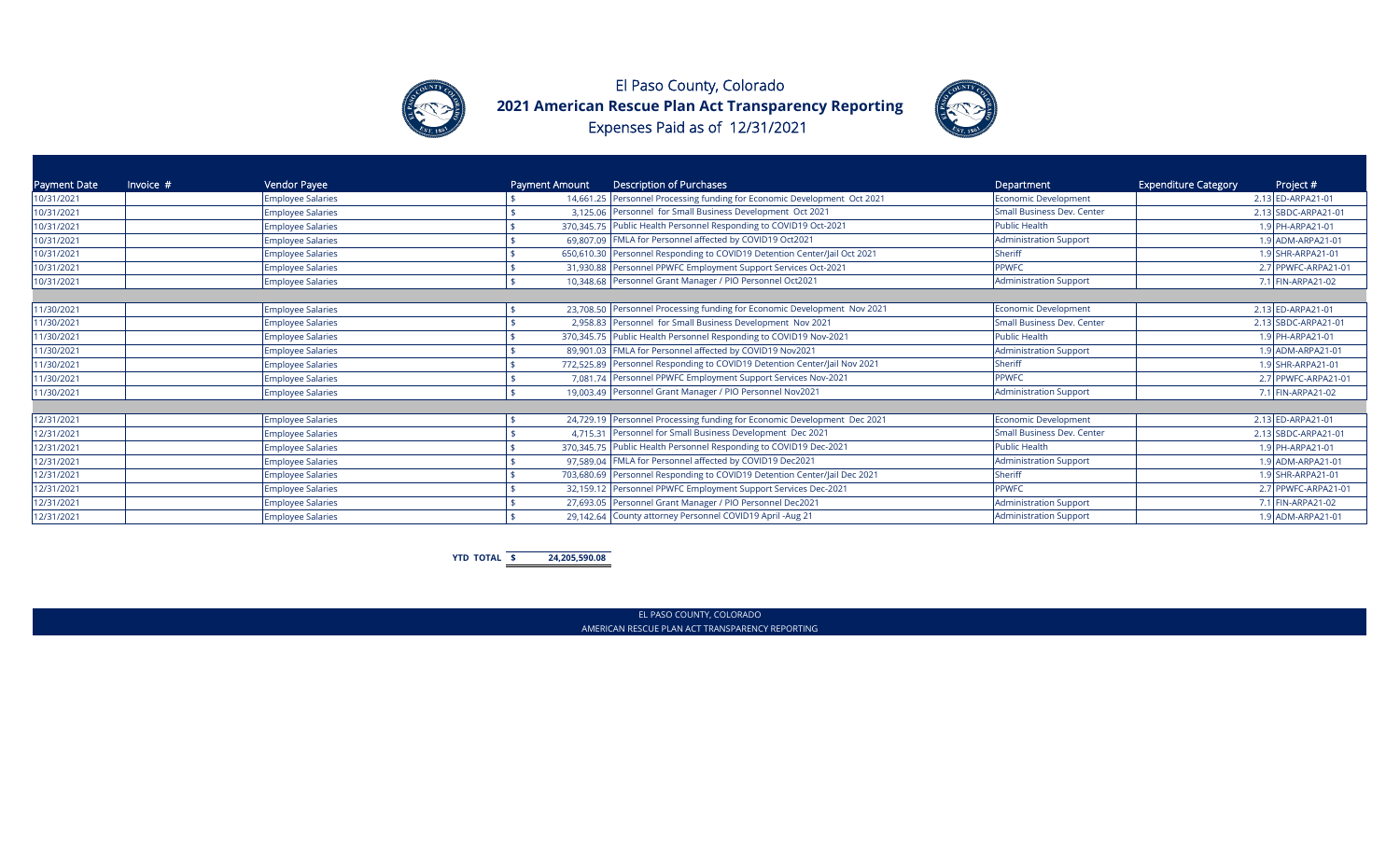# El Paso County, Colorado

## 2021 American Rescue Plan Act Transparency Reporting

Expenses Paid as of 12/31/2021

| Payment Date | Invoice # | Vendor Payee | Payment Amount | Description of Purchases | Department | Expenditure Category | Project # |
|---|---|---|---|---|---|---|---|
| 10/31/2021 | | Employee Salaries | $ 14,661.25 | Personnel Processing funding for Economic Development Oct 2021 | Economic Development | 2.13 | ED-ARPA21-01 |
| 10/31/2021 | | Employee Salaries | $ 3,125.06 | Personnel for Small Business Development Oct 2021 | Small Business Dev. Center | 2.13 | SBDC-ARPA21-01 |
| 10/31/2021 | | Employee Salaries | $ 370,345.75 | Public Health Personnel Responding to COVID19 Oct-2021 | Public Health | 1.9 | PH-ARPA21-01 |
| 10/31/2021 | | Employee Salaries | $ 69,807.09 | FMLA for Personnel affected by COVID19 Oct2021 | Administration Support | 1.9 | ADM-ARPA21-01 |
| 10/31/2021 | | Employee Salaries | $ 650,610.30 | Personnel Responding to COVID19 Detention Center/Jail Oct 2021 | Sheriff | 1.9 | SHR-ARPA21-01 |
| 10/31/2021 | | Employee Salaries | $ 31,930.88 | Personnel PPWFC Employment Support Services Oct-2021 | PPWFC | 2.7 | PPWFC-ARPA21-01 |
| 10/31/2021 | | Employee Salaries | $ 10,348.68 | Personnel Grant Manager / PIO Personnel Oct2021 | Administration Support | 7.1 | FIN-ARPA21-02 |
| | | | | | | | |
| 11/30/2021 | | Employee Salaries | $ 23,708.50 | Personnel Processing funding for Economic Development Nov 2021 | Economic Development | 2.13 | ED-ARPA21-01 |
| 11/30/2021 | | Employee Salaries | $ 2,958.83 | Personnel for Small Business Development Nov 2021 | Small Business Dev. Center | 2.13 | SBDC-ARPA21-01 |
| 11/30/2021 | | Employee Salaries | $ 370,345.75 | Public Health Personnel Responding to COVID19 Nov-2021 | Public Health | 1.9 | PH-ARPA21-01 |
| 11/30/2021 | | Employee Salaries | $ 89,901.03 | FMLA for Personnel affected by COVID19 Nov2021 | Administration Support | 1.9 | ADM-ARPA21-01 |
| 11/30/2021 | | Employee Salaries | $ 772,525.89 | Personnel Responding to COVID19 Detention Center/Jail Nov 2021 | Sheriff | 1.9 | SHR-ARPA21-01 |
| 11/30/2021 | | Employee Salaries | $ 7,081.74 | Personnel PPWFC Employment Support Services Nov-2021 | PPWFC | 2.7 | PPWFC-ARPA21-01 |
| 11/30/2021 | | Employee Salaries | $ 19,003.49 | Personnel Grant Manager / PIO Personnel Nov2021 | Administration Support | 7.1 | FIN-ARPA21-02 |
| | | | | | | | |
| 12/31/2021 | | Employee Salaries | $ 24,729.19 | Personnel Processing funding for Economic Development Dec 2021 | Economic Development | 2.13 | ED-ARPA21-01 |
| 12/31/2021 | | Employee Salaries | $ 4,715.31 | Personnel for Small Business Development Dec 2021 | Small Business Dev. Center | 2.13 | SBDC-ARPA21-01 |
| 12/31/2021 | | Employee Salaries | $ 370,345.75 | Public Health Personnel Responding to COVID19 Dec-2021 | Public Health | 1.9 | PH-ARPA21-01 |
| 12/31/2021 | | Employee Salaries | $ 97,589.04 | FMLA for Personnel affected by COVID19 Dec2021 | Administration Support | 1.9 | ADM-ARPA21-01 |
| 12/31/2021 | | Employee Salaries | $ 703,680.69 | Personnel Responding to COVID19 Detention Center/Jail Dec 2021 | Sheriff | 1.9 | SHR-ARPA21-01 |
| 12/31/2021 | | Employee Salaries | $ 32,159.12 | Personnel PPWFC Employment Support Services Dec-2021 | PPWFC | 2.7 | PPWFC-ARPA21-01 |
| 12/31/2021 | | Employee Salaries | $ 27,693.05 | Personnel Grant Manager / PIO Personnel Dec2021 | Administration Support | 7.1 | FIN-ARPA21-02 |
| 12/31/2021 | | Employee Salaries | $ 29,142.64 | County attorney Personnel COVID19 April -Aug 21 | Administration Support | 1.9 | ADM-ARPA21-01 |

**YTD TOTAL $ 24,205,590.08**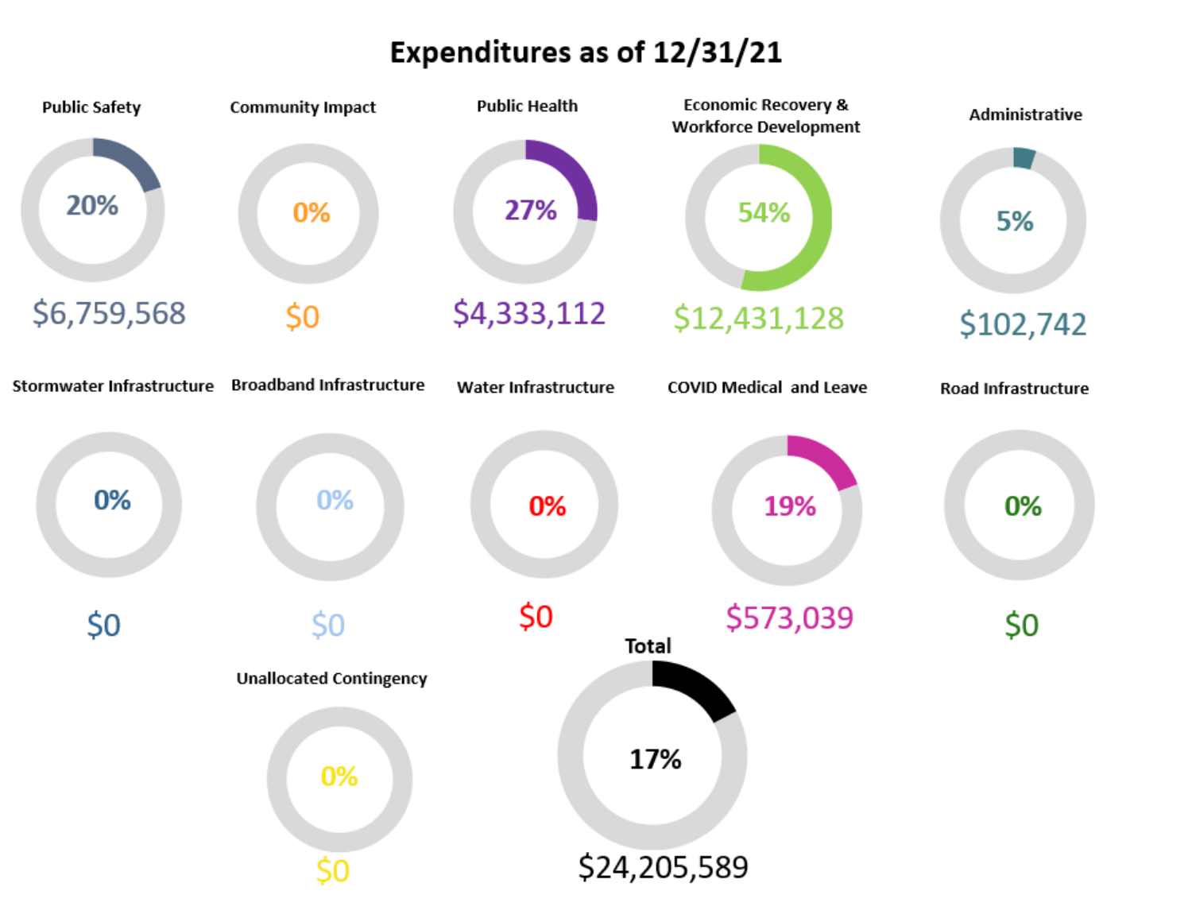# Expenditures as of 12/31/21

Public Safety
20%
$6,759,568

Community Impact
0%
$0

Public Health
27%
$4,333,112

Economic Recovery & Workforce Development
54%
$12,431,128

Administrative
5%
$102,742

Stormwater Infrastructure
0%
$0

Broadband Infrastructure
0%
$0

Water Infrastructure
0%
$0

COVID Medical and Leave
19%
$573,039

Road Infrastructure
0%
$0

Unallocated Contingency
0%
$0

Total
17%
$24,205,589